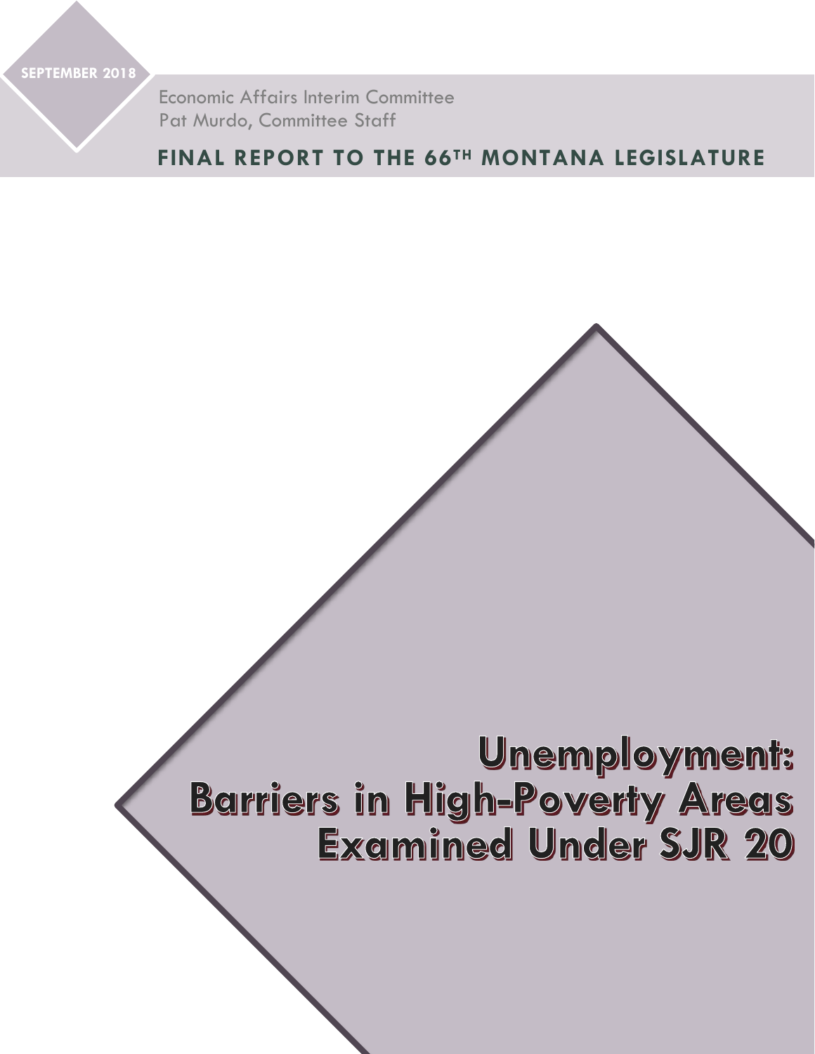SEPTEMBER 2018

Economic Affairs Interim Committee
Pat Murdo, Committee Staff

**FINAL REPORT TO THE 66TH MONTANA LEGISLATURE**

# Unemployment: Barriers in High-Poverty Areas Examined Under SJR 20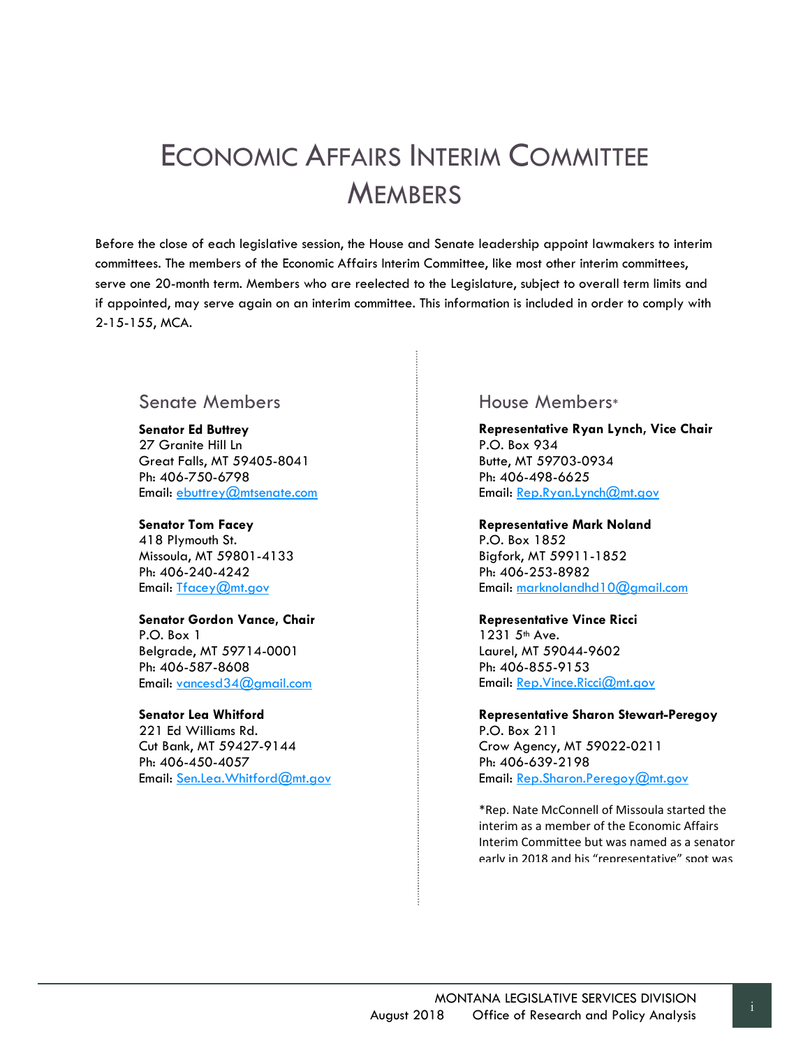# Economic Affairs Interim Committee Members

Before the close of each legislative session, the House and Senate leadership appoint lawmakers to interim committees. The members of the Economic Affairs Interim Committee, like most other interim committees, serve one 20-month term. Members who are reelected to the Legislature, subject to overall term limits and if appointed, may serve again on an interim committee. This information is included in order to comply with 2-15-155, MCA.

## Senate Members

**Senator Ed Buttrey**
27 Granite Hill Ln
Great Falls, MT 59405-8041
Ph: 406-750-6798
Email: ebuttrey@mtsenate.com

**Senator Tom Facey**
418 Plymouth St.
Missoula, MT 59801-4133
Ph: 406-240-4242
Email: Tfacey@mt.gov

**Senator Gordon Vance, Chair**
P.O. Box 1
Belgrade, MT 59714-0001
Ph: 406-587-8608
Email: vancesd34@gmail.com

**Senator Lea Whitford**
221 Ed Williams Rd.
Cut Bank, MT 59427-9144
Ph: 406-450-4057
Email: Sen.Lea.Whitford@mt.gov

## House Members*

**Representative Ryan Lynch, Vice Chair**
P.O. Box 934
Butte, MT 59703-0934
Ph: 406-498-6625
Email: Rep.Ryan.Lynch@mt.gov

**Representative Mark Noland**
P.O. Box 1852
Bigfork, MT 59911-1852
Ph: 406-253-8982
Email: marknolandhd10@gmail.com

**Representative Vince Ricci**
1231 5th Ave.
Laurel, MT 59044-9602
Ph: 406-855-9153
Email: Rep.Vince.Ricci@mt.gov

**Representative Sharon Stewart-Peregoy**
P.O. Box 211
Crow Agency, MT 59022-0211
Ph: 406-639-2198
Email: Rep.Sharon.Peregoy@mt.gov

*Rep. Nate McConnell of Missoula started the interim as a member of the Economic Affairs Interim Committee but was named as a senator early in 2018 and his "representative" spot was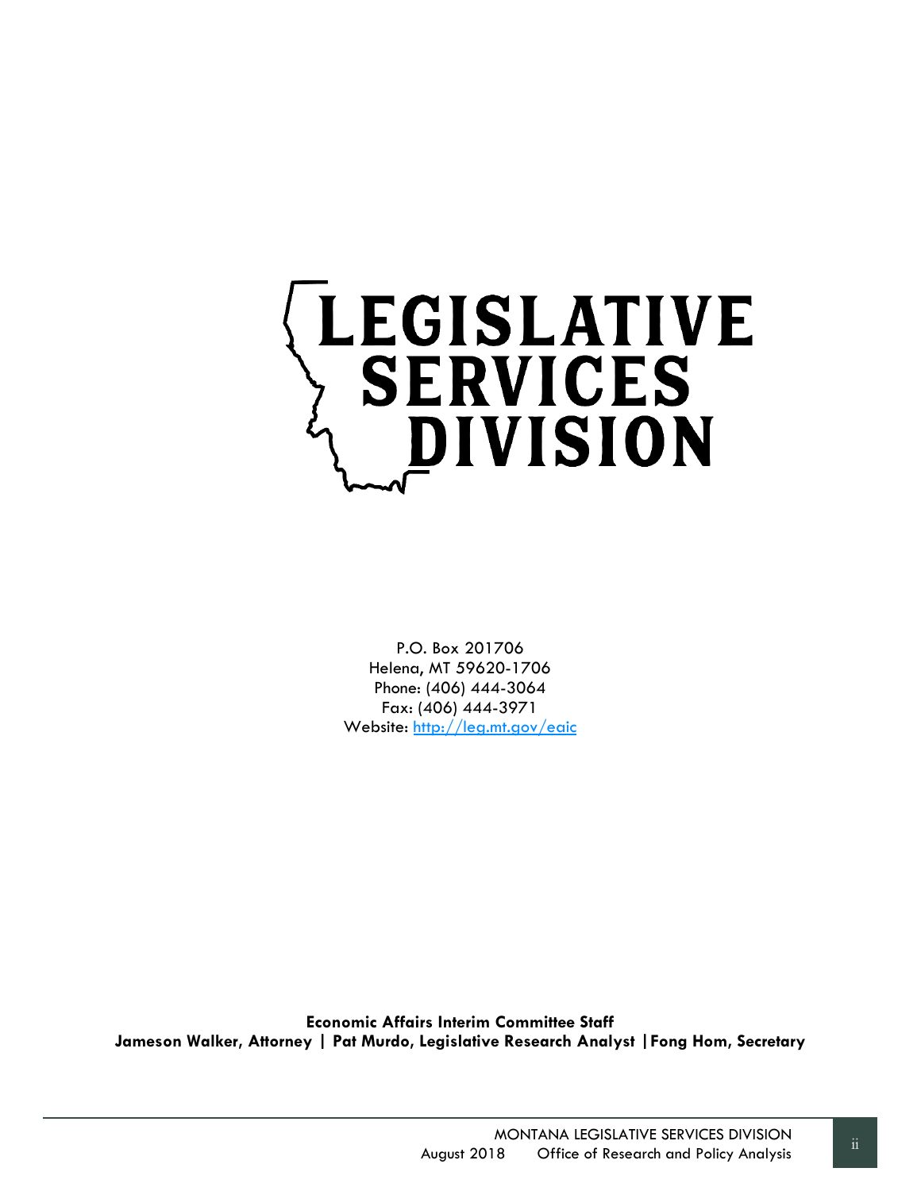# LEGISLATIVE SERVICES DIVISION

P.O. Box 201706
Helena, MT 59620-1706
Phone: (406) 444-3064
Fax: (406) 444-3971
Website: http://leg.mt.gov/eaic

**Economic Affairs Interim Committee Staff**
**Jameson Walker, Attorney | Pat Murdo, Legislative Research Analyst | Fong Hom, Secretary**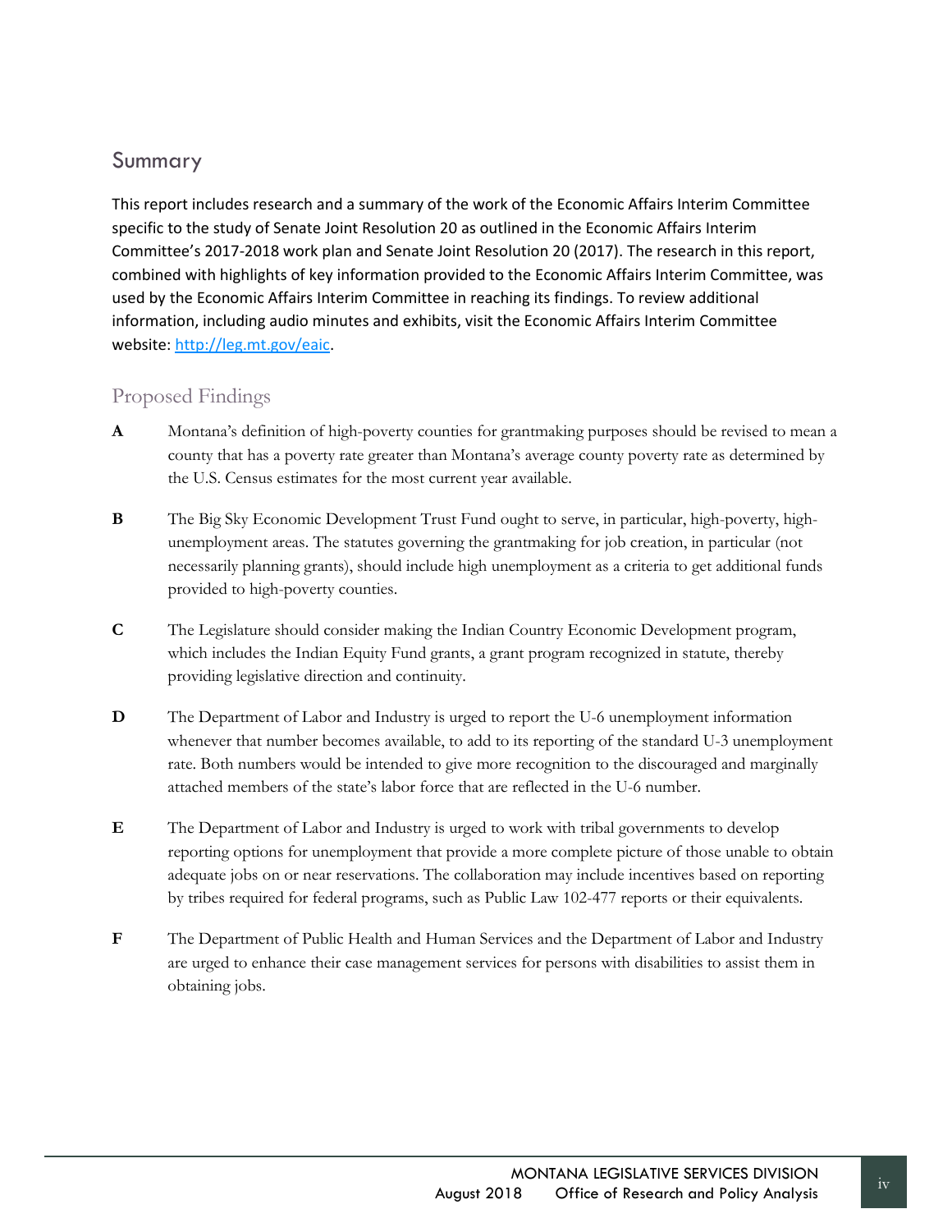## Summary

This report includes research and a summary of the work of the Economic Affairs Interim Committee specific to the study of Senate Joint Resolution 20 as outlined in the Economic Affairs Interim Committee's 2017-2018 work plan and Senate Joint Resolution 20 (2017). The research in this report, combined with highlights of key information provided to the Economic Affairs Interim Committee, was used by the Economic Affairs Interim Committee in reaching its findings. To review additional information, including audio minutes and exhibits, visit the Economic Affairs Interim Committee website: http://leg.mt.gov/eaic.

### Proposed Findings

**A** Montana's definition of high-poverty counties for grantmaking purposes should be revised to mean a county that has a poverty rate greater than Montana's average county poverty rate as determined by the U.S. Census estimates for the most current year available.

**B** The Big Sky Economic Development Trust Fund ought to serve, in particular, high-poverty, high-unemployment areas. The statutes governing the grantmaking for job creation, in particular (not necessarily planning grants), should include high unemployment as a criteria to get additional funds provided to high-poverty counties.

**C** The Legislature should consider making the Indian Country Economic Development program, which includes the Indian Equity Fund grants, a grant program recognized in statute, thereby providing legislative direction and continuity.

**D** The Department of Labor and Industry is urged to report the U-6 unemployment information whenever that number becomes available, to add to its reporting of the standard U-3 unemployment rate. Both numbers would be intended to give more recognition to the discouraged and marginally attached members of the state's labor force that are reflected in the U-6 number.

**E** The Department of Labor and Industry is urged to work with tribal governments to develop reporting options for unemployment that provide a more complete picture of those unable to obtain adequate jobs on or near reservations. The collaboration may include incentives based on reporting by tribes required for federal programs, such as Public Law 102-477 reports or their equivalents.

**F** The Department of Public Health and Human Services and the Department of Labor and Industry are urged to enhance their case management services for persons with disabilities to assist them in obtaining jobs.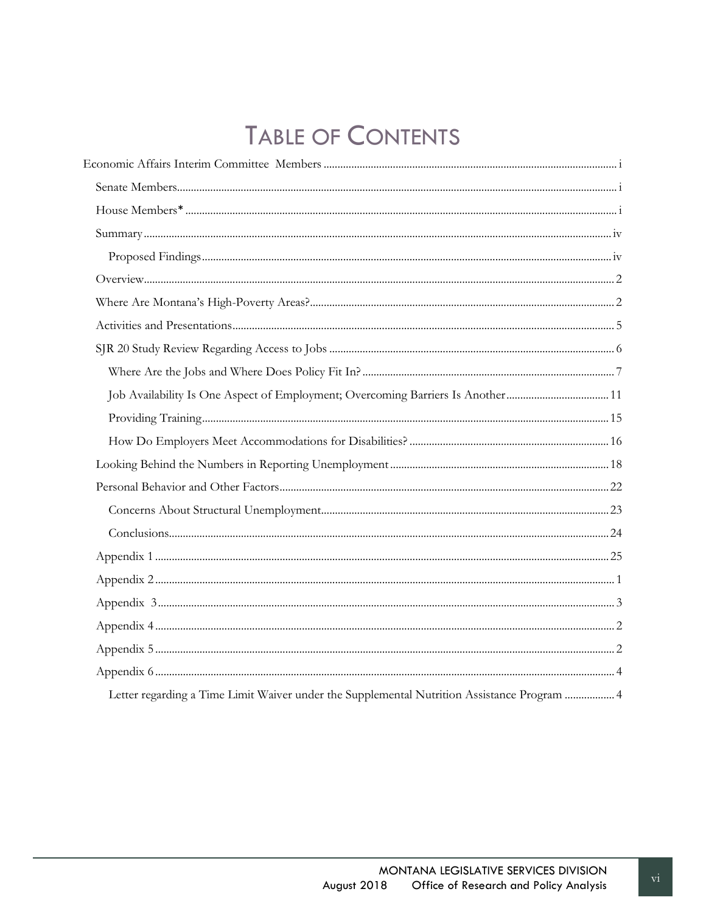# TABLE OF CONTENTS

Economic Affairs Interim Committee Members ........ i

- Senate Members ........ i
- House Members* ........ i
- Summary ........ iv
  - Proposed Findings ........ iv
- Overview ........ 2
- Where Are Montana's High-Poverty Areas? ........ 2
- Activities and Presentations ........ 5
- SJR 20 Study Review Regarding Access to Jobs ........ 6
  - Where Are the Jobs and Where Does Policy Fit In? ........ 7
  - Job Availability Is One Aspect of Employment; Overcoming Barriers Is Another ........ 11
  - Providing Training ........ 15
  - How Do Employers Meet Accommodations for Disabilities? ........ 16
- Looking Behind the Numbers in Reporting Unemployment ........ 18
- Personal Behavior and Other Factors ........ 22
  - Concerns About Structural Unemployment ........ 23
  - Conclusions ........ 24
- Appendix 1 ........ 25
- Appendix 2 ........ 1
- Appendix 3 ........ 3
- Appendix 4 ........ 2
- Appendix 5 ........ 2
- Appendix 6 ........ 4
  - Letter regarding a Time Limit Waiver under the Supplemental Nutrition Assistance Program ........ 4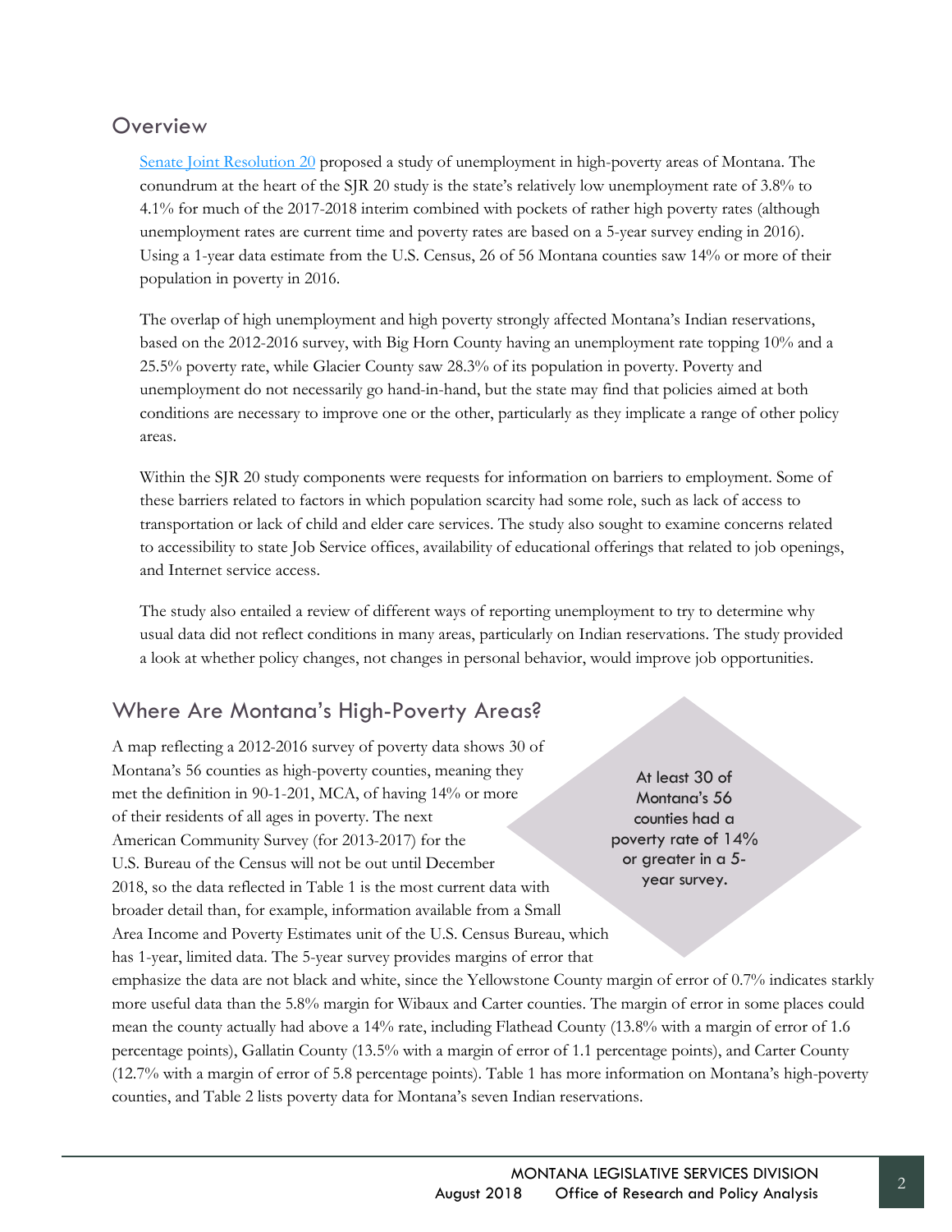## Overview

[Senate Joint Resolution 20](Senate Joint Resolution 20) proposed a study of unemployment in high-poverty areas of Montana. The conundrum at the heart of the SJR 20 study is the state's relatively low unemployment rate of 3.8% to 4.1% for much of the 2017-2018 interim combined with pockets of rather high poverty rates (although unemployment rates are current time and poverty rates are based on a 5-year survey ending in 2016). Using a 1-year data estimate from the U.S. Census, 26 of 56 Montana counties saw 14% or more of their population in poverty in 2016.

The overlap of high unemployment and high poverty strongly affected Montana's Indian reservations, based on the 2012-2016 survey, with Big Horn County having an unemployment rate topping 10% and a 25.5% poverty rate, while Glacier County saw 28.3% of its population in poverty. Poverty and unemployment do not necessarily go hand-in-hand, but the state may find that policies aimed at both conditions are necessary to improve one or the other, particularly as they implicate a range of other policy areas.

Within the SJR 20 study components were requests for information on barriers to employment. Some of these barriers related to factors in which population scarcity had some role, such as lack of access to transportation or lack of child and elder care services. The study also sought to examine concerns related to accessibility to state Job Service offices, availability of educational offerings that related to job openings, and Internet service access.

The study also entailed a review of different ways of reporting unemployment to try to determine why usual data did not reflect conditions in many areas, particularly on Indian reservations. The study provided a look at whether policy changes, not changes in personal behavior, would improve job opportunities.

## Where Are Montana's High-Poverty Areas?

> At least 30 of Montana's 56 counties had a poverty rate of 14% or greater in a 5-year survey.

A map reflecting a 2012-2016 survey of poverty data shows 30 of Montana's 56 counties as high-poverty counties, meaning they met the definition in 90-1-201, MCA, of having 14% or more of their residents of all ages in poverty. The next American Community Survey (for 2013-2017) for the U.S. Bureau of the Census will not be out until December 2018, so the data reflected in Table 1 is the most current data with broader detail than, for example, information available from a Small Area Income and Poverty Estimates unit of the U.S. Census Bureau, which has 1-year, limited data. The 5-year survey provides margins of error that emphasize the data are not black and white, since the Yellowstone County margin of error of 0.7% indicates starkly more useful data than the 5.8% margin for Wibaux and Carter counties. The margin of error in some places could mean the county actually had above a 14% rate, including Flathead County (13.8% with a margin of error of 1.6 percentage points), Gallatin County (13.5% with a margin of error of 1.1 percentage points), and Carter County (12.7% with a margin of error of 5.8 percentage points). Table 1 has more information on Montana's high-poverty counties, and Table 2 lists poverty data for Montana's seven Indian reservations.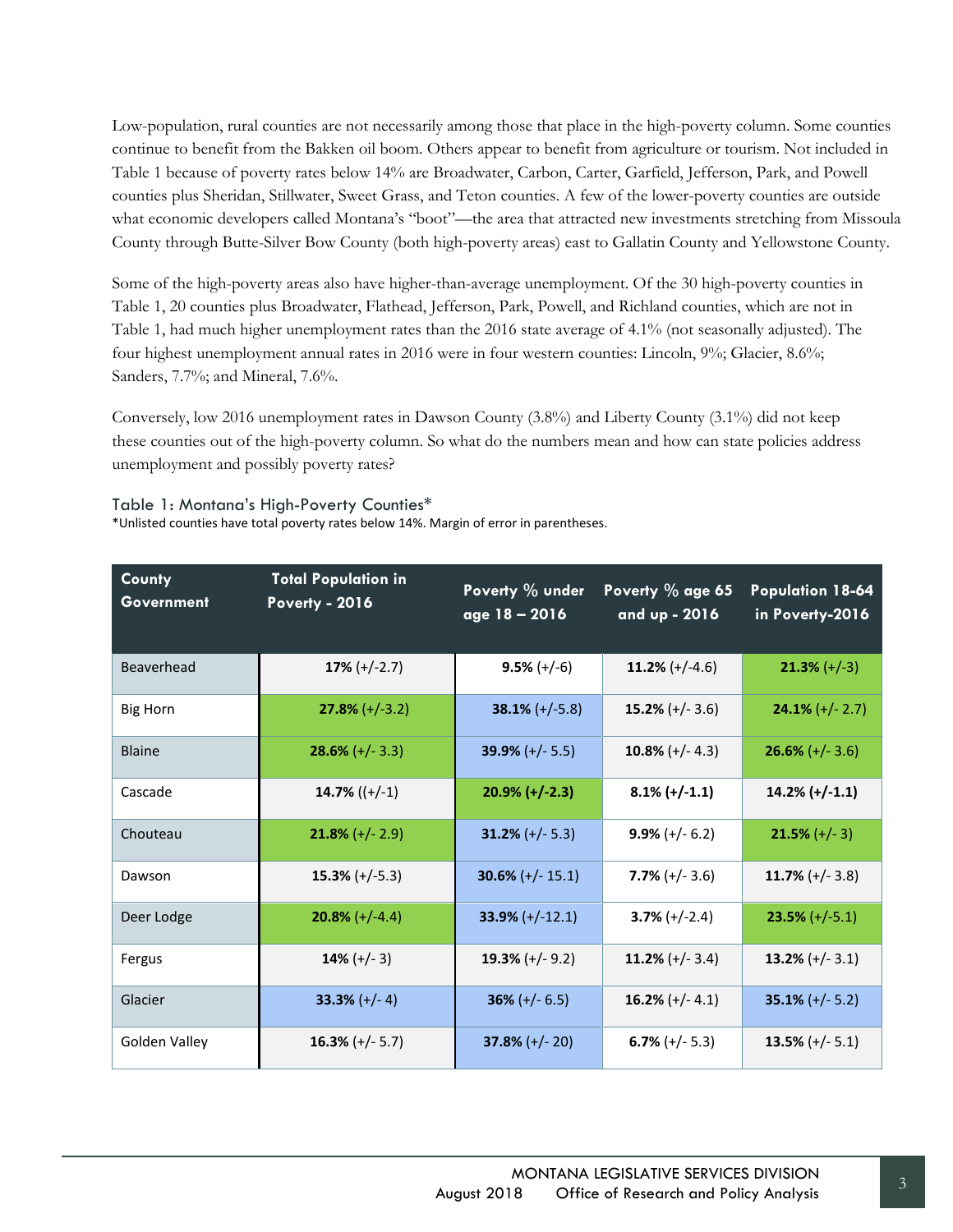Low-population, rural counties are not necessarily among those that place in the high-poverty column. Some counties continue to benefit from the Bakken oil boom. Others appear to benefit from agriculture or tourism. Not included in Table 1 because of poverty rates below 14% are Broadwater, Carbon, Carter, Garfield, Jefferson, Park, and Powell counties plus Sheridan, Stillwater, Sweet Grass, and Teton counties. A few of the lower-poverty counties are outside what economic developers called Montana's "boot"—the area that attracted new investments stretching from Missoula County through Butte-Silver Bow County (both high-poverty areas) east to Gallatin County and Yellowstone County.

Some of the high-poverty areas also have higher-than-average unemployment. Of the 30 high-poverty counties in Table 1, 20 counties plus Broadwater, Flathead, Jefferson, Park, Powell, and Richland counties, which are not in Table 1, had much higher unemployment rates than the 2016 state average of 4.1% (not seasonally adjusted). The four highest unemployment annual rates in 2016 were in four western counties: Lincoln, 9%; Glacier, 8.6%; Sanders, 7.7%; and Mineral, 7.6%.

Conversely, low 2016 unemployment rates in Dawson County (3.8%) and Liberty County (3.1%) did not keep these counties out of the high-poverty column. So what do the numbers mean and how can state policies address unemployment and possibly poverty rates?

### Table 1: Montana's High-Poverty Counties*

*Unlisted counties have total poverty rates below 14%. Margin of error in parentheses.

| County Government | Total Population in Poverty - 2016 | Poverty % under age 18 – 2016 | Poverty % age 65 and up - 2016 | Population 18-64 in Poverty-2016 |
|---|---|---|---|---|
| Beaverhead | **17%** (+/-2.7) | **9.5%** (+/-6) | **11.2%** (+/-4.6) | **21.3%** (+/-3) |
| Big Horn | **27.8%** (+/-3.2) | **38.1%** (+/-5.8) | **15.2%** (+/- 3.6) | **24.1%** (+/- 2.7) |
| Blaine | **28.6%** (+/- 3.3) | **39.9%** (+/- 5.5) | **10.8%** (+/- 4.3) | **26.6%** (+/- 3.6) |
| Cascade | **14.7%** ((+/-1) | **20.9% (+/-2.3)** | **8.1% (+/-1.1)** | **14.2% (+/-1.1)** |
| Chouteau | **21.8%** (+/- 2.9) | **31.2%** (+/- 5.3) | **9.9%** (+/- 6.2) | **21.5%** (+/- 3) |
| Dawson | **15.3%** (+/-5.3) | **30.6%** (+/- 15.1) | **7.7%** (+/- 3.6) | **11.7%** (+/- 3.8) |
| Deer Lodge | **20.8%** (+/-4.4) | **33.9%** (+/-12.1) | **3.7%** (+/-2.4) | **23.5%** (+/-5.1) |
| Fergus | **14%** (+/- 3) | **19.3%** (+/- 9.2) | **11.2%** (+/- 3.4) | **13.2%** (+/- 3.1) |
| Glacier | **33.3%** (+/- 4) | **36%** (+/- 6.5) | **16.2%** (+/- 4.1) | **35.1%** (+/- 5.2) |
| Golden Valley | **16.3%** (+/- 5.7) | **37.8%** (+/- 20) | **6.7%** (+/- 5.3) | **13.5%** (+/- 5.1) |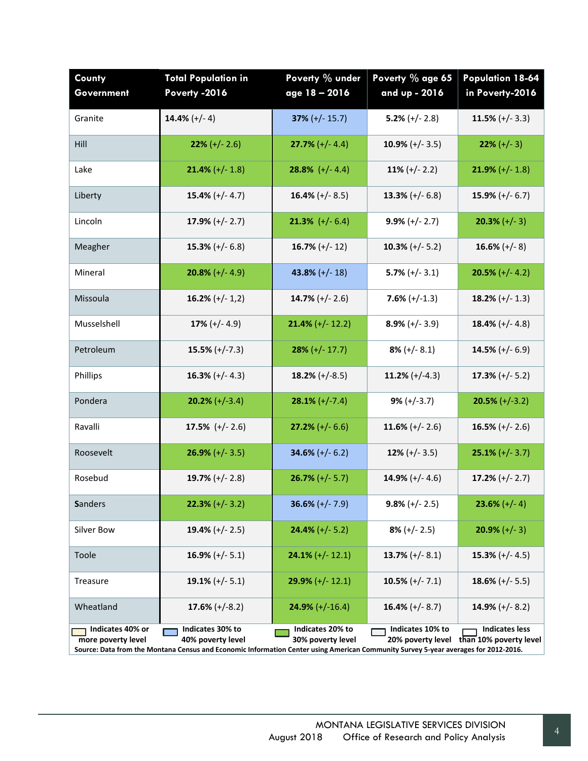| County Government | Total Population in Poverty -2016 | Poverty % under age 18 – 2016 | Poverty % age 65 and up - 2016 | Population 18-64 in Poverty-2016 |
|---|---|---|---|---|
| Granite | **14.4%** (+/- 4) | **37%** (+/- 15.7) | **5.2%** (+/- 2.8) | **11.5%** (+/- 3.3) |
| Hill | **22%** (+/- 2.6) | **27.7%** (+/- 4.4) | **10.9%** (+/- 3.5) | **22%** (+/- 3) |
| Lake | **21.4%** (+/- 1.8) | **28.8%** (+/- 4.4) | **11%** (+/- 2.2) | **21.9%** (+/- 1.8) |
| Liberty | **15.4%** (+/- 4.7) | **16.4%** (+/- 8.5) | **13.3%** (+/- 6.8) | **15.9%** (+/- 6.7) |
| Lincoln | **17.9%** (+/- 2.7) | **21.3%** (+/- 6.4) | **9.9%** (+/- 2.7) | **20.3%** (+/- 3) |
| Meagher | **15.3%** (+/- 6.8) | **16.7%** (+/- 12) | **10.3%** (+/- 5.2) | **16.6%** (+/- 8) |
| Mineral | **20.8%** (+/- 4.9) | **43.8%** (+/- 18) | **5.7%** (+/- 3.1) | **20.5%** (+/- 4.2) |
| Missoula | **16.2%** (+/- 1,2) | **14.7%** (+/- 2.6) | **7.6%** (+/-1.3) | **18.2%** (+/- 1.3) |
| Musselshell | **17%** (+/- 4.9) | **21.4%** (+/- 12.2) | **8.9%** (+/- 3.9) | **18.4%** (+/- 4.8) |
| Petroleum | **15.5%** (+/-7.3) | **28%** (+/- 17.7) | **8%** (+/- 8.1) | **14.5%** (+/- 6.9) |
| Phillips | **16.3%** (+/- 4.3) | **18.2%** (+/-8.5) | **11.2%** (+/-4.3) | **17.3%** (+/- 5.2) |
| Pondera | **20.2%** (+/-3.4) | **28.1%** (+/-7.4) | **9%** (+/-3.7) | **20.5%** (+/-3.2) |
| Ravalli | **17.5%** (+/- 2.6) | **27.2%** (+/- 6.6) | **11.6%** (+/- 2.6) | **16.5%** (+/- 2.6) |
| Roosevelt | **26.9%** (+/- 3.5) | **34.6%** (+/- 6.2) | **12%** (+/- 3.5) | **25.1%** (+/- 3.7) |
| Rosebud | **19.7%** (+/- 2.8) | **26.7%** (+/- 5.7) | **14.9%** (+/- 4.6) | **17.2%** (+/- 2.7) |
| Sanders | **22.3%** (+/- 3.2) | **36.6%** (+/- 7.9) | **9.8%** (+/- 2.5) | **23.6%** (+/- 4) |
| Silver Bow | **19.4%** (+/- 2.5) | **24.4%** (+/- 5.2) | **8%** (+/- 2.5) | **20.9%** (+/- 3) |
| Toole | **16.9%** (+/- 5.1) | **24.1%** (+/- 12.1) | **13.7%** (+/- 8.1) | **15.3%** (+/- 4.5) |
| Treasure | **19.1%** (+/- 5.1) | **29.9%** (+/- 12.1) | **10.5%** (+/- 7.1) | **18.6%** (+/- 5.5) |
| Wheatland | **17.6%** (+/-8.2) | **24.9%** (+/-16.4) | **16.4%** (+/- 8.7) | **14.9%** (+/- 8.2) |

**Indicates 40% or more poverty level** | **Indicates 30% to 40% poverty level** | **Indicates 20% to 30% poverty level** | **Indicates 10% to 20% poverty level** | **Indicates less than 10% poverty level**

**Source: Data from the Montana Census and Economic Information Center using American Community Survey 5-year averages for 2012-2016.**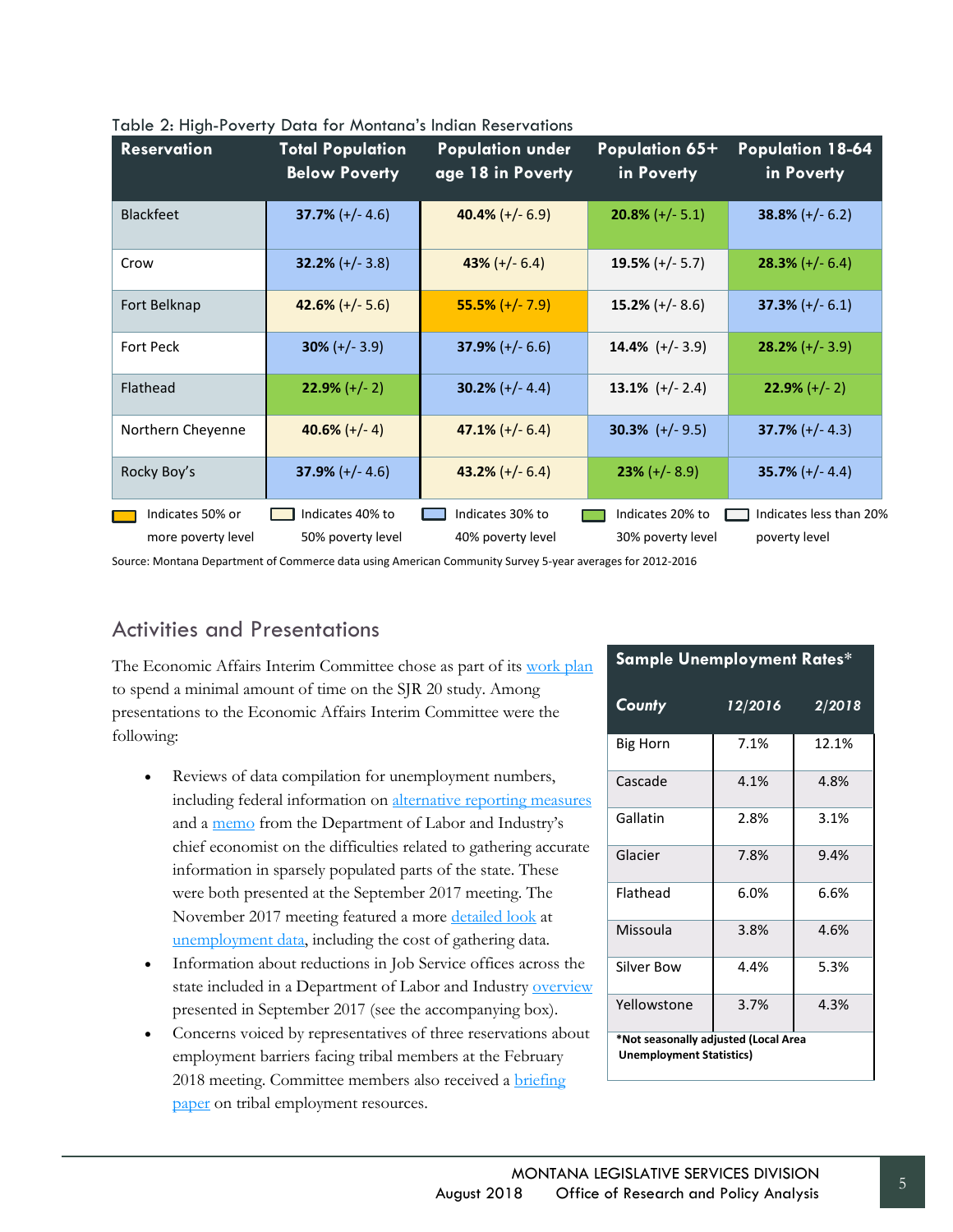Table 2: High-Poverty Data for Montana's Indian Reservations

| Reservation | Total Population Below Poverty | Population under age 18 in Poverty | Population 65+ in Poverty | Population 18-64 in Poverty |
|---|---|---|---|---|
| Blackfeet | **37.7%** (+/- 4.6) | **40.4%** (+/- 6.9) | **20.8%** (+/- 5.1) | **38.8%** (+/- 6.2) |
| Crow | **32.2%** (+/- 3.8) | **43%** (+/- 6.4) | **19.5%** (+/- 5.7) | **28.3%** (+/- 6.4) |
| Fort Belknap | **42.6%** (+/- 5.6) | **55.5%** (+/- 7.9) | **15.2%** (+/- 8.6) | **37.3%** (+/- 6.1) |
| Fort Peck | **30%** (+/- 3.9) | **37.9%** (+/- 6.6) | **14.4%** (+/- 3.9) | **28.2%** (+/- 3.9) |
| Flathead | **22.9%** (+/- 2) | **30.2%** (+/- 4.4) | **13.1%** (+/- 2.4) | **22.9%** (+/- 2) |
| Northern Cheyenne | **40.6%** (+/- 4) | **47.1%** (+/- 6.4) | **30.3%** (+/- 9.5) | **37.7%** (+/- 4.3) |
| Rocky Boy's | **37.9%** (+/- 4.6) | **43.2%** (+/- 6.4) | **23%** (+/- 8.9) | **35.7%** (+/- 4.4) |

Indicates 50% or more poverty level | Indicates 40% to 50% poverty level | Indicates 30% to 40% poverty level | Indicates 20% to 30% poverty level | Indicates less than 20% poverty level

Source: Montana Department of Commerce data using American Community Survey 5-year averages for 2012-2016

## Activities and Presentations

The Economic Affairs Interim Committee chose as part of its work plan to spend a minimal amount of time on the SJR 20 study. Among presentations to the Economic Affairs Interim Committee were the following:

- Reviews of data compilation for unemployment numbers, including federal information on alternative reporting measures and a memo from the Department of Labor and Industry's chief economist on the difficulties related to gathering accurate information in sparsely populated parts of the state. These were both presented at the September 2017 meeting. The November 2017 meeting featured a more detailed look at unemployment data, including the cost of gathering data.
- Information about reductions in Job Service offices across the state included in a Department of Labor and Industry overview presented in September 2017 (see the accompanying box).
- Concerns voiced by representatives of three reservations about employment barriers facing tribal members at the February 2018 meeting. Committee members also received a briefing paper on tribal employment resources.

**Sample Unemployment Rates***

| County | 12/2016 | 2/2018 |
|---|---|---|
| Big Horn | 7.1% | 12.1% |
| Cascade | 4.1% | 4.8% |
| Gallatin | 2.8% | 3.1% |
| Glacier | 7.8% | 9.4% |
| Flathead | 6.0% | 6.6% |
| Missoula | 3.8% | 4.6% |
| Silver Bow | 4.4% | 5.3% |
| Yellowstone | 3.7% | 4.3% |

***Not seasonally adjusted (Local Area Unemployment Statistics)**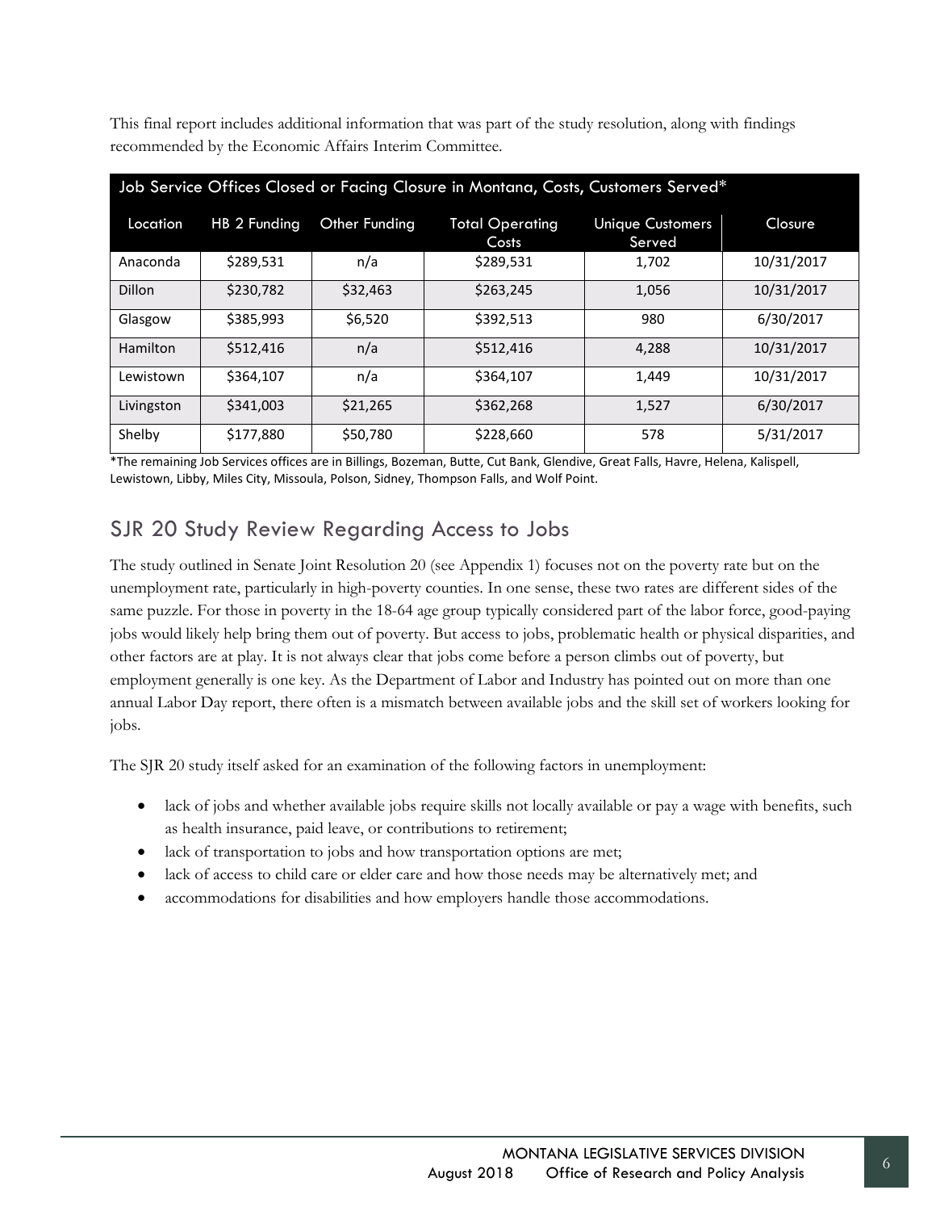This final report includes additional information that was part of the study resolution, along with findings recommended by the Economic Affairs Interim Committee.

**Job Service Offices Closed or Facing Closure in Montana, Costs, Customers Served***

| Location | HB 2 Funding | Other Funding | Total Operating Costs | Unique Customers Served | Closure |
|---|---|---|---|---|---|
| Anaconda | $289,531 | n/a | $289,531 | 1,702 | 10/31/2017 |
| Dillon | $230,782 | $32,463 | $263,245 | 1,056 | 10/31/2017 |
| Glasgow | $385,993 | $6,520 | $392,513 | 980 | 6/30/2017 |
| Hamilton | $512,416 | n/a | $512,416 | 4,288 | 10/31/2017 |
| Lewistown | $364,107 | n/a | $364,107 | 1,449 | 10/31/2017 |
| Livingston | $341,003 | $21,265 | $362,268 | 1,527 | 6/30/2017 |
| Shelby | $177,880 | $50,780 | $228,660 | 578 | 5/31/2017 |

*The remaining Job Services offices are in Billings, Bozeman, Butte, Cut Bank, Glendive, Great Falls, Havre, Helena, Kalispell, Lewistown, Libby, Miles City, Missoula, Polson, Sidney, Thompson Falls, and Wolf Point.

## SJR 20 Study Review Regarding Access to Jobs

The study outlined in Senate Joint Resolution 20 (see Appendix 1) focuses not on the poverty rate but on the unemployment rate, particularly in high-poverty counties. In one sense, these two rates are different sides of the same puzzle. For those in poverty in the 18-64 age group typically considered part of the labor force, good-paying jobs would likely help bring them out of poverty. But access to jobs, problematic health or physical disparities, and other factors are at play. It is not always clear that jobs come before a person climbs out of poverty, but employment generally is one key. As the Department of Labor and Industry has pointed out on more than one annual Labor Day report, there often is a mismatch between available jobs and the skill set of workers looking for jobs.

The SJR 20 study itself asked for an examination of the following factors in unemployment:

- lack of jobs and whether available jobs require skills not locally available or pay a wage with benefits, such as health insurance, paid leave, or contributions to retirement;
- lack of transportation to jobs and how transportation options are met;
- lack of access to child care or elder care and how those needs may be alternatively met; and
- accommodations for disabilities and how employers handle those accommodations.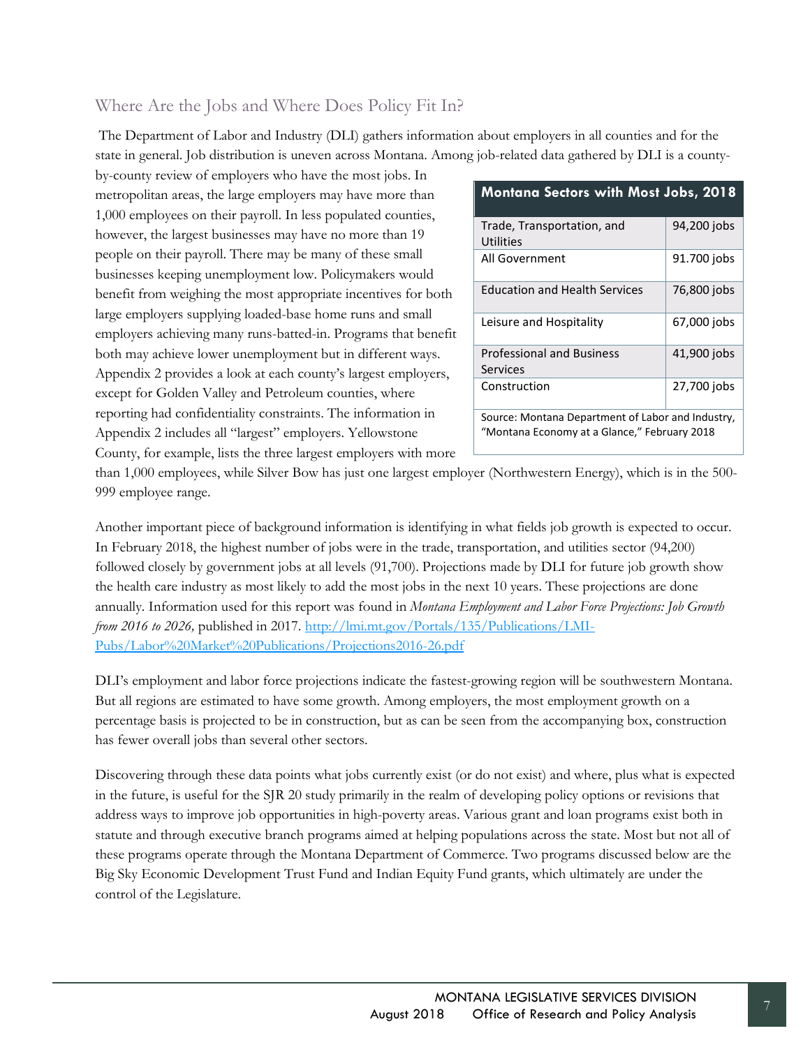## Where Are the Jobs and Where Does Policy Fit In?

The Department of Labor and Industry (DLI) gathers information about employers in all counties and for the state in general. Job distribution is uneven across Montana. Among job-related data gathered by DLI is a county-by-county review of employers who have the most jobs. In metropolitan areas, the large employers may have more than 1,000 employees on their payroll. In less populated counties, however, the largest businesses may have no more than 19 people on their payroll. There may be many of these small businesses keeping unemployment low. Policymakers would benefit from weighing the most appropriate incentives for both large employers supplying loaded-base home runs and small employers achieving many runs-batted-in. Programs that benefit both may achieve lower unemployment but in different ways. Appendix 2 provides a look at each county's largest employers, except for Golden Valley and Petroleum counties, where reporting had confidentiality constraints. The information in Appendix 2 includes all "largest" employers. Yellowstone County, for example, lists the three largest employers with more than 1,000 employees, while Silver Bow has just one largest employer (Northwestern Energy), which is in the 500-999 employee range.

| Montana Sectors with Most Jobs, 2018 | |
|---|---|
| Trade, Transportation, and Utilities | 94,200 jobs |
| All Government | 91.700 jobs |
| Education and Health Services | 76,800 jobs |
| Leisure and Hospitality | 67,000 jobs |
| Professional and Business Services | 41,900 jobs |
| Construction | 27,700 jobs |
| Source: Montana Department of Labor and Industry, "Montana Economy at a Glance," February 2018 | |

Another important piece of background information is identifying in what fields job growth is expected to occur. In February 2018, the highest number of jobs were in the trade, transportation, and utilities sector (94,200) followed closely by government jobs at all levels (91,700). Projections made by DLI for future job growth show the health care industry as most likely to add the most jobs in the next 10 years. These projections are done annually. Information used for this report was found in *Montana Employment and Labor Force Projections: Job Growth from 2016 to 2026,* published in 2017. [http://lmi.mt.gov/Portals/135/Publications/LMI-Pubs/Labor%20Market%20Publications/Projections2016-26.pdf](http://lmi.mt.gov/Portals/135/Publications/LMI-Pubs/Labor%20Market%20Publications/Projections2016-26.pdf)

DLI's employment and labor force projections indicate the fastest-growing region will be southwestern Montana. But all regions are estimated to have some growth. Among employers, the most employment growth on a percentage basis is projected to be in construction, but as can be seen from the accompanying box, construction has fewer overall jobs than several other sectors.

Discovering through these data points what jobs currently exist (or do not exist) and where, plus what is expected in the future, is useful for the SJR 20 study primarily in the realm of developing policy options or revisions that address ways to improve job opportunities in high-poverty areas. Various grant and loan programs exist both in statute and through executive branch programs aimed at helping populations across the state. Most but not all of these programs operate through the Montana Department of Commerce. Two programs discussed below are the Big Sky Economic Development Trust Fund and Indian Equity Fund grants, which ultimately are under the control of the Legislature.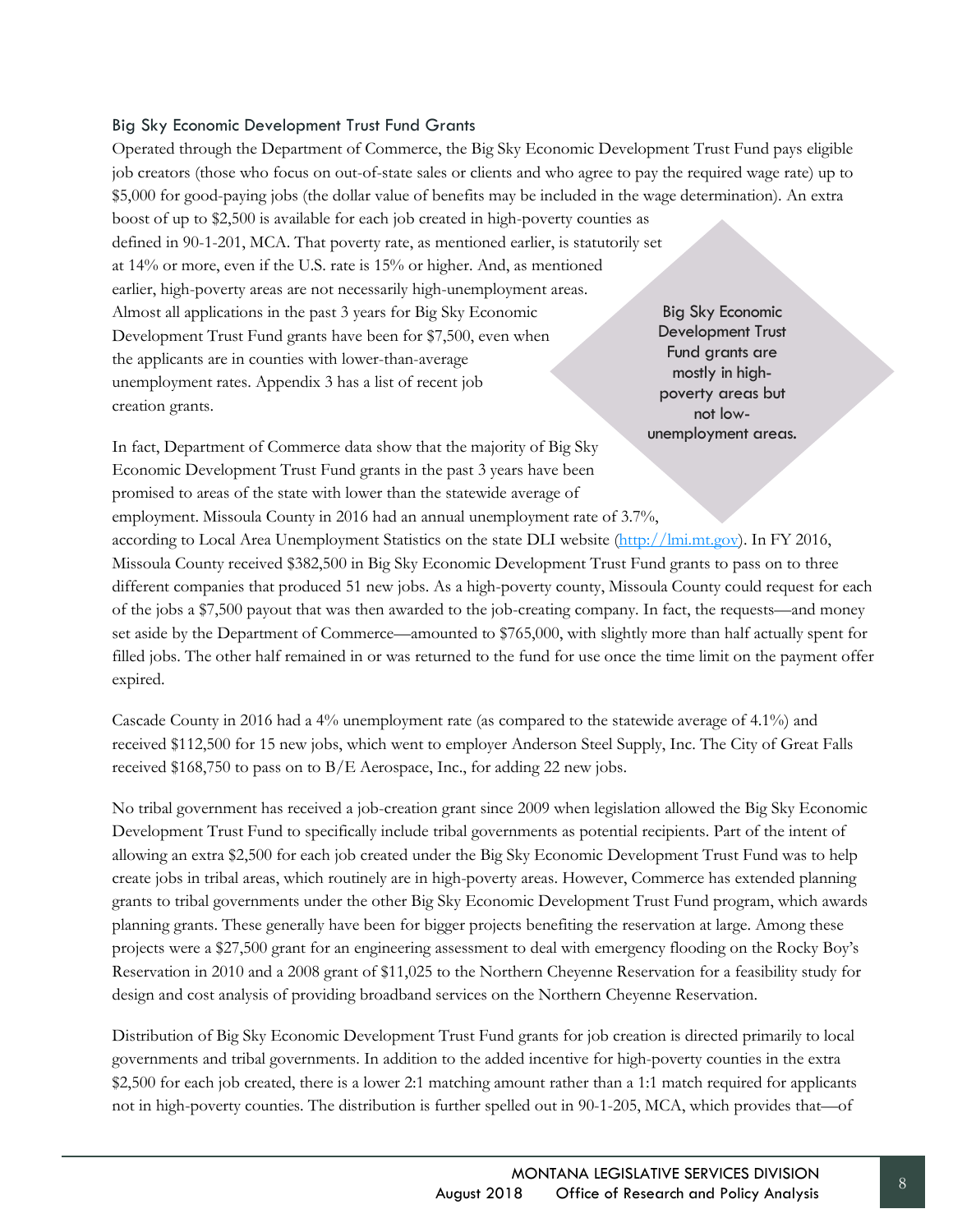### Big Sky Economic Development Trust Fund Grants

Operated through the Department of Commerce, the Big Sky Economic Development Trust Fund pays eligible job creators (those who focus on out-of-state sales or clients and who agree to pay the required wage rate) up to $5,000 for good-paying jobs (the dollar value of benefits may be included in the wage determination). An extra boost of up to $2,500 is available for each job created in high-poverty counties as defined in 90-1-201, MCA. That poverty rate, as mentioned earlier, is statutorily set at 14% or more, even if the U.S. rate is 15% or higher. And, as mentioned earlier, high-poverty areas are not necessarily high-unemployment areas. Almost all applications in the past 3 years for Big Sky Economic Development Trust Fund grants have been for $7,500, even when the applicants are in counties with lower-than-average unemployment rates. Appendix 3 has a list of recent job creation grants.

> Big Sky Economic Development Trust Fund grants are mostly in high-poverty areas but not low-unemployment areas.

In fact, Department of Commerce data show that the majority of Big Sky Economic Development Trust Fund grants in the past 3 years have been promised to areas of the state with lower than the statewide average of employment. Missoula County in 2016 had an annual unemployment rate of 3.7%, according to Local Area Unemployment Statistics on the state DLI website (http://lmi.mt.gov). In FY 2016, Missoula County received $382,500 in Big Sky Economic Development Trust Fund grants to pass on to three different companies that produced 51 new jobs. As a high-poverty county, Missoula County could request for each of the jobs a $7,500 payout that was then awarded to the job-creating company. In fact, the requests—and money set aside by the Department of Commerce—amounted to $765,000, with slightly more than half actually spent for filled jobs. The other half remained in or was returned to the fund for use once the time limit on the payment offer expired.

Cascade County in 2016 had a 4% unemployment rate (as compared to the statewide average of 4.1%) and received $112,500 for 15 new jobs, which went to employer Anderson Steel Supply, Inc. The City of Great Falls received $168,750 to pass on to B/E Aerospace, Inc., for adding 22 new jobs.

No tribal government has received a job-creation grant since 2009 when legislation allowed the Big Sky Economic Development Trust Fund to specifically include tribal governments as potential recipients. Part of the intent of allowing an extra $2,500 for each job created under the Big Sky Economic Development Trust Fund was to help create jobs in tribal areas, which routinely are in high-poverty areas. However, Commerce has extended planning grants to tribal governments under the other Big Sky Economic Development Trust Fund program, which awards planning grants. These generally have been for bigger projects benefiting the reservation at large. Among these projects were a $27,500 grant for an engineering assessment to deal with emergency flooding on the Rocky Boy's Reservation in 2010 and a 2008 grant of $11,025 to the Northern Cheyenne Reservation for a feasibility study for design and cost analysis of providing broadband services on the Northern Cheyenne Reservation.

Distribution of Big Sky Economic Development Trust Fund grants for job creation is directed primarily to local governments and tribal governments. In addition to the added incentive for high-poverty counties in the extra $2,500 for each job created, there is a lower 2:1 matching amount rather than a 1:1 match required for applicants not in high-poverty counties. The distribution is further spelled out in 90-1-205, MCA, which provides that—of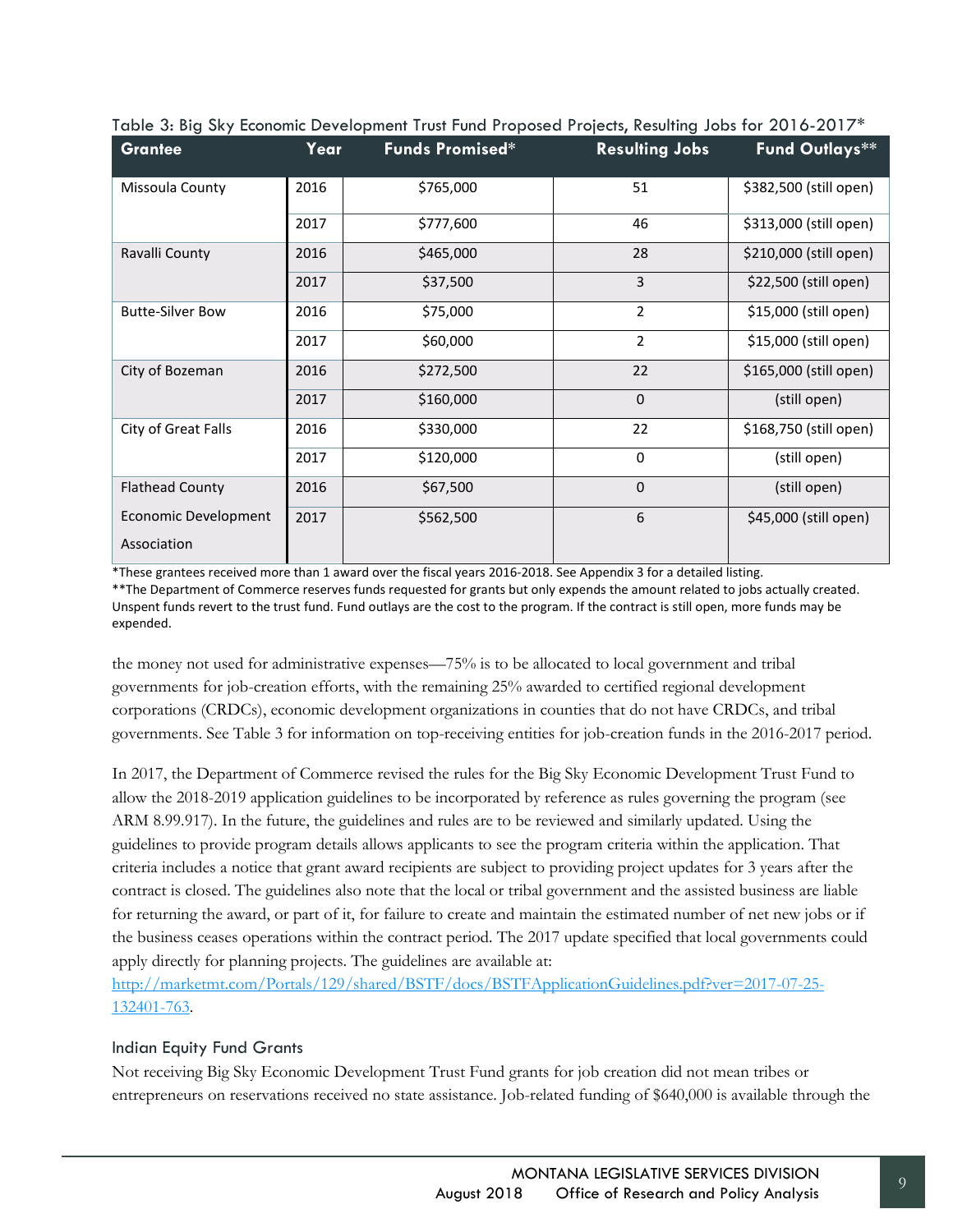Table 3: Big Sky Economic Development Trust Fund Proposed Projects, Resulting Jobs for 2016-2017*

| Grantee | Year | Funds Promised* | Resulting Jobs | Fund Outlays** |
|---|---|---|---|---|
| Missoula County | 2016 | $765,000 | 51 | $382,500 (still open) |
| | 2017 | $777,600 | 46 | $313,000 (still open) |
| Ravalli County | 2016 | $465,000 | 28 | $210,000 (still open) |
| | 2017 | $37,500 | 3 | $22,500 (still open) |
| Butte-Silver Bow | 2016 | $75,000 | 2 | $15,000 (still open) |
| | 2017 | $60,000 | 2 | $15,000 (still open) |
| City of Bozeman | 2016 | $272,500 | 22 | $165,000 (still open) |
| | 2017 | $160,000 | 0 | (still open) |
| City of Great Falls | 2016 | $330,000 | 22 | $168,750 (still open) |
| | 2017 | $120,000 | 0 | (still open) |
| Flathead County Economic Development Association | 2016 | $67,500 | 0 | (still open) |
| | 2017 | $562,500 | 6 | $45,000 (still open) |

*These grantees received more than 1 award over the fiscal years 2016-2018. See Appendix 3 for a detailed listing.
**The Department of Commerce reserves funds requested for grants but only expends the amount related to jobs actually created. Unspent funds revert to the trust fund. Fund outlays are the cost to the program. If the contract is still open, more funds may be expended.

the money not used for administrative expenses—75% is to be allocated to local government and tribal governments for job-creation efforts, with the remaining 25% awarded to certified regional development corporations (CRDCs), economic development organizations in counties that do not have CRDCs, and tribal governments. See Table 3 for information on top-receiving entities for job-creation funds in the 2016-2017 period.

In 2017, the Department of Commerce revised the rules for the Big Sky Economic Development Trust Fund to allow the 2018-2019 application guidelines to be incorporated by reference as rules governing the program (see ARM 8.99.917). In the future, the guidelines and rules are to be reviewed and similarly updated. Using the guidelines to provide program details allows applicants to see the program criteria within the application. That criteria includes a notice that grant award recipients are subject to providing project updates for 3 years after the contract is closed. The guidelines also note that the local or tribal government and the assisted business are liable for returning the award, or part of it, for failure to create and maintain the estimated number of net new jobs or if the business ceases operations within the contract period. The 2017 update specified that local governments could apply directly for planning projects. The guidelines are available at: [http://marketmt.com/Portals/129/shared/BSTF/docs/BSTFApplicationGuidelines.pdf?ver=2017-07-25-132401-763](http://marketmt.com/Portals/129/shared/BSTF/docs/BSTFApplicationGuidelines.pdf?ver=2017-07-25-132401-763).

### Indian Equity Fund Grants

Not receiving Big Sky Economic Development Trust Fund grants for job creation did not mean tribes or entrepreneurs on reservations received no state assistance. Job-related funding of $640,000 is available through the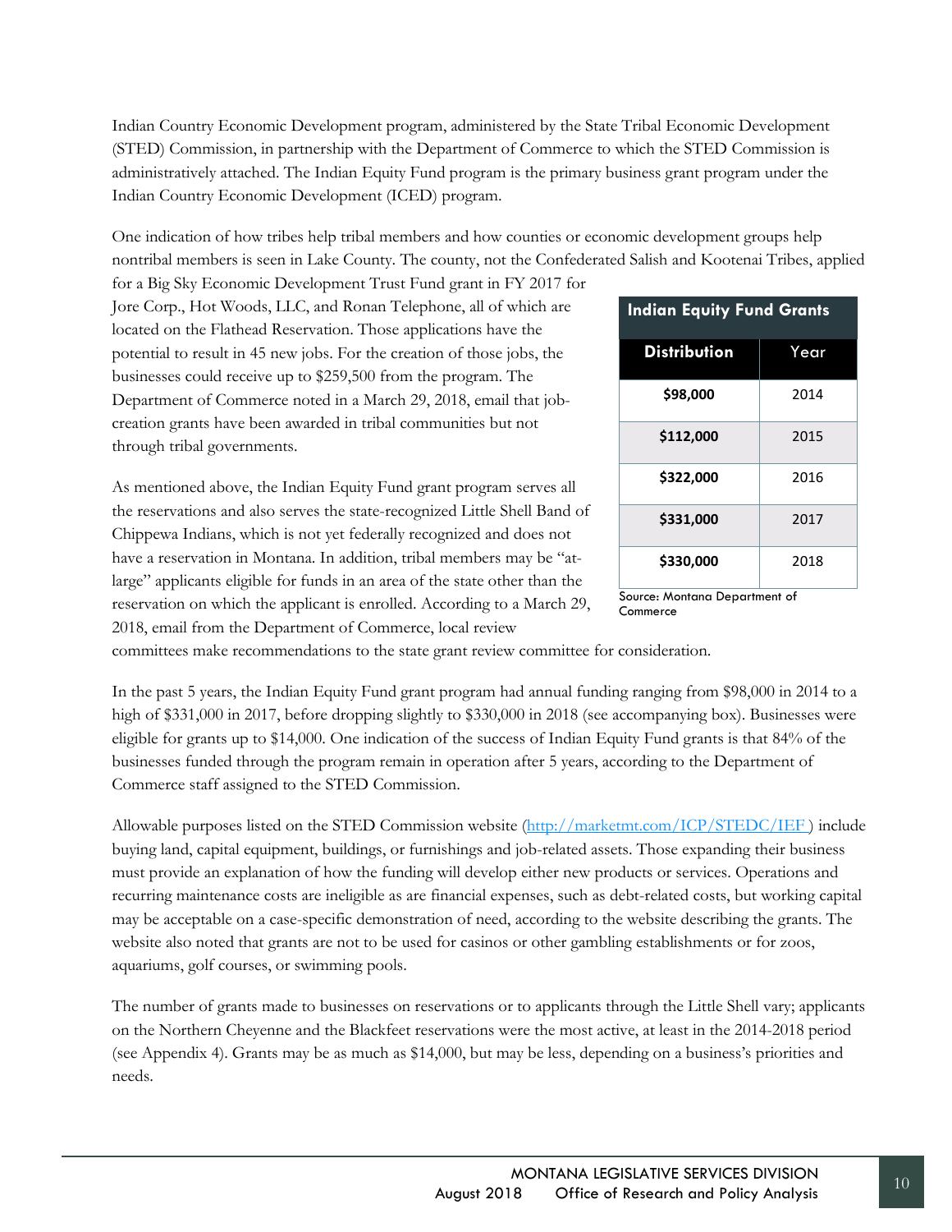Indian Country Economic Development program, administered by the State Tribal Economic Development (STED) Commission, in partnership with the Department of Commerce to which the STED Commission is administratively attached. The Indian Equity Fund program is the primary business grant program under the Indian Country Economic Development (ICED) program.

One indication of how tribes help tribal members and how counties or economic development groups help nontribal members is seen in Lake County. The county, not the Confederated Salish and Kootenai Tribes, applied for a Big Sky Economic Development Trust Fund grant in FY 2017 for Jore Corp., Hot Woods, LLC, and Ronan Telephone, all of which are located on the Flathead Reservation. Those applications have the potential to result in 45 new jobs. For the creation of those jobs, the businesses could receive up to $259,500 from the program. The Department of Commerce noted in a March 29, 2018, email that job-creation grants have been awarded in tribal communities but not through tribal governments.

| Indian Equity Fund Grants | |
|---|---|
| **Distribution** | **Year** |
| **$98,000** | 2014 |
| **$112,000** | 2015 |
| **$322,000** | 2016 |
| **$331,000** | 2017 |
| **$330,000** | 2018 |

Source: Montana Department of Commerce

As mentioned above, the Indian Equity Fund grant program serves all the reservations and also serves the state-recognized Little Shell Band of Chippewa Indians, which is not yet federally recognized and does not have a reservation in Montana. In addition, tribal members may be "at-large" applicants eligible for funds in an area of the state other than the reservation on which the applicant is enrolled. According to a March 29, 2018, email from the Department of Commerce, local review committees make recommendations to the state grant review committee for consideration.

In the past 5 years, the Indian Equity Fund grant program had annual funding ranging from $98,000 in 2014 to a high of $331,000 in 2017, before dropping slightly to $330,000 in 2018 (see accompanying box). Businesses were eligible for grants up to $14,000. One indication of the success of Indian Equity Fund grants is that 84% of the businesses funded through the program remain in operation after 5 years, according to the Department of Commerce staff assigned to the STED Commission.

Allowable purposes listed on the STED Commission website (http://marketmt.com/ICP/STEDC/IEF ) include buying land, capital equipment, buildings, or furnishings and job-related assets. Those expanding their business must provide an explanation of how the funding will develop either new products or services. Operations and recurring maintenance costs are ineligible as are financial expenses, such as debt-related costs, but working capital may be acceptable on a case-specific demonstration of need, according to the website describing the grants. The website also noted that grants are not to be used for casinos or other gambling establishments or for zoos, aquariums, golf courses, or swimming pools.

The number of grants made to businesses on reservations or to applicants through the Little Shell vary; applicants on the Northern Cheyenne and the Blackfeet reservations were the most active, at least in the 2014-2018 period (see Appendix 4). Grants may be as much as $14,000, but may be less, depending on a business's priorities and needs.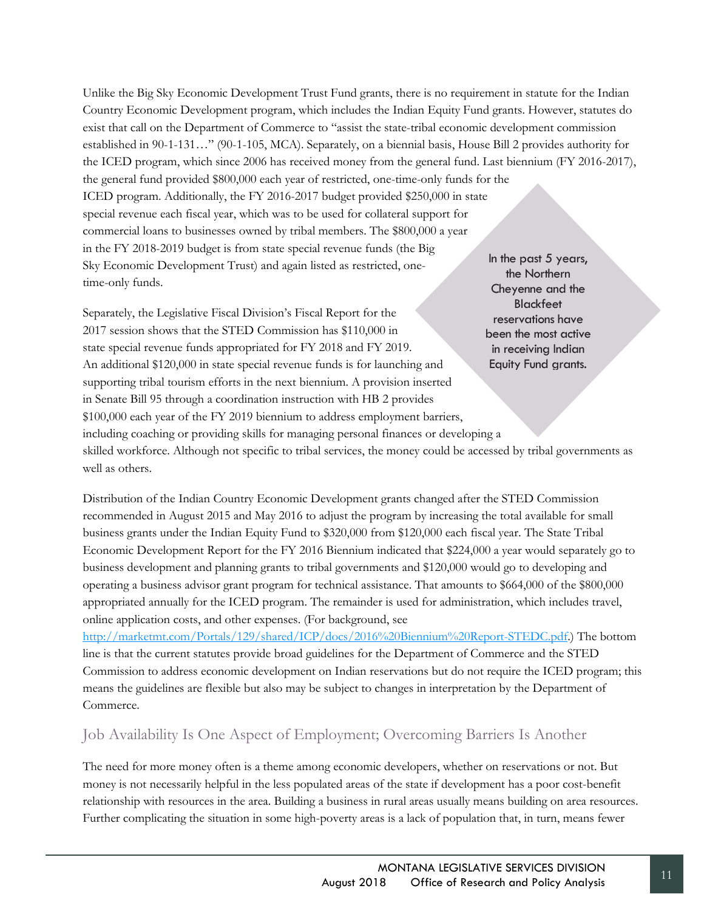Unlike the Big Sky Economic Development Trust Fund grants, there is no requirement in statute for the Indian Country Economic Development program, which includes the Indian Equity Fund grants. However, statutes do exist that call on the Department of Commerce to "assist the state-tribal economic development commission established in 90-1-131…" (90-1-105, MCA). Separately, on a biennial basis, House Bill 2 provides authority for the ICED program, which since 2006 has received money from the general fund. Last biennium (FY 2016-2017), the general fund provided $800,000 each year of restricted, one-time-only funds for the ICED program. Additionally, the FY 2016-2017 budget provided $250,000 in state special revenue each fiscal year, which was to be used for collateral support for commercial loans to businesses owned by tribal members. The $800,000 a year in the FY 2018-2019 budget is from state special revenue funds (the Big Sky Economic Development Trust) and again listed as restricted, one-time-only funds.

> In the past 5 years, the Northern Cheyenne and the Blackfeet reservations have been the most active in receiving Indian Equity Fund grants.

Separately, the Legislative Fiscal Division's Fiscal Report for the 2017 session shows that the STED Commission has $110,000 in state special revenue funds appropriated for FY 2018 and FY 2019. An additional $120,000 in state special revenue funds is for launching and supporting tribal tourism efforts in the next biennium. A provision inserted in Senate Bill 95 through a coordination instruction with HB 2 provides $100,000 each year of the FY 2019 biennium to address employment barriers, including coaching or providing skills for managing personal finances or developing a skilled workforce. Although not specific to tribal services, the money could be accessed by tribal governments as well as others.

Distribution of the Indian Country Economic Development grants changed after the STED Commission recommended in August 2015 and May 2016 to adjust the program by increasing the total available for small business grants under the Indian Equity Fund to $320,000 from $120,000 each fiscal year. The State Tribal Economic Development Report for the FY 2016 Biennium indicated that $224,000 a year would separately go to business development and planning grants to tribal governments and $120,000 would go to developing and operating a business advisor grant program for technical assistance. That amounts to $664,000 of the $800,000 appropriated annually for the ICED program. The remainder is used for administration, which includes travel, online application costs, and other expenses. (For background, see http://marketmt.com/Portals/129/shared/ICP/docs/2016%20Biennium%20Report-STEDC.pdf.) The bottom line is that the current statutes provide broad guidelines for the Department of Commerce and the STED Commission to address economic development on Indian reservations but do not require the ICED program; this means the guidelines are flexible but also may be subject to changes in interpretation by the Department of Commerce.

## Job Availability Is One Aspect of Employment; Overcoming Barriers Is Another

The need for more money often is a theme among economic developers, whether on reservations or not. But money is not necessarily helpful in the less populated areas of the state if development has a poor cost-benefit relationship with resources in the area. Building a business in rural areas usually means building on area resources. Further complicating the situation in some high-poverty areas is a lack of population that, in turn, means fewer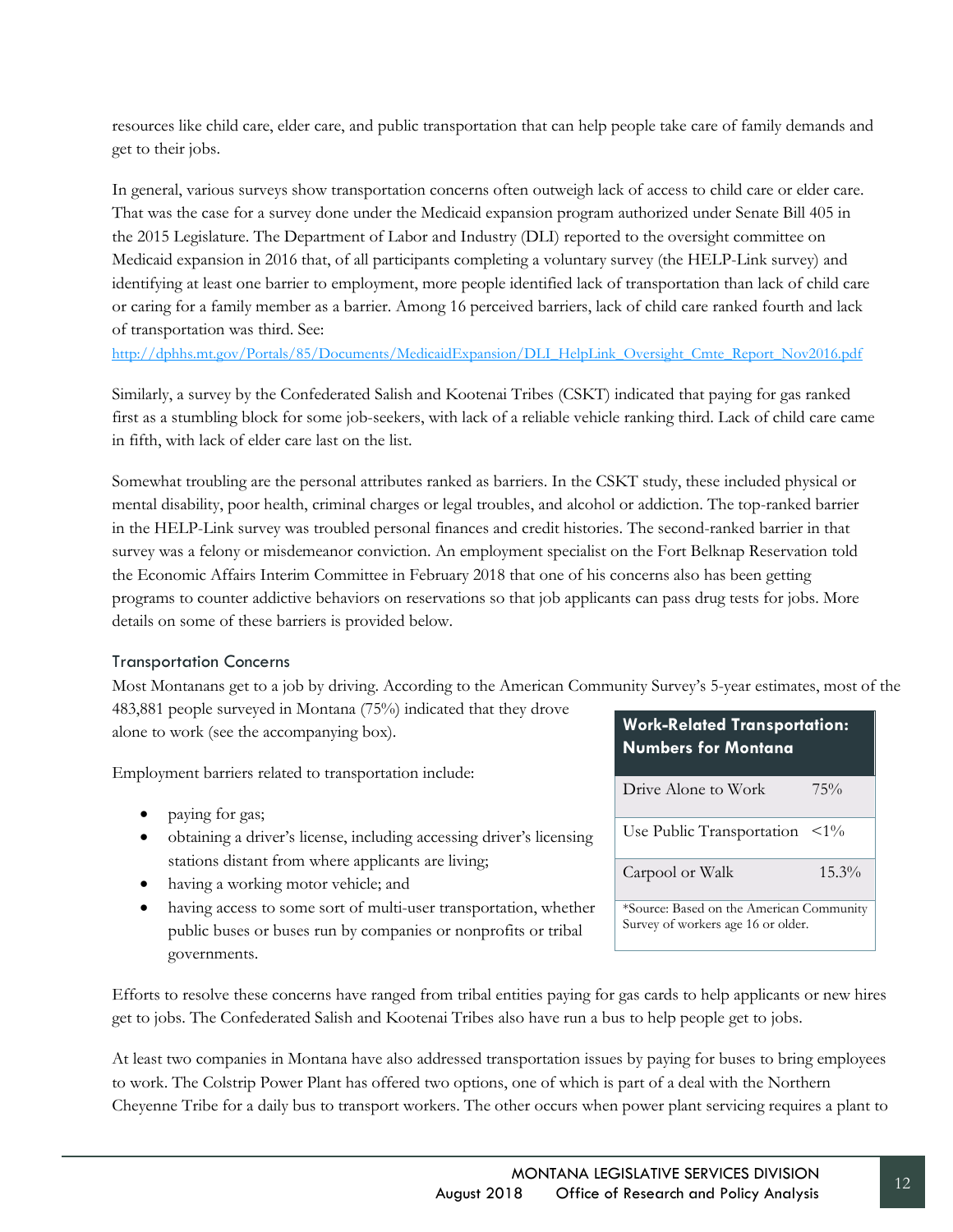resources like child care, elder care, and public transportation that can help people take care of family demands and get to their jobs.

In general, various surveys show transportation concerns often outweigh lack of access to child care or elder care. That was the case for a survey done under the Medicaid expansion program authorized under Senate Bill 405 in the 2015 Legislature. The Department of Labor and Industry (DLI) reported to the oversight committee on Medicaid expansion in 2016 that, of all participants completing a voluntary survey (the HELP-Link survey) and identifying at least one barrier to employment, more people identified lack of transportation than lack of child care or caring for a family member as a barrier. Among 16 perceived barriers, lack of child care ranked fourth and lack of transportation was third. See: http://dphhs.mt.gov/Portals/85/Documents/MedicaidExpansion/DLI_HelpLink_Oversight_Cmte_Report_Nov2016.pdf

Similarly, a survey by the Confederated Salish and Kootenai Tribes (CSKT) indicated that paying for gas ranked first as a stumbling block for some job-seekers, with lack of a reliable vehicle ranking third. Lack of child care came in fifth, with lack of elder care last on the list.

Somewhat troubling are the personal attributes ranked as barriers. In the CSKT study, these included physical or mental disability, poor health, criminal charges or legal troubles, and alcohol or addiction. The top-ranked barrier in the HELP-Link survey was troubled personal finances and credit histories. The second-ranked barrier in that survey was a felony or misdemeanor conviction. An employment specialist on the Fort Belknap Reservation told the Economic Affairs Interim Committee in February 2018 that one of his concerns also has been getting programs to counter addictive behaviors on reservations so that job applicants can pass drug tests for jobs. More details on some of these barriers is provided below.

### Transportation Concerns

Most Montanans get to a job by driving. According to the American Community Survey's 5-year estimates, most of the 483,881 people surveyed in Montana (75%) indicated that they drove alone to work (see the accompanying box).

| Work-Related Transportation: Numbers for Montana | |
|---|---|
| Drive Alone to Work | 75% |
| Use Public Transportation | <1% |
| Carpool or Walk | 15.3% |

*Source: Based on the American Community Survey of workers age 16 or older.

Employment barriers related to transportation include:

- paying for gas;
- obtaining a driver's license, including accessing driver's licensing stations distant from where applicants are living;
- having a working motor vehicle; and
- having access to some sort of multi-user transportation, whether public buses or buses run by companies or nonprofits or tribal governments.

Efforts to resolve these concerns have ranged from tribal entities paying for gas cards to help applicants or new hires get to jobs. The Confederated Salish and Kootenai Tribes also have run a bus to help people get to jobs.

At least two companies in Montana have also addressed transportation issues by paying for buses to bring employees to work. The Colstrip Power Plant has offered two options, one of which is part of a deal with the Northern Cheyenne Tribe for a daily bus to transport workers. The other occurs when power plant servicing requires a plant to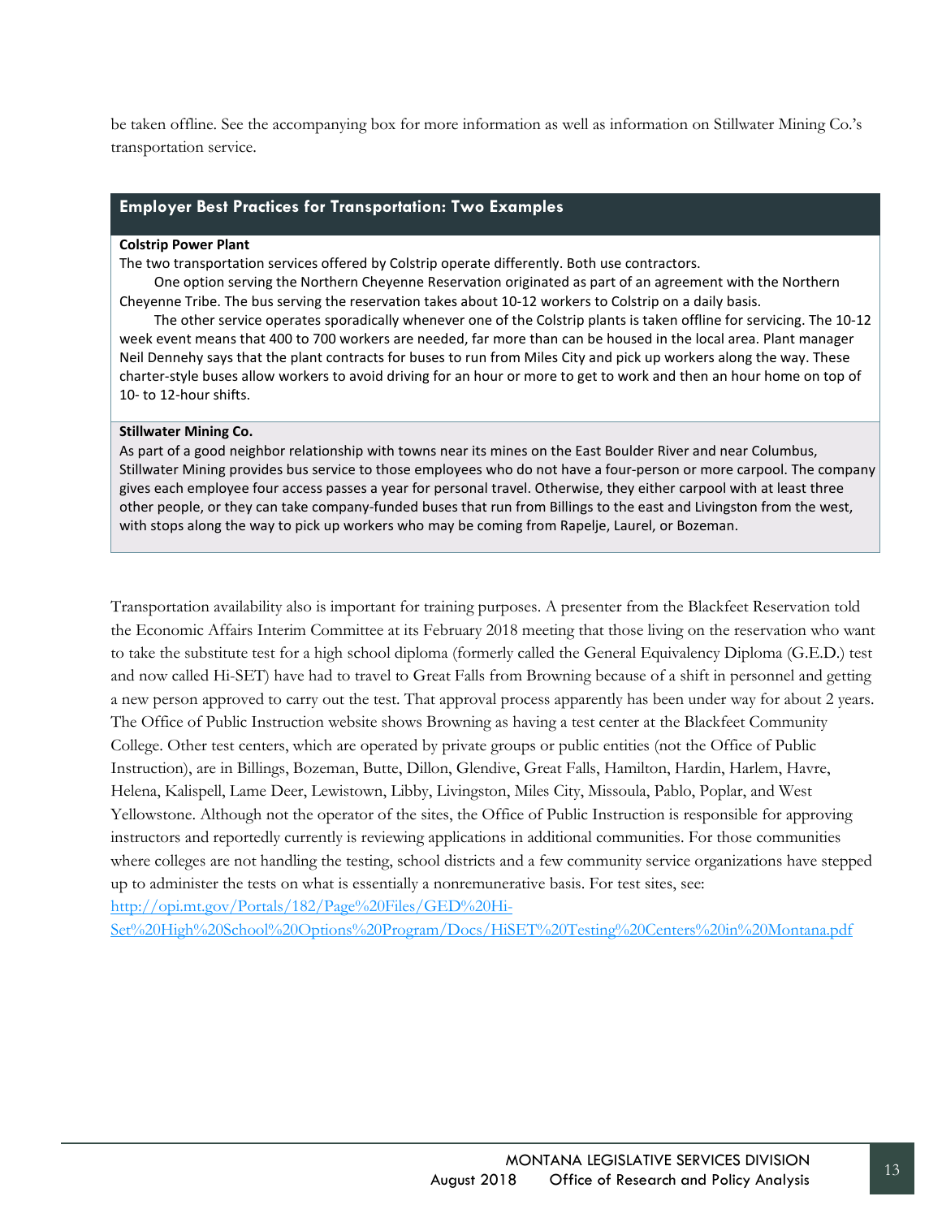be taken offline. See the accompanying box for more information as well as information on Stillwater Mining Co.'s transportation service.

### Employer Best Practices for Transportation: Two Examples

**Colstrip Power Plant**

The two transportation services offered by Colstrip operate differently. Both use contractors.

One option serving the Northern Cheyenne Reservation originated as part of an agreement with the Northern Cheyenne Tribe. The bus serving the reservation takes about 10-12 workers to Colstrip on a daily basis.

The other service operates sporadically whenever one of the Colstrip plants is taken offline for servicing. The 10-12 week event means that 400 to 700 workers are needed, far more than can be housed in the local area. Plant manager Neil Dennehy says that the plant contracts for buses to run from Miles City and pick up workers along the way. These charter-style buses allow workers to avoid driving for an hour or more to get to work and then an hour home on top of 10- to 12-hour shifts.

**Stillwater Mining Co.**

As part of a good neighbor relationship with towns near its mines on the East Boulder River and near Columbus, Stillwater Mining provides bus service to those employees who do not have a four-person or more carpool. The company gives each employee four access passes a year for personal travel. Otherwise, they either carpool with at least three other people, or they can take company-funded buses that run from Billings to the east and Livingston from the west, with stops along the way to pick up workers who may be coming from Rapelje, Laurel, or Bozeman.

Transportation availability also is important for training purposes. A presenter from the Blackfeet Reservation told the Economic Affairs Interim Committee at its February 2018 meeting that those living on the reservation who want to take the substitute test for a high school diploma (formerly called the General Equivalency Diploma (G.E.D.) test and now called Hi-SET) have had to travel to Great Falls from Browning because of a shift in personnel and getting a new person approved to carry out the test. That approval process apparently has been under way for about 2 years. The Office of Public Instruction website shows Browning as having a test center at the Blackfeet Community College. Other test centers, which are operated by private groups or public entities (not the Office of Public Instruction), are in Billings, Bozeman, Butte, Dillon, Glendive, Great Falls, Hamilton, Hardin, Harlem, Havre, Helena, Kalispell, Lame Deer, Lewistown, Libby, Livingston, Miles City, Missoula, Pablo, Poplar, and West Yellowstone. Although not the operator of the sites, the Office of Public Instruction is responsible for approving instructors and reportedly currently is reviewing applications in additional communities. For those communities where colleges are not handling the testing, school districts and a few community service organizations have stepped up to administer the tests on what is essentially a nonremunerative basis. For test sites, see: http://opi.mt.gov/Portals/182/Page%20Files/GED%20Hi-Set%20High%20School%20Options%20Program/Docs/HiSET%20Testing%20Centers%20in%20Montana.pdf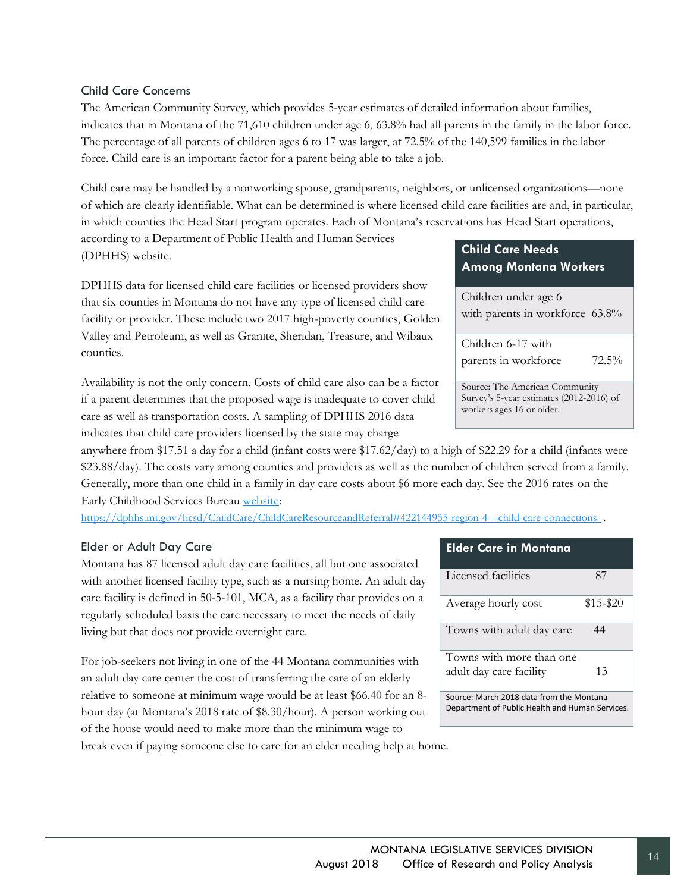### Child Care Concerns

The American Community Survey, which provides 5-year estimates of detailed information about families, indicates that in Montana of the 71,610 children under age 6, 63.8% had all parents in the family in the labor force. The percentage of all parents of children ages 6 to 17 was larger, at 72.5% of the 140,599 families in the labor force. Child care is an important factor for a parent being able to take a job.

Child care may be handled by a nonworking spouse, grandparents, neighbors, or unlicensed organizations—none of which are clearly identifiable. What can be determined is where licensed child care facilities are and, in particular, in which counties the Head Start program operates. Each of Montana's reservations has Head Start operations, according to a Department of Public Health and Human Services (DPHHS) website.

| Child Care Needs Among Montana Workers | |
|---|---|
| Children under age 6 with parents in workforce | 63.8% |
| Children 6-17 with parents in workforce | 72.5% |

Source: The American Community Survey's 5-year estimates (2012-2016) of workers ages 16 or older.

DPHHS data for licensed child care facilities or licensed providers show that six counties in Montana do not have any type of licensed child care facility or provider. These include two 2017 high-poverty counties, Golden Valley and Petroleum, as well as Granite, Sheridan, Treasure, and Wibaux counties.

Availability is not the only concern. Costs of child care also can be a factor if a parent determines that the proposed wage is inadequate to cover child care as well as transportation costs. A sampling of DPHHS 2016 data indicates that child care providers licensed by the state may charge anywhere from $17.51 a day for a child (infant costs were $17.62/day) to a high of $22.29 for a child (infants were $23.88/day). The costs vary among counties and providers as well as the number of children served from a family. Generally, more than one child in a family in day care costs about $6 more each day. See the 2016 rates on the Early Childhood Services Bureau [website](https://dphhs.mt.gov/hcsd/ChildCare/ChildCareResourceandReferral#422144955-region-4---child-care-connections-):
https://dphhs.mt.gov/hcsd/ChildCare/ChildCareResourceandReferral#422144955-region-4---child-care-connections- .

### Elder or Adult Day Care

Montana has 87 licensed adult day care facilities, all but one associated with another licensed facility type, such as a nursing home. An adult day care facility is defined in 50-5-101, MCA, as a facility that provides on a regularly scheduled basis the care necessary to meet the needs of daily living but that does not provide overnight care.

| Elder Care in Montana | |
|---|---|
| Licensed facilities | 87 |
| Average hourly cost | $15-$20 |
| Towns with adult day care | 44 |
| Towns with more than one adult day care facility | 13 |

Source: March 2018 data from the Montana Department of Public Health and Human Services.

For job-seekers not living in one of the 44 Montana communities with an adult day care center the cost of transferring the care of an elderly relative to someone at minimum wage would be at least $66.40 for an 8-hour day (at Montana's 2018 rate of $8.30/hour). A person working out of the house would need to make more than the minimum wage to break even if paying someone else to care for an elder needing help at home.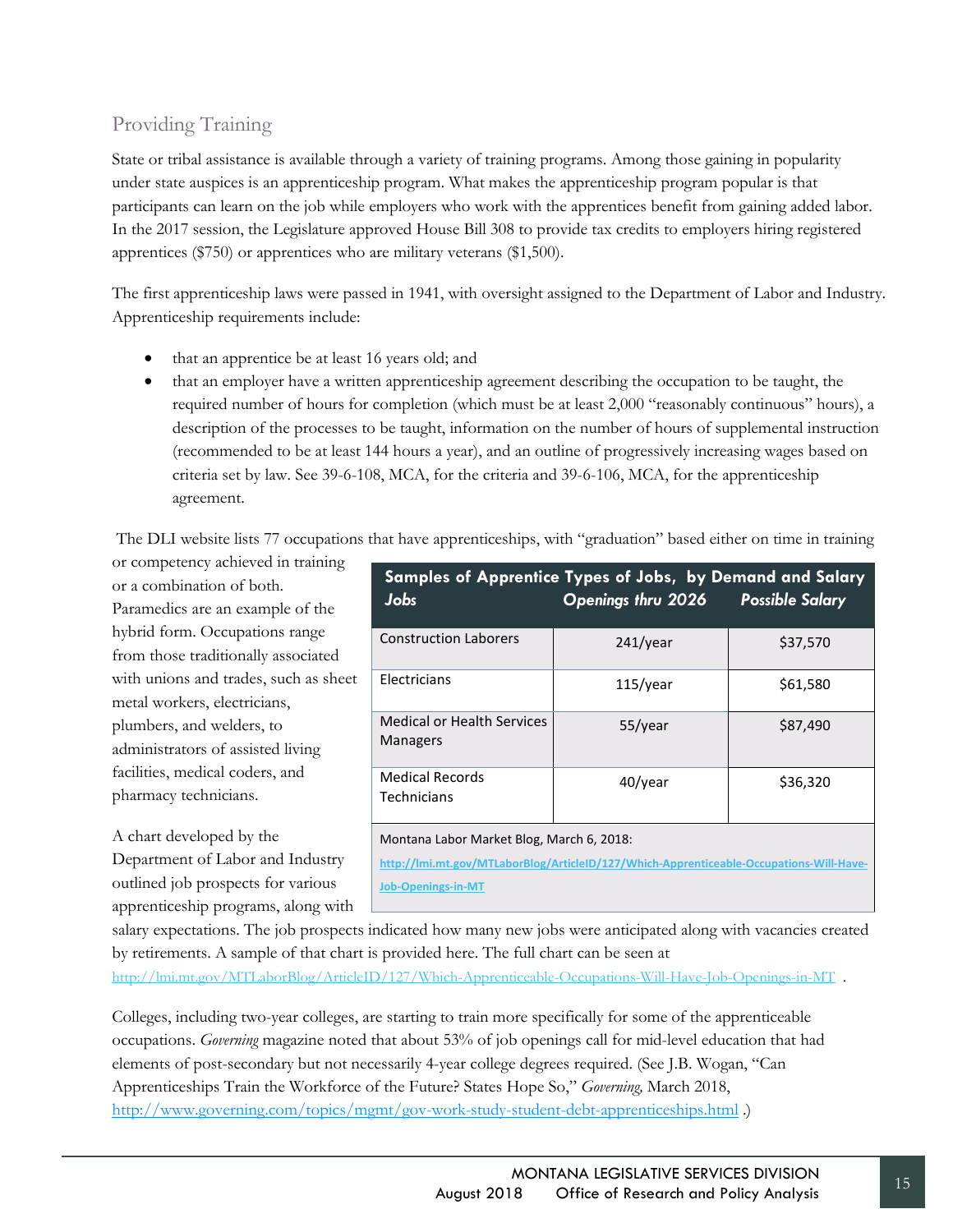## Providing Training

State or tribal assistance is available through a variety of training programs. Among those gaining in popularity under state auspices is an apprenticeship program. What makes the apprenticeship program popular is that participants can learn on the job while employers who work with the apprentices benefit from gaining added labor. In the 2017 session, the Legislature approved House Bill 308 to provide tax credits to employers hiring registered apprentices ($750) or apprentices who are military veterans ($1,500).

The first apprenticeship laws were passed in 1941, with oversight assigned to the Department of Labor and Industry. Apprenticeship requirements include:

- that an apprentice be at least 16 years old; and
- that an employer have a written apprenticeship agreement describing the occupation to be taught, the required number of hours for completion (which must be at least 2,000 "reasonably continuous" hours), a description of the processes to be taught, information on the number of hours of supplemental instruction (recommended to be at least 144 hours a year), and an outline of progressively increasing wages based on criteria set by law. See 39-6-108, MCA, for the criteria and 39-6-106, MCA, for the apprenticeship agreement.

The DLI website lists 77 occupations that have apprenticeships, with "graduation" based either on time in training or competency achieved in training or a combination of both. Paramedics are an example of the hybrid form. Occupations range from those traditionally associated with unions and trades, such as sheet metal workers, electricians, plumbers, and welders, to administrators of assisted living facilities, medical coders, and pharmacy technicians.

**Samples of Apprentice Types of Jobs, by Demand and Salary**

| *Jobs* | *Openings thru 2026* | *Possible Salary* |
|---|---|---|
| Construction Laborers | 241/year | $37,570 |
| Electricians | 115/year | $61,580 |
| Medical or Health Services Managers | 55/year | $87,490 |
| Medical Records Technicians | 40/year | $36,320 |

Montana Labor Market Blog, March 6, 2018: http://lmi.mt.gov/MTLaborBlog/ArticleID/127/Which-Apprenticeable-Occupations-Will-Have-Job-Openings-in-MT

A chart developed by the Department of Labor and Industry outlined job prospects for various apprenticeship programs, along with salary expectations. The job prospects indicated how many new jobs were anticipated along with vacancies created by retirements. A sample of that chart is provided here. The full chart can be seen at http://lmi.mt.gov/MTLaborBlog/ArticleID/127/Which-Apprenticeable-Occupations-Will-Have-Job-Openings-in-MT .

Colleges, including two-year colleges, are starting to train more specifically for some of the apprenticeable occupations. *Governing* magazine noted that about 53% of job openings call for mid-level education that had elements of post-secondary but not necessarily 4-year college degrees required. (See J.B. Wogan, "Can Apprenticeships Train the Workforce of the Future? States Hope So," *Governing,* March 2018, http://www.governing.com/topics/mgmt/gov-work-study-student-debt-apprenticeships.html .)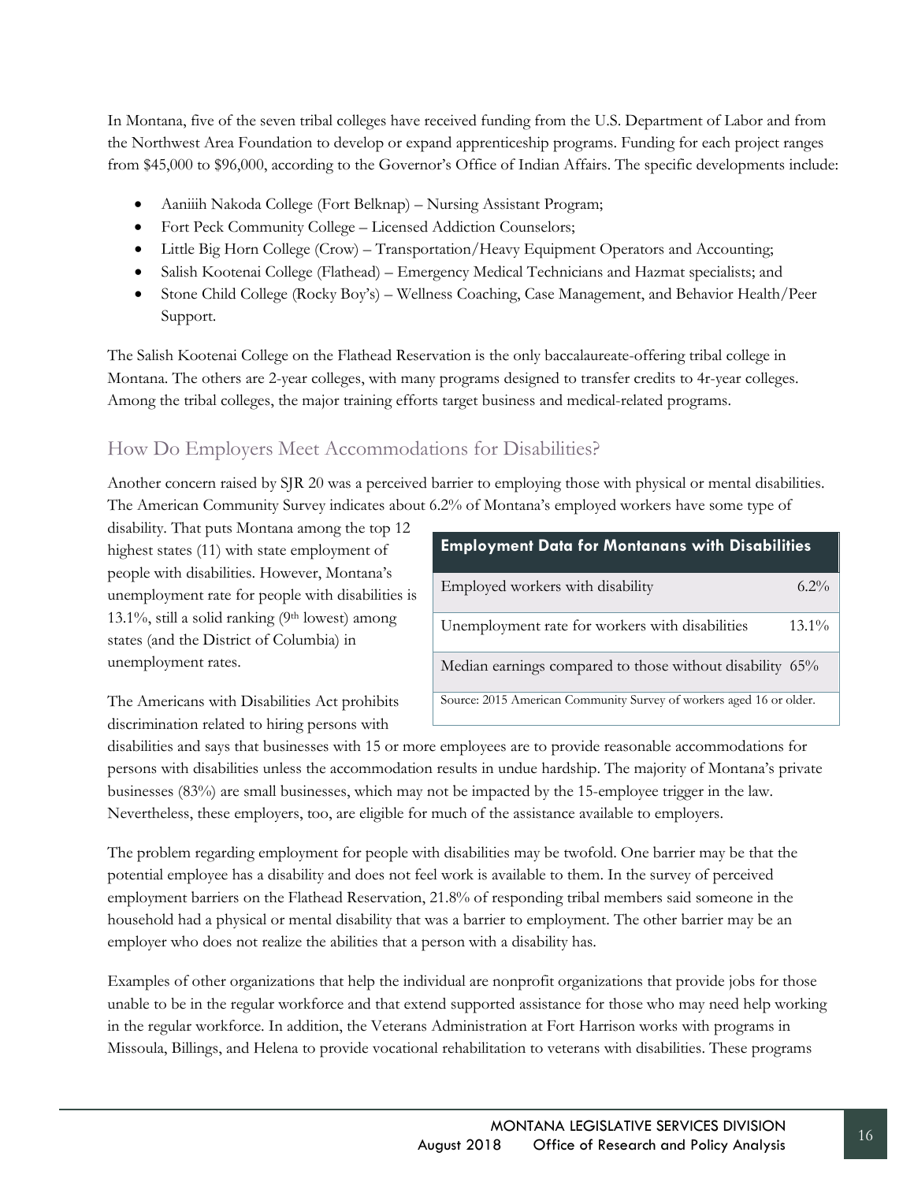In Montana, five of the seven tribal colleges have received funding from the U.S. Department of Labor and from the Northwest Area Foundation to develop or expand apprenticeship programs. Funding for each project ranges from \$45,000 to \$96,000, according to the Governor's Office of Indian Affairs. The specific developments include:

- Aaniiih Nakoda College (Fort Belknap) – Nursing Assistant Program;
- Fort Peck Community College – Licensed Addiction Counselors;
- Little Big Horn College (Crow) – Transportation/Heavy Equipment Operators and Accounting;
- Salish Kootenai College (Flathead) – Emergency Medical Technicians and Hazmat specialists; and
- Stone Child College (Rocky Boy's) – Wellness Coaching, Case Management, and Behavior Health/Peer Support.

The Salish Kootenai College on the Flathead Reservation is the only baccalaureate-offering tribal college in Montana. The others are 2-year colleges, with many programs designed to transfer credits to 4r-year colleges. Among the tribal colleges, the major training efforts target business and medical-related programs.

## How Do Employers Meet Accommodations for Disabilities?

Another concern raised by SJR 20 was a perceived barrier to employing those with physical or mental disabilities. The American Community Survey indicates about 6.2% of Montana's employed workers have some type of disability. That puts Montana among the top 12 highest states (11) with state employment of people with disabilities. However, Montana's unemployment rate for people with disabilities is 13.1%, still a solid ranking (9th lowest) among states (and the District of Columbia) in unemployment rates.

| Employment Data for Montanans with Disabilities | |
|---|---|
| Employed workers with disability | 6.2% |
| Unemployment rate for workers with disabilities | 13.1% |
| Median earnings compared to those without disability | 65% |

Source: 2015 American Community Survey of workers aged 16 or older.

The Americans with Disabilities Act prohibits discrimination related to hiring persons with disabilities and says that businesses with 15 or more employees are to provide reasonable accommodations for persons with disabilities unless the accommodation results in undue hardship. The majority of Montana's private businesses (83%) are small businesses, which may not be impacted by the 15-employee trigger in the law. Nevertheless, these employers, too, are eligible for much of the assistance available to employers.

The problem regarding employment for people with disabilities may be twofold. One barrier may be that the potential employee has a disability and does not feel work is available to them. In the survey of perceived employment barriers on the Flathead Reservation, 21.8% of responding tribal members said someone in the household had a physical or mental disability that was a barrier to employment. The other barrier may be an employer who does not realize the abilities that a person with a disability has.

Examples of other organizations that help the individual are nonprofit organizations that provide jobs for those unable to be in the regular workforce and that extend supported assistance for those who may need help working in the regular workforce. In addition, the Veterans Administration at Fort Harrison works with programs in Missoula, Billings, and Helena to provide vocational rehabilitation to veterans with disabilities. These programs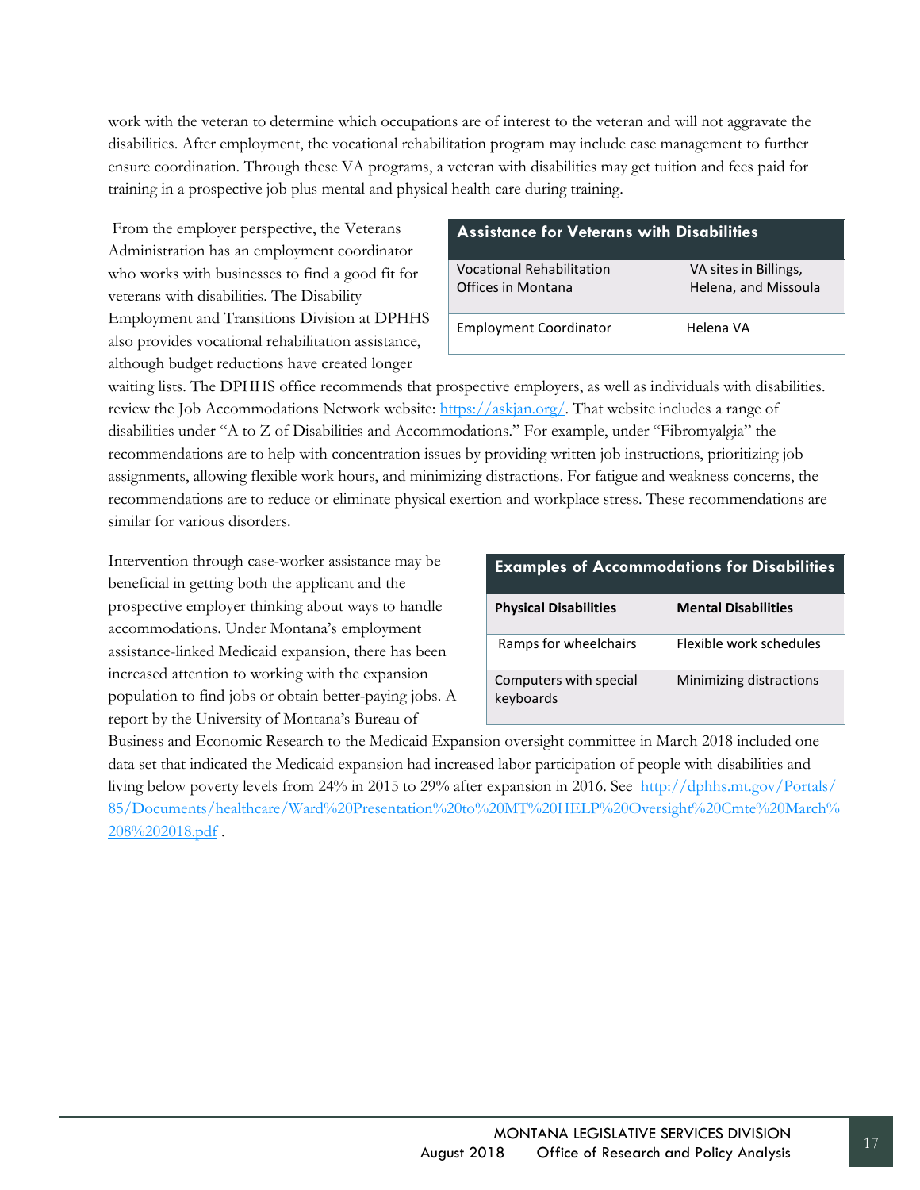work with the veteran to determine which occupations are of interest to the veteran and will not aggravate the disabilities. After employment, the vocational rehabilitation program may include case management to further ensure coordination. Through these VA programs, a veteran with disabilities may get tuition and fees paid for training in a prospective job plus mental and physical health care during training.

From the employer perspective, the Veterans Administration has an employment coordinator who works with businesses to find a good fit for veterans with disabilities. The Disability Employment and Transitions Division at DPHHS also provides vocational rehabilitation assistance, although budget reductions have created longer waiting lists. The DPHHS office recommends that prospective employers, as well as individuals with disabilities. review the Job Accommodations Network website: https://askjan.org/. That website includes a range of disabilities under "A to Z of Disabilities and Accommodations." For example, under "Fibromyalgia" the recommendations are to help with concentration issues by providing written job instructions, prioritizing job assignments, allowing flexible work hours, and minimizing distractions. For fatigue and weakness concerns, the recommendations are to reduce or eliminate physical exertion and workplace stress. These recommendations are similar for various disorders.

| Assistance for Veterans with Disabilities | |
|---|---|
| Vocational Rehabilitation Offices in Montana | VA sites in Billings, Helena, and Missoula |
| Employment Coordinator | Helena VA |

Intervention through case-worker assistance may be beneficial in getting both the applicant and the prospective employer thinking about ways to handle accommodations. Under Montana's employment assistance-linked Medicaid expansion, there has been increased attention to working with the expansion population to find jobs or obtain better-paying jobs. A report by the University of Montana's Bureau of Business and Economic Research to the Medicaid Expansion oversight committee in March 2018 included one data set that indicated the Medicaid expansion had increased labor participation of people with disabilities and living below poverty levels from 24% in 2015 to 29% after expansion in 2016. See http://dphhs.mt.gov/Portals/85/Documents/healthcare/Ward%20Presentation%20to%20MT%20HELP%20Oversight%20Cmte%20March%208%202018.pdf .

| Examples of Accommodations for Disabilities | |
|---|---|
| **Physical Disabilities** | **Mental Disabilities** |
| Ramps for wheelchairs | Flexible work schedules |
| Computers with special keyboards | Minimizing distractions |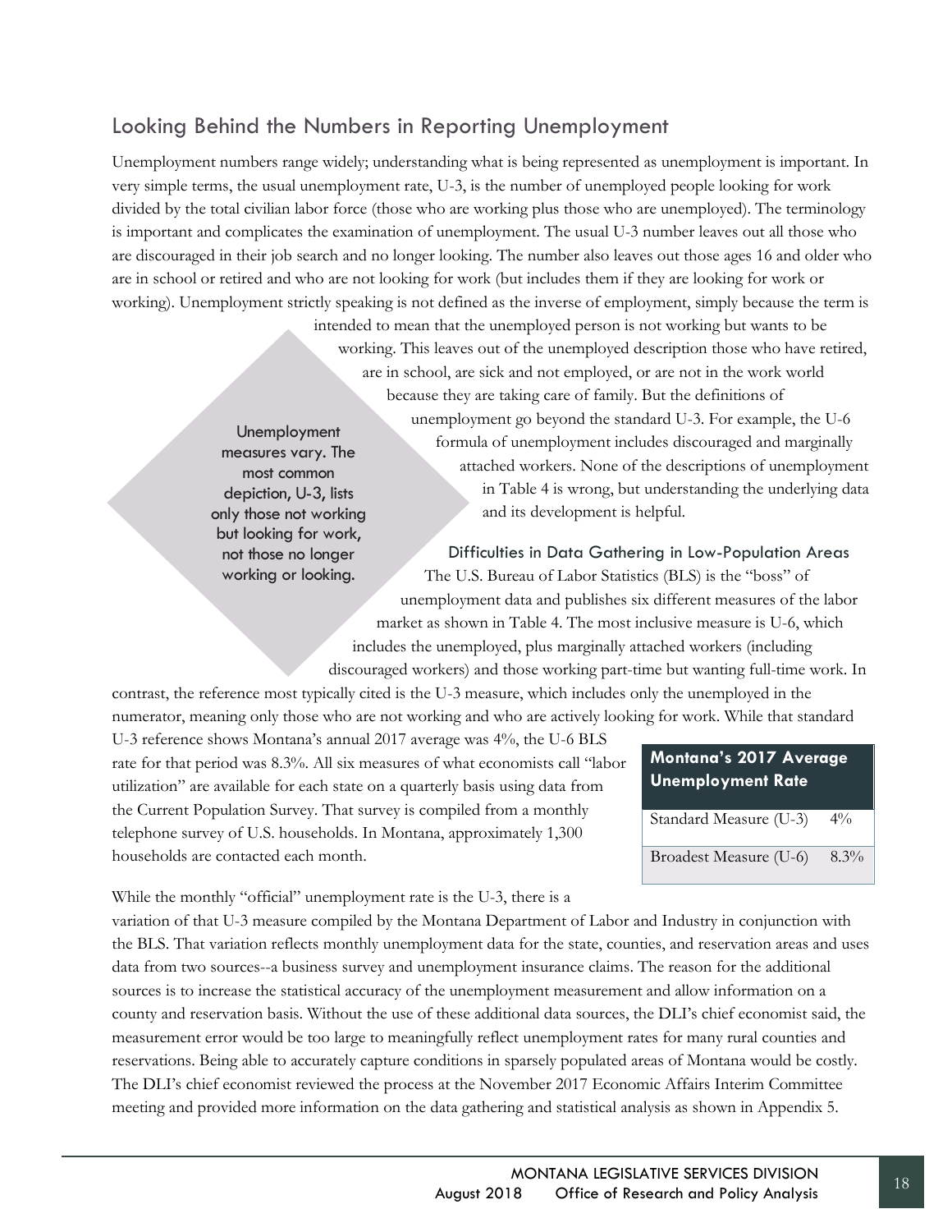## Looking Behind the Numbers in Reporting Unemployment

Unemployment numbers range widely; understanding what is being represented as unemployment is important. In very simple terms, the usual unemployment rate, U-3, is the number of unemployed people looking for work divided by the total civilian labor force (those who are working plus those who are unemployed). The terminology is important and complicates the examination of unemployment. The usual U-3 number leaves out all those who are discouraged in their job search and no longer looking. The number also leaves out those ages 16 and older who are in school or retired and who are not looking for work (but includes them if they are looking for work or working). Unemployment strictly speaking is not defined as the inverse of employment, simply because the term is intended to mean that the unemployed person is not working but wants to be working. This leaves out of the unemployed description those who have retired, are in school, are sick and not employed, or are not in the work world because they are taking care of family. But the definitions of unemployment go beyond the standard U-3. For example, the U-6 formula of unemployment includes discouraged and marginally attached workers. None of the descriptions of unemployment in Table 4 is wrong, but understanding the underlying data and its development is helpful.

> Unemployment measures vary. The most common depiction, U-3, lists only those not working but looking for work, not those no longer working or looking.

### Difficulties in Data Gathering in Low-Population Areas

The U.S. Bureau of Labor Statistics (BLS) is the "boss" of unemployment data and publishes six different measures of the labor market as shown in Table 4. The most inclusive measure is U-6, which includes the unemployed, plus marginally attached workers (including discouraged workers) and those working part-time but wanting full-time work. In contrast, the reference most typically cited is the U-3 measure, which includes only the unemployed in the numerator, meaning only those who are not working and who are actively looking for work. While that standard U-3 reference shows Montana's annual 2017 average was 4%, the U-6 BLS rate for that period was 8.3%. All six measures of what economists call "labor utilization" are available for each state on a quarterly basis using data from the Current Population Survey. That survey is compiled from a monthly telephone survey of U.S. households. In Montana, approximately 1,300 households are contacted each month.

| Montana's 2017 Average Unemployment Rate | |
|---|---|
| Standard Measure (U-3) | 4% |
| Broadest Measure (U-6) | 8.3% |

While the monthly "official" unemployment rate is the U-3, there is a variation of that U-3 measure compiled by the Montana Department of Labor and Industry in conjunction with the BLS. That variation reflects monthly unemployment data for the state, counties, and reservation areas and uses data from two sources--a business survey and unemployment insurance claims. The reason for the additional sources is to increase the statistical accuracy of the unemployment measurement and allow information on a county and reservation basis. Without the use of these additional data sources, the DLI's chief economist said, the measurement error would be too large to meaningfully reflect unemployment rates for many rural counties and reservations. Being able to accurately capture conditions in sparsely populated areas of Montana would be costly. The DLI's chief economist reviewed the process at the November 2017 Economic Affairs Interim Committee meeting and provided more information on the data gathering and statistical analysis as shown in Appendix 5.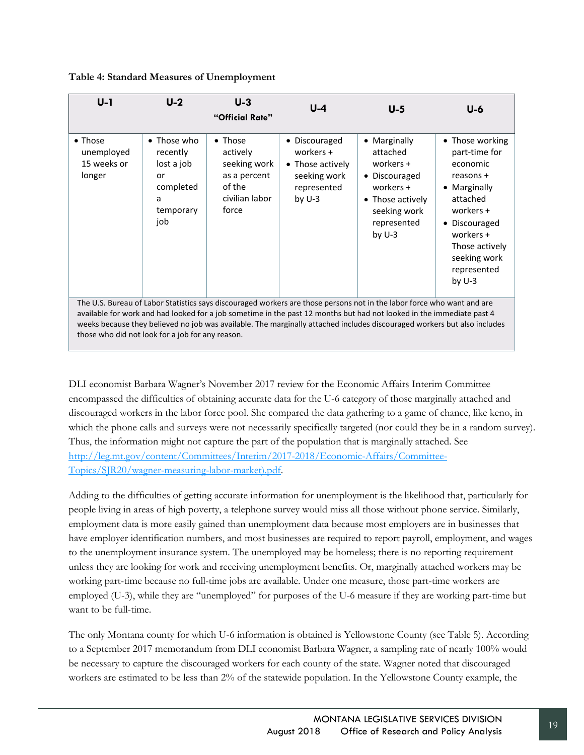**Table 4: Standard Measures of Unemployment**

| U-1 | U-2 | U-3 "Official Rate" | U-4 | U-5 | U-6 |
|---|---|---|---|---|---|
| • Those unemployed 15 weeks or longer | • Those who recently lost a job or completed a temporary job | • Those actively seeking work as a percent of the civilian labor force | • Discouraged workers + • Those actively seeking work represented by U-3 | • Marginally attached workers + • Discouraged workers + • Those actively seeking work represented by U-3 | • Those working part-time for economic reasons + • Marginally attached workers + • Discouraged workers + Those actively seeking work represented by U-3 |
| The U.S. Bureau of Labor Statistics says discouraged workers are those persons not in the labor force who want and are available for work and had looked for a job sometime in the past 12 months but had not looked in the immediate past 4 weeks because they believed no job was available. The marginally attached includes discouraged workers but also includes those who did not look for a job for any reason. | | | | | |

DLI economist Barbara Wagner's November 2017 review for the Economic Affairs Interim Committee encompassed the difficulties of obtaining accurate data for the U-6 category of those marginally attached and discouraged workers in the labor force pool. She compared the data gathering to a game of chance, like keno, in which the phone calls and surveys were not necessarily specifically targeted (nor could they be in a random survey). Thus, the information might not capture the part of the population that is marginally attached. See [http://leg.mt.gov/content/Committees/Interim/2017-2018/Economic-Affairs/Committee-Topics/SJR20/wagner-measuring-labor-market).pdf](http://leg.mt.gov/content/Committees/Interim/2017-2018/Economic-Affairs/Committee-Topics/SJR20/wagner-measuring-labor-market).pdf).

Adding to the difficulties of getting accurate information for unemployment is the likelihood that, particularly for people living in areas of high poverty, a telephone survey would miss all those without phone service. Similarly, employment data is more easily gained than unemployment data because most employers are in businesses that have employer identification numbers, and most businesses are required to report payroll, employment, and wages to the unemployment insurance system. The unemployed may be homeless; there is no reporting requirement unless they are looking for work and receiving unemployment benefits. Or, marginally attached workers may be working part-time because no full-time jobs are available. Under one measure, those part-time workers are employed (U-3), while they are "unemployed" for purposes of the U-6 measure if they are working part-time but want to be full-time.

The only Montana county for which U-6 information is obtained is Yellowstone County (see Table 5). According to a September 2017 memorandum from DLI economist Barbara Wagner, a sampling rate of nearly 100% would be necessary to capture the discouraged workers for each county of the state. Wagner noted that discouraged workers are estimated to be less than 2% of the statewide population. In the Yellowstone County example, the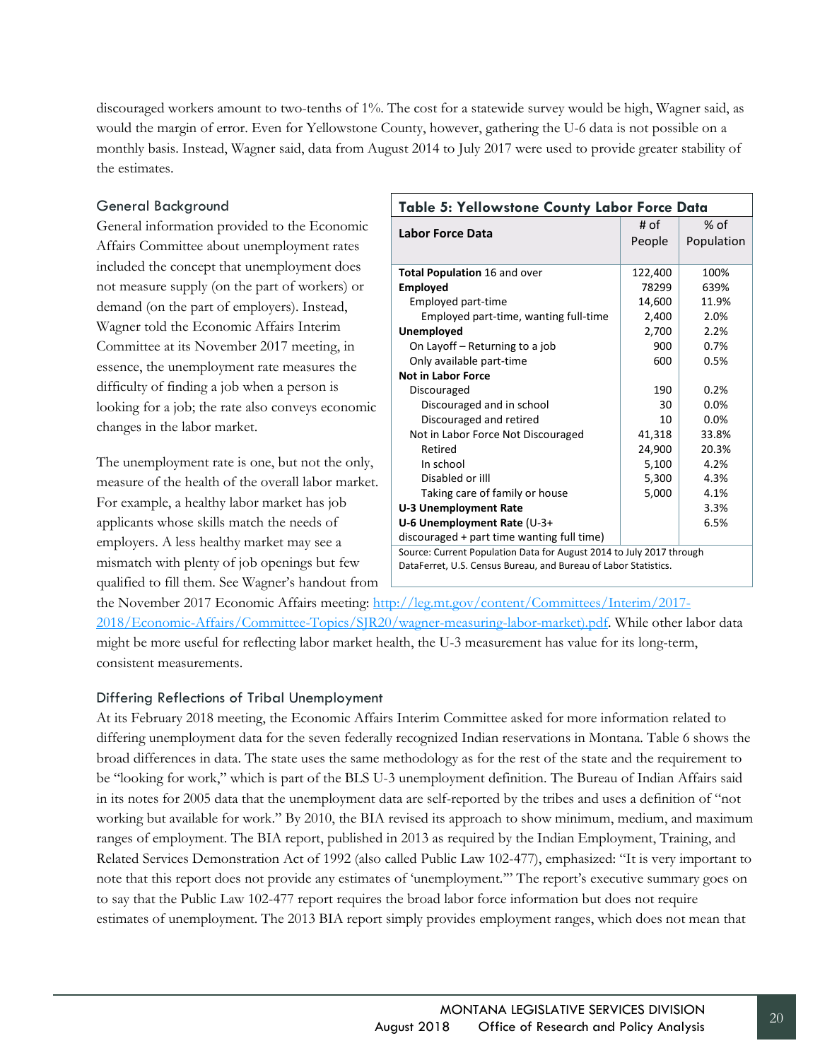discouraged workers amount to two-tenths of 1%. The cost for a statewide survey would be high, Wagner said, as would the margin of error. Even for Yellowstone County, however, gathering the U-6 data is not possible on a monthly basis. Instead, Wagner said, data from August 2014 to July 2017 were used to provide greater stability of the estimates.

### General Background

General information provided to the Economic Affairs Committee about unemployment rates included the concept that unemployment does not measure supply (on the part of workers) or demand (on the part of employers). Instead, Wagner told the Economic Affairs Interim Committee at its November 2017 meeting, in essence, the unemployment rate measures the difficulty of finding a job when a person is looking for a job; the rate also conveys economic changes in the labor market.

**Table 5: Yellowstone County Labor Force Data**

| Labor Force Data | # of People | % of Population |
|---|---|---|
| **Total Population** 16 and over | 122,400 | 100% |
| **Employed** | 78299 | 639% |
| Employed part-time | 14,600 | 11.9% |
| Employed part-time, wanting full-time | 2,400 | 2.0% |
| **Unemployed** | 2,700 | 2.2% |
| On Layoff – Returning to a job | 900 | 0.7% |
| Only available part-time | 600 | 0.5% |
| **Not in Labor Force** | | |
| Discouraged | 190 | 0.2% |
| Discouraged and in school | 30 | 0.0% |
| Discouraged and retired | 10 | 0.0% |
| Not in Labor Force Not Discouraged | 41,318 | 33.8% |
| Retired | 24,900 | 20.3% |
| In school | 5,100 | 4.2% |
| Disabled or ilII | 5,300 | 4.3% |
| Taking care of family or house | 5,000 | 4.1% |
| **U-3 Unemployment Rate** | | 3.3% |
| **U-6 Unemployment Rate** (U-3+ discouraged + part time wanting full time) | | 6.5% |

Source: Current Population Data for August 2014 to July 2017 through DataFerret, U.S. Census Bureau, and Bureau of Labor Statistics.

The unemployment rate is one, but not the only, measure of the health of the overall labor market. For example, a healthy labor market has job applicants whose skills match the needs of employers. A less healthy market may see a mismatch with plenty of job openings but few qualified to fill them. See Wagner's handout from the November 2017 Economic Affairs meeting: [http://leg.mt.gov/content/Committees/Interim/2017-2018/Economic-Affairs/Committee-Topics/SJR20/wagner-measuring-labor-market).pdf](http://leg.mt.gov/content/Committees/Interim/2017-2018/Economic-Affairs/Committee-Topics/SJR20/wagner-measuring-labor-market).pdf). While other labor data might be more useful for reflecting labor market health, the U-3 measurement has value for its long-term, consistent measurements.

### Differing Reflections of Tribal Unemployment

At its February 2018 meeting, the Economic Affairs Interim Committee asked for more information related to differing unemployment data for the seven federally recognized Indian reservations in Montana. Table 6 shows the broad differences in data. The state uses the same methodology as for the rest of the state and the requirement to be "looking for work," which is part of the BLS U-3 unemployment definition. The Bureau of Indian Affairs said in its notes for 2005 data that the unemployment data are self-reported by the tribes and uses a definition of "not working but available for work." By 2010, the BIA revised its approach to show minimum, medium, and maximum ranges of employment. The BIA report, published in 2013 as required by the Indian Employment, Training, and Related Services Demonstration Act of 1992 (also called Public Law 102-477), emphasized: "It is very important to note that this report does not provide any estimates of 'unemployment.'" The report's executive summary goes on to say that the Public Law 102-477 report requires the broad labor force information but does not require estimates of unemployment. The 2013 BIA report simply provides employment ranges, which does not mean that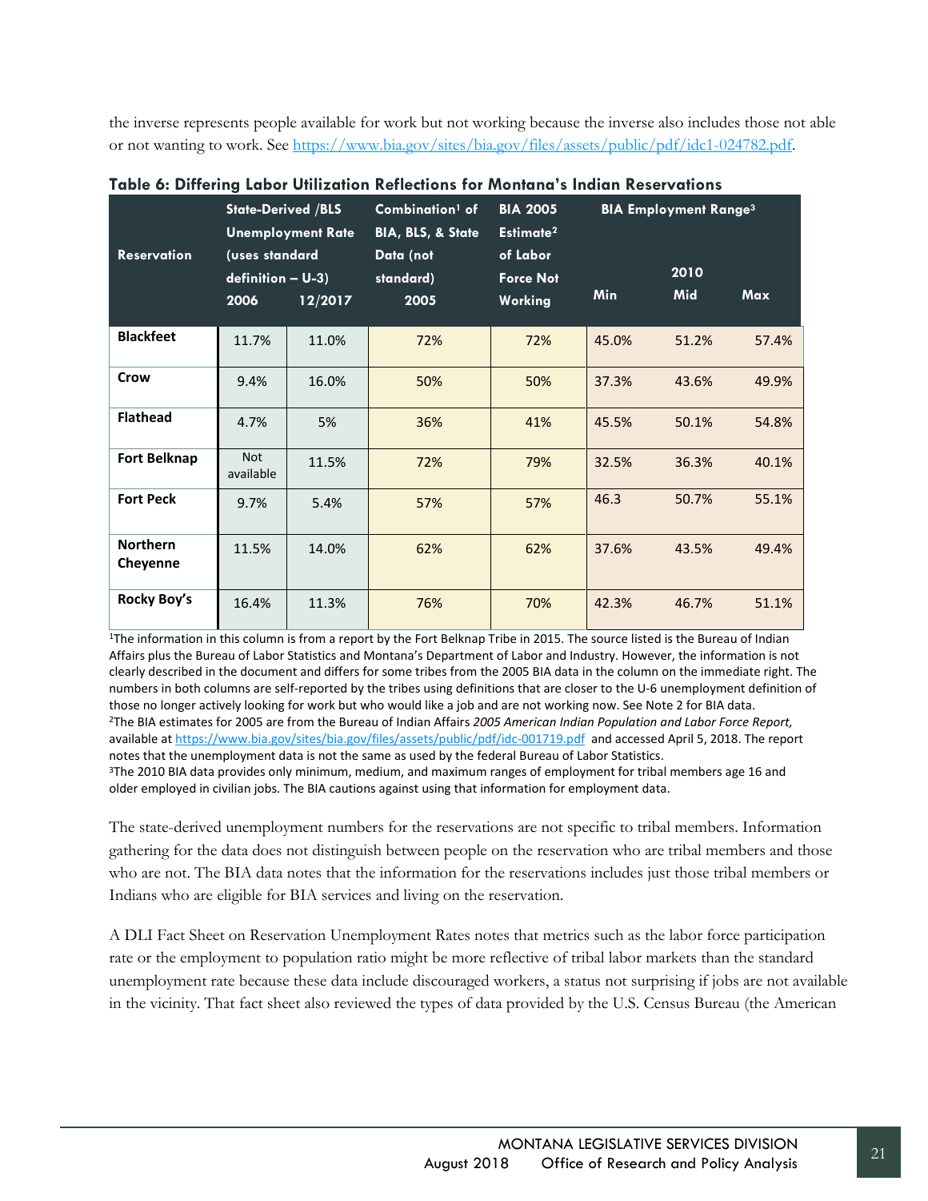the inverse represents people available for work but not working because the inverse also includes those not able or not wanting to work. See https://www.bia.gov/sites/bia.gov/files/assets/public/pdf/idc1-024782.pdf.

**Table 6: Differing Labor Utilization Reflections for Montana's Indian Reservations**

| Reservation | State-Derived /BLS Unemployment Rate (uses standard definition – U-3) 2006 | 12/2017 | Combination[1] of BIA, BLS, & State Data (not standard) 2005 | BIA 2005 Estimate[2] of Labor Force Not Working | BIA Employment Range[3] Min | 2010 Mid | Max |
|---|---|---|---|---|---|---|---|
| **Blackfeet** | 11.7% | 11.0% | 72% | 72% | 45.0% | 51.2% | 57.4% |
| **Crow** | 9.4% | 16.0% | 50% | 50% | 37.3% | 43.6% | 49.9% |
| **Flathead** | 4.7% | 5% | 36% | 41% | 45.5% | 50.1% | 54.8% |
| **Fort Belknap** | Not available | 11.5% | 72% | 79% | 32.5% | 36.3% | 40.1% |
| **Fort Peck** | 9.7% | 5.4% | 57% | 57% | 46.3 | 50.7% | 55.1% |
| **Northern Cheyenne** | 11.5% | 14.0% | 62% | 62% | 37.6% | 43.5% | 49.4% |
| **Rocky Boy's** | 16.4% | 11.3% | 76% | 70% | 42.3% | 46.7% | 51.1% |

[1]The information in this column is from a report by the Fort Belknap Tribe in 2015. The source listed is the Bureau of Indian Affairs plus the Bureau of Labor Statistics and Montana's Department of Labor and Industry. However, the information is not clearly described in the document and differs for some tribes from the 2005 BIA data in the column on the immediate right. The numbers in both columns are self-reported by the tribes using definitions that are closer to the U-6 unemployment definition of those no longer actively looking for work but who would like a job and are not working now. See Note 2 for BIA data.
[2]The BIA estimates for 2005 are from the Bureau of Indian Affairs *2005 American Indian Population and Labor Force Report,* available at https://www.bia.gov/sites/bia.gov/files/assets/public/pdf/idc-001719.pdf and accessed April 5, 2018. The report notes that the unemployment data is not the same as used by the federal Bureau of Labor Statistics.
[3]The 2010 BIA data provides only minimum, medium, and maximum ranges of employment for tribal members age 16 and older employed in civilian jobs. The BIA cautions against using that information for employment data.

The state-derived unemployment numbers for the reservations are not specific to tribal members. Information gathering for the data does not distinguish between people on the reservation who are tribal members and those who are not. The BIA data notes that the information for the reservations includes just those tribal members or Indians who are eligible for BIA services and living on the reservation.

A DLI Fact Sheet on Reservation Unemployment Rates notes that metrics such as the labor force participation rate or the employment to population ratio might be more reflective of tribal labor markets than the standard unemployment rate because these data include discouraged workers, a status not surprising if jobs are not available in the vicinity. That fact sheet also reviewed the types of data provided by the U.S. Census Bureau (the American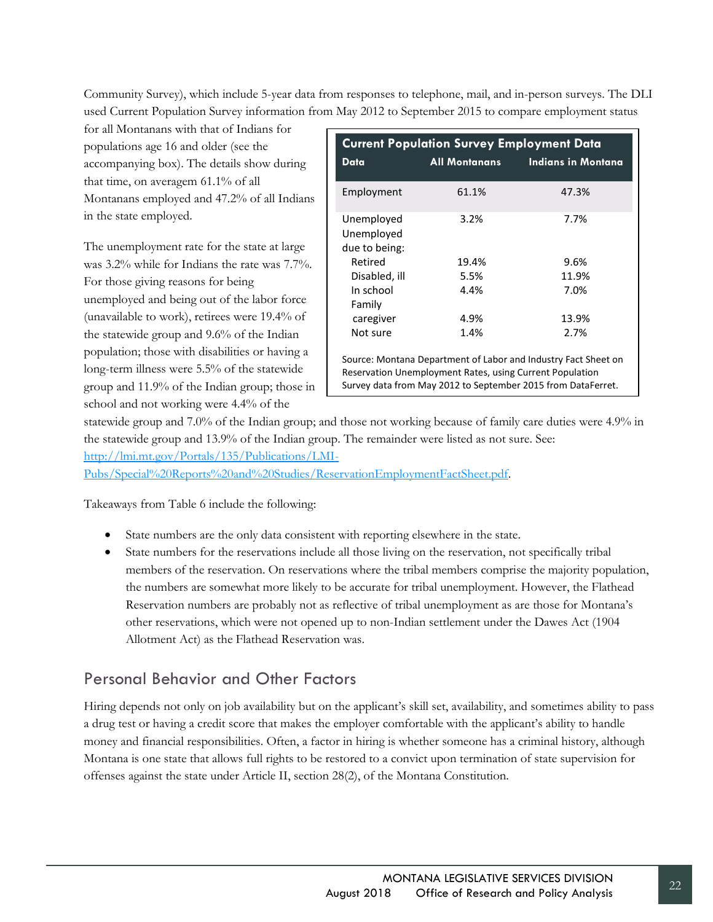Community Survey), which include 5-year data from responses to telephone, mail, and in-person surveys. The DLI used Current Population Survey information from May 2012 to September 2015 to compare employment status for all Montanans with that of Indians for populations age 16 and older (see the accompanying box). The details show during that time, on averagem 61.1% of all Montanans employed and 47.2% of all Indians in the state employed.

| **Current Population Survey Employment Data** | | |
|---|---|---|
| **Data** | **All Montanans** | **Indians in Montana** |
| Employment | 61.1% | 47.3% |
| Unemployed | 3.2% | 7.7% |
| Unemployed due to being: | | |
| Retired | 19.4% | 9.6% |
| Disabled, ill | 5.5% | 11.9% |
| In school | 4.4% | 7.0% |
| Family caregiver | 4.9% | 13.9% |
| Not sure | 1.4% | 2.7% |

Source: Montana Department of Labor and Industry Fact Sheet on Reservation Unemployment Rates, using Current Population Survey data from May 2012 to September 2015 from DataFerret.

The unemployment rate for the state at large was 3.2% while for Indians the rate was 7.7%. For those giving reasons for being unemployed and being out of the labor force (unavailable to work), retirees were 19.4% of the statewide group and 9.6% of the Indian population; those with disabilities or having a long-term illness were 5.5% of the statewide group and 11.9% of the Indian group; those in school and not working were 4.4% of the statewide group and 7.0% of the Indian group; and those not working because of family care duties were 4.9% in the statewide group and 13.9% of the Indian group. The remainder were listed as not sure. See: [http://lmi.mt.gov/Portals/135/Publications/LMI-Pubs/Special%20Reports%20and%20Studies/ReservationEmploymentFactSheet.pdf](http://lmi.mt.gov/Portals/135/Publications/LMI-Pubs/Special%20Reports%20and%20Studies/ReservationEmploymentFactSheet.pdf).

Takeaways from Table 6 include the following:

- State numbers are the only data consistent with reporting elsewhere in the state.
- State numbers for the reservations include all those living on the reservation, not specifically tribal members of the reservation. On reservations where the tribal members comprise the majority population, the numbers are somewhat more likely to be accurate for tribal unemployment. However, the Flathead Reservation numbers are probably not as reflective of tribal unemployment as are those for Montana's other reservations, which were not opened up to non-Indian settlement under the Dawes Act (1904 Allotment Act) as the Flathead Reservation was.

## Personal Behavior and Other Factors

Hiring depends not only on job availability but on the applicant's skill set, availability, and sometimes ability to pass a drug test or having a credit score that makes the employer comfortable with the applicant's ability to handle money and financial responsibilities. Often, a factor in hiring is whether someone has a criminal history, although Montana is one state that allows full rights to be restored to a convict upon termination of state supervision for offenses against the state under Article II, section 28(2), of the Montana Constitution.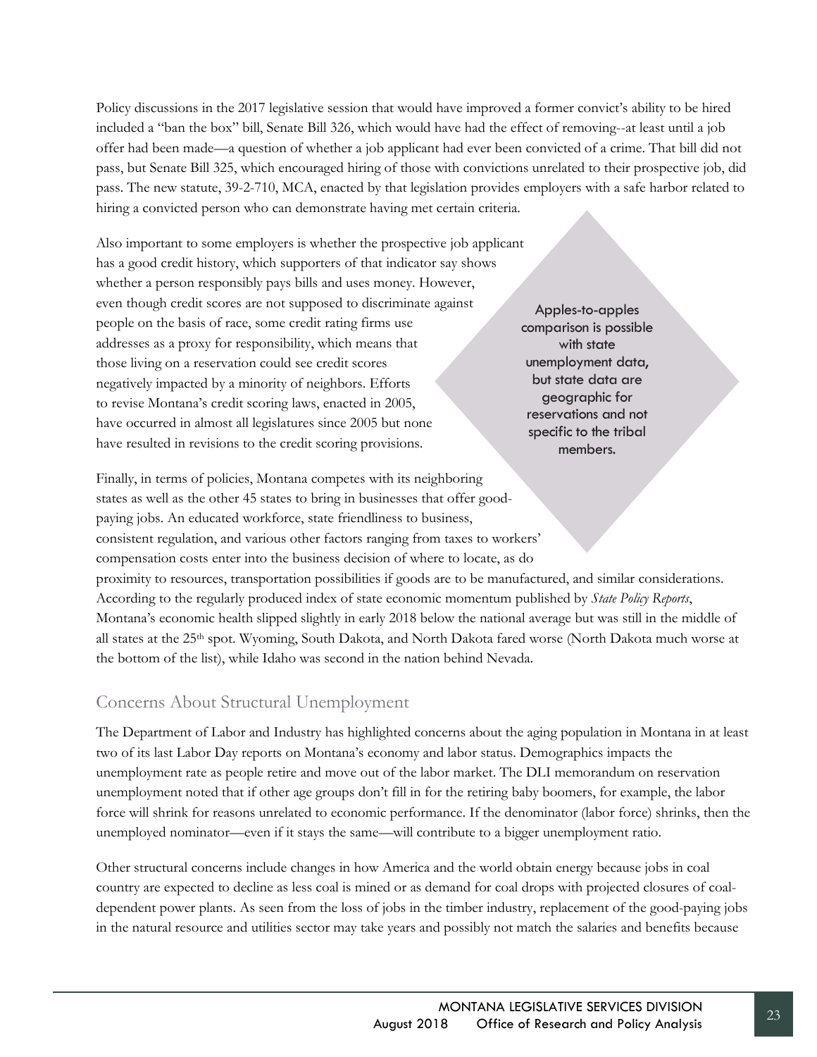Policy discussions in the 2017 legislative session that would have improved a former convict's ability to be hired included a "ban the box" bill, Senate Bill 326, which would have had the effect of removing--at least until a job offer had been made—a question of whether a job applicant had ever been convicted of a crime. That bill did not pass, but Senate Bill 325, which encouraged hiring of those with convictions unrelated to their prospective job, did pass. The new statute, 39-2-710, MCA, enacted by that legislation provides employers with a safe harbor related to hiring a convicted person who can demonstrate having met certain criteria.

Also important to some employers is whether the prospective job applicant has a good credit history, which supporters of that indicator say shows whether a person responsibly pays bills and uses money. However, even though credit scores are not supposed to discriminate against people on the basis of race, some credit rating firms use addresses as a proxy for responsibility, which means that those living on a reservation could see credit scores negatively impacted by a minority of neighbors. Efforts to revise Montana's credit scoring laws, enacted in 2005, have occurred in almost all legislatures since 2005 but none have resulted in revisions to the credit scoring provisions.

> Apples-to-apples comparison is possible with state unemployment data, but state data are geographic for reservations and not specific to the tribal members.

Finally, in terms of policies, Montana competes with its neighboring states as well as the other 45 states to bring in businesses that offer good-paying jobs. An educated workforce, state friendliness to business, consistent regulation, and various other factors ranging from taxes to workers' compensation costs enter into the business decision of where to locate, as do proximity to resources, transportation possibilities if goods are to be manufactured, and similar considerations. According to the regularly produced index of state economic momentum published by *State Policy Reports*, Montana's economic health slipped slightly in early 2018 below the national average but was still in the middle of all states at the 25th spot. Wyoming, South Dakota, and North Dakota fared worse (North Dakota much worse at the bottom of the list), while Idaho was second in the nation behind Nevada.

## Concerns About Structural Unemployment

The Department of Labor and Industry has highlighted concerns about the aging population in Montana in at least two of its last Labor Day reports on Montana's economy and labor status. Demographics impacts the unemployment rate as people retire and move out of the labor market. The DLI memorandum on reservation unemployment noted that if other age groups don't fill in for the retiring baby boomers, for example, the labor force will shrink for reasons unrelated to economic performance. If the denominator (labor force) shrinks, then the unemployed nominator—even if it stays the same—will contribute to a bigger unemployment ratio.

Other structural concerns include changes in how America and the world obtain energy because jobs in coal country are expected to decline as less coal is mined or as demand for coal drops with projected closures of coal-dependent power plants. As seen from the loss of jobs in the timber industry, replacement of the good-paying jobs in the natural resource and utilities sector may take years and possibly not match the salaries and benefits because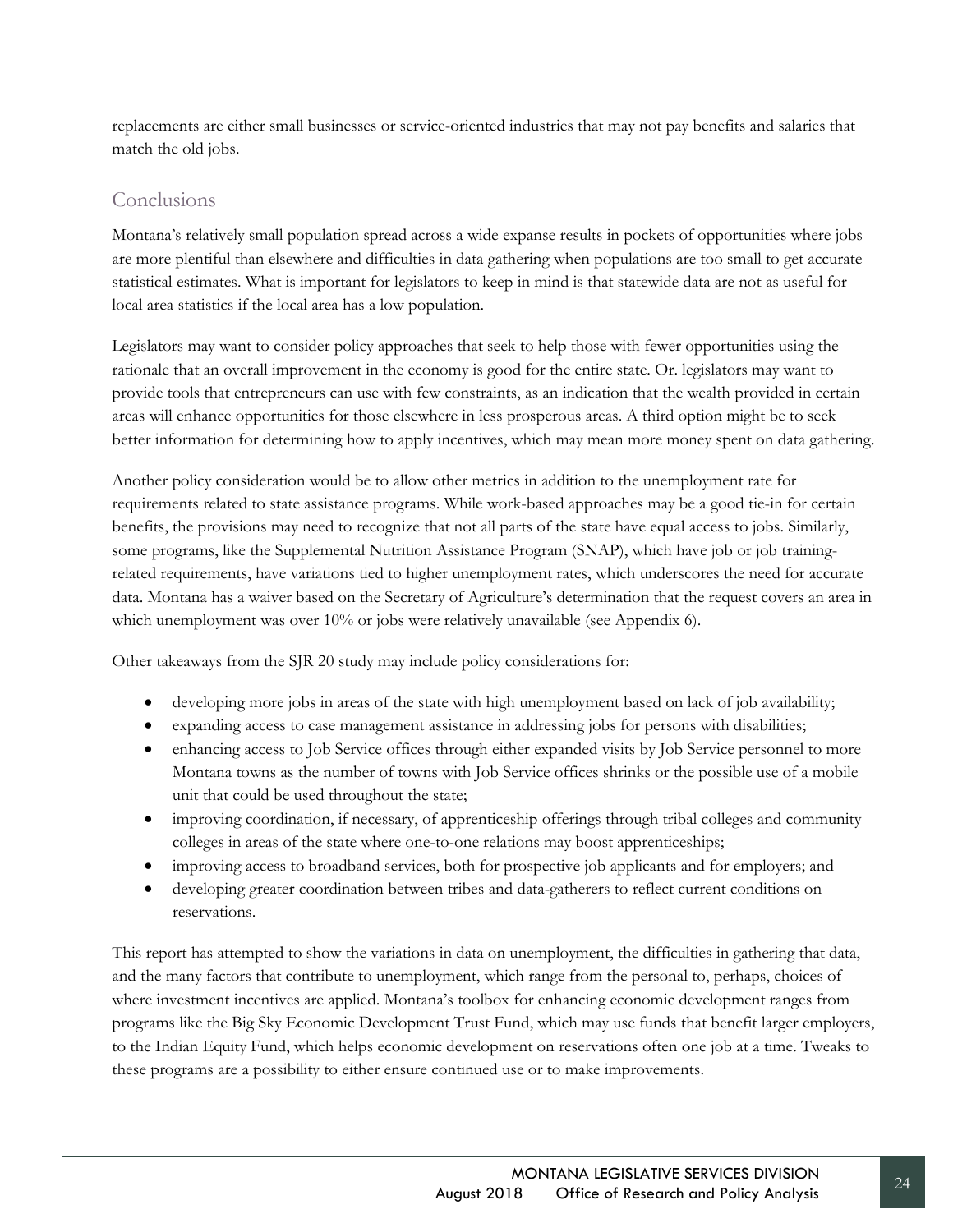replacements are either small businesses or service-oriented industries that may not pay benefits and salaries that match the old jobs.

## Conclusions

Montana's relatively small population spread across a wide expanse results in pockets of opportunities where jobs are more plentiful than elsewhere and difficulties in data gathering when populations are too small to get accurate statistical estimates. What is important for legislators to keep in mind is that statewide data are not as useful for local area statistics if the local area has a low population.

Legislators may want to consider policy approaches that seek to help those with fewer opportunities using the rationale that an overall improvement in the economy is good for the entire state. Or. legislators may want to provide tools that entrepreneurs can use with few constraints, as an indication that the wealth provided in certain areas will enhance opportunities for those elsewhere in less prosperous areas. A third option might be to seek better information for determining how to apply incentives, which may mean more money spent on data gathering.

Another policy consideration would be to allow other metrics in addition to the unemployment rate for requirements related to state assistance programs. While work-based approaches may be a good tie-in for certain benefits, the provisions may need to recognize that not all parts of the state have equal access to jobs. Similarly, some programs, like the Supplemental Nutrition Assistance Program (SNAP), which have job or job training-related requirements, have variations tied to higher unemployment rates, which underscores the need for accurate data. Montana has a waiver based on the Secretary of Agriculture's determination that the request covers an area in which unemployment was over 10% or jobs were relatively unavailable (see Appendix 6).

Other takeaways from the SJR 20 study may include policy considerations for:

- developing more jobs in areas of the state with high unemployment based on lack of job availability;
- expanding access to case management assistance in addressing jobs for persons with disabilities;
- enhancing access to Job Service offices through either expanded visits by Job Service personnel to more Montana towns as the number of towns with Job Service offices shrinks or the possible use of a mobile unit that could be used throughout the state;
- improving coordination, if necessary, of apprenticeship offerings through tribal colleges and community colleges in areas of the state where one-to-one relations may boost apprenticeships;
- improving access to broadband services, both for prospective job applicants and for employers; and
- developing greater coordination between tribes and data-gatherers to reflect current conditions on reservations.

This report has attempted to show the variations in data on unemployment, the difficulties in gathering that data, and the many factors that contribute to unemployment, which range from the personal to, perhaps, choices of where investment incentives are applied. Montana's toolbox for enhancing economic development ranges from programs like the Big Sky Economic Development Trust Fund, which may use funds that benefit larger employers, to the Indian Equity Fund, which helps economic development on reservations often one job at a time. Tweaks to these programs are a possibility to either ensure continued use or to make improvements.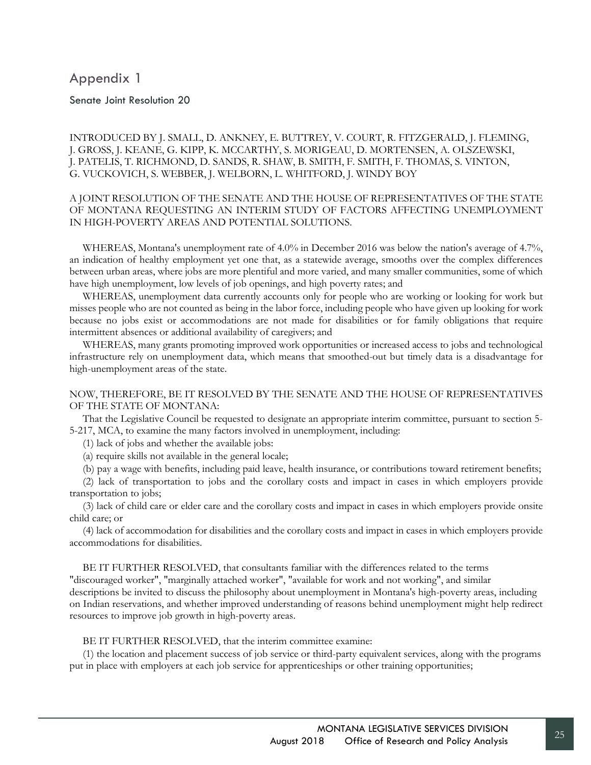# Appendix 1

## Senate Joint Resolution 20

INTRODUCED BY J. SMALL, D. ANKNEY, E. BUTTREY, V. COURT, R. FITZGERALD, J. FLEMING, J. GROSS, J. KEANE, G. KIPP, K. MCCARTHY, S. MORIGEAU, D. MORTENSEN, A. OLSZEWSKI, J. PATELIS, T. RICHMOND, D. SANDS, R. SHAW, B. SMITH, F. SMITH, F. THOMAS, S. VINTON, G. VUCKOVICH, S. WEBBER, J. WELBORN, L. WHITFORD, J. WINDY BOY

A JOINT RESOLUTION OF THE SENATE AND THE HOUSE OF REPRESENTATIVES OF THE STATE OF MONTANA REQUESTING AN INTERIM STUDY OF FACTORS AFFECTING UNEMPLOYMENT IN HIGH-POVERTY AREAS AND POTENTIAL SOLUTIONS.

WHEREAS, Montana's unemployment rate of 4.0% in December 2016 was below the nation's average of 4.7%, an indication of healthy employment yet one that, as a statewide average, smooths over the complex differences between urban areas, where jobs are more plentiful and more varied, and many smaller communities, some of which have high unemployment, low levels of job openings, and high poverty rates; and

WHEREAS, unemployment data currently accounts only for people who are working or looking for work but misses people who are not counted as being in the labor force, including people who have given up looking for work because no jobs exist or accommodations are not made for disabilities or for family obligations that require intermittent absences or additional availability of caregivers; and

WHEREAS, many grants promoting improved work opportunities or increased access to jobs and technological infrastructure rely on unemployment data, which means that smoothed-out but timely data is a disadvantage for high-unemployment areas of the state.

NOW, THEREFORE, BE IT RESOLVED BY THE SENATE AND THE HOUSE OF REPRESENTATIVES OF THE STATE OF MONTANA:

That the Legislative Council be requested to designate an appropriate interim committee, pursuant to section 5-5-217, MCA, to examine the many factors involved in unemployment, including:

(1) lack of jobs and whether the available jobs:

(a) require skills not available in the general locale;

(b) pay a wage with benefits, including paid leave, health insurance, or contributions toward retirement benefits;

(2) lack of transportation to jobs and the corollary costs and impact in cases in which employers provide transportation to jobs;

(3) lack of child care or elder care and the corollary costs and impact in cases in which employers provide onsite child care; or

(4) lack of accommodation for disabilities and the corollary costs and impact in cases in which employers provide accommodations for disabilities.

BE IT FURTHER RESOLVED, that consultants familiar with the differences related to the terms "discouraged worker", "marginally attached worker", "available for work and not working", and similar descriptions be invited to discuss the philosophy about unemployment in Montana's high-poverty areas, including on Indian reservations, and whether improved understanding of reasons behind unemployment might help redirect resources to improve job growth in high-poverty areas.

BE IT FURTHER RESOLVED, that the interim committee examine:

(1) the location and placement success of job service or third-party equivalent services, along with the programs put in place with employers at each job service for apprenticeships or other training opportunities;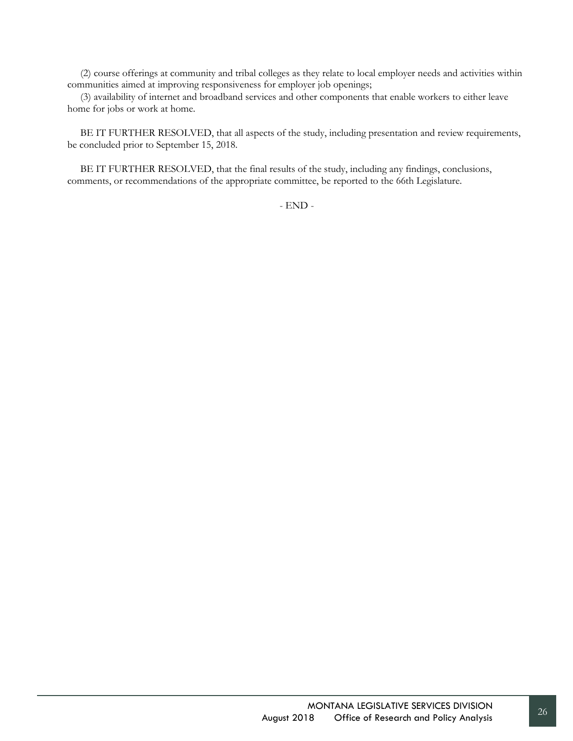(2) course offerings at community and tribal colleges as they relate to local employer needs and activities within communities aimed at improving responsiveness for employer job openings;

(3) availability of internet and broadband services and other components that enable workers to either leave home for jobs or work at home.

BE IT FURTHER RESOLVED, that all aspects of the study, including presentation and review requirements, be concluded prior to September 15, 2018.

BE IT FURTHER RESOLVED, that the final results of the study, including any findings, conclusions, comments, or recommendations of the appropriate committee, be reported to the 66th Legislature.

- END -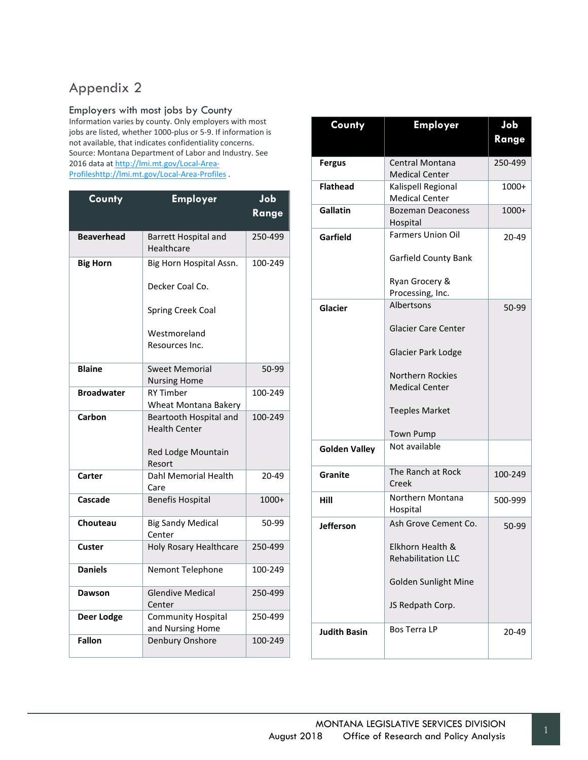# Appendix 2

## Employers with most jobs by County

Information varies by county. Only employers with most jobs are listed, whether 1000-plus or 5-9. If information is not available, that indicates confidentiality concerns. Source: Montana Department of Labor and Industry. See 2016 data at [http://lmi.mt.gov/Local-Area-Profileshttp://lmi.mt.gov/Local-Area-Profiles](http://lmi.mt.gov/Local-Area-Profiles) .

| County | Employer | Job Range |
|---|---|---|
| **Beaverhead** | Barrett Hospital and Healthcare | 250-499 |
| **Big Horn** | Big Horn Hospital Assn.<br><br>Decker Coal Co.<br><br>Spring Creek Coal<br><br>Westmoreland Resources Inc. | 100-249 |
| **Blaine** | Sweet Memorial Nursing Home | 50-99 |
| **Broadwater** | RY Timber<br>Wheat Montana Bakery | 100-249 |
| **Carbon** | Beartooth Hospital and Health Center<br><br>Red Lodge Mountain Resort | 100-249 |
| **Carter** | Dahl Memorial Health Care | 20-49 |
| **Cascade** | Benefis Hospital | 1000+ |
| **Chouteau** | Big Sandy Medical Center | 50-99 |
| **Custer** | Holy Rosary Healthcare | 250-499 |
| **Daniels** | Nemont Telephone | 100-249 |
| **Dawson** | Glendive Medical Center | 250-499 |
| **Deer Lodge** | Community Hospital and Nursing Home | 250-499 |
| **Fallon** | Denbury Onshore | 100-249 |
| **Fergus** | Central Montana Medical Center | 250-499 |
| **Flathead** | Kalispell Regional Medical Center | 1000+ |
| **Gallatin** | Bozeman Deaconess Hospital | 1000+ |
| **Garfield** | Farmers Union Oil<br><br>Garfield County Bank<br><br>Ryan Grocery & Processing, Inc. | 20-49 |
| **Glacier** | Albertsons<br><br>Glacier Care Center<br><br>Glacier Park Lodge<br><br>Northern Rockies Medical Center<br><br>Teeples Market<br><br>Town Pump | 50-99 |
| **Golden Valley** | Not available | |
| **Granite** | The Ranch at Rock Creek | 100-249 |
| **Hill** | Northern Montana Hospital | 500-999 |
| **Jefferson** | Ash Grove Cement Co.<br><br>Elkhorn Health & Rehabilitation LLC<br><br>Golden Sunlight Mine<br><br>JS Redpath Corp. | 50-99 |
| **Judith Basin** | Bos Terra LP | 20-49 |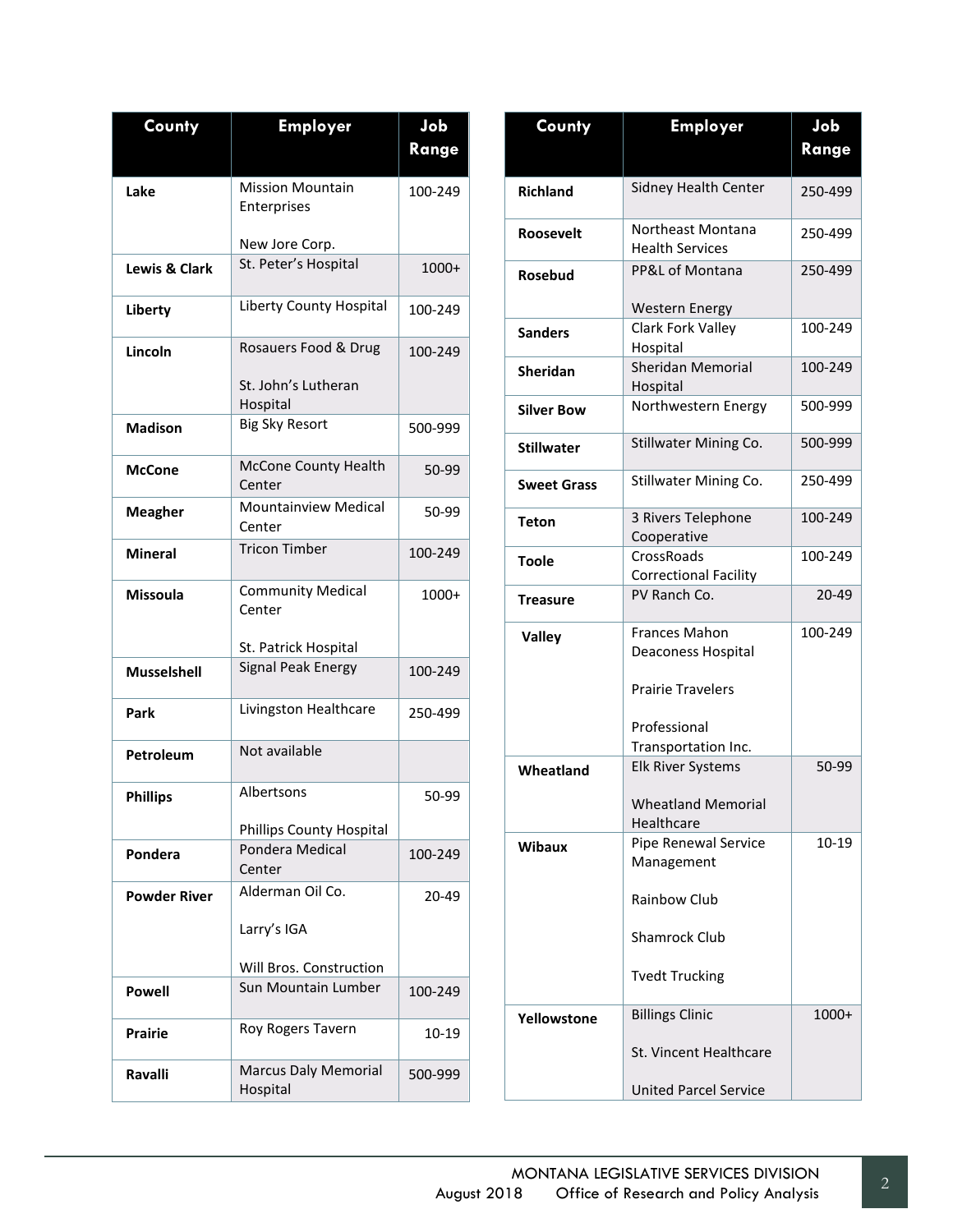| County | Employer | Job Range |
|---|---|---|
| Lake | Mission Mountain Enterprises<br><br>New Jore Corp. | 100-249 |
| Lewis & Clark | St. Peter's Hospital | 1000+ |
| Liberty | Liberty County Hospital | 100-249 |
| Lincoln | Rosauers Food & Drug<br><br>St. John's Lutheran Hospital | 100-249 |
| Madison | Big Sky Resort | 500-999 |
| McCone | McCone County Health Center | 50-99 |
| Meagher | Mountainview Medical Center | 50-99 |
| Mineral | Tricon Timber | 100-249 |
| Missoula | Community Medical Center<br><br>St. Patrick Hospital | 1000+ |
| Musselshell | Signal Peak Energy | 100-249 |
| Park | Livingston Healthcare | 250-499 |
| Petroleum | Not available | |
| Phillips | Albertsons<br><br>Phillips County Hospital | 50-99 |
| Pondera | Pondera Medical Center | 100-249 |
| Powder River | Alderman Oil Co.<br><br>Larry's IGA<br><br>Will Bros. Construction | 20-49 |
| Powell | Sun Mountain Lumber | 100-249 |
| Prairie | Roy Rogers Tavern | 10-19 |
| Ravalli | Marcus Daly Memorial Hospital | 500-999 |
| Richland | Sidney Health Center | 250-499 |
| Roosevelt | Northeast Montana Health Services | 250-499 |
| Rosebud | PP&L of Montana<br><br>Western Energy | 250-499 |
| Sanders | Clark Fork Valley Hospital | 100-249 |
| Sheridan | Sheridan Memorial Hospital | 100-249 |
| Silver Bow | Northwestern Energy | 500-999 |
| Stillwater | Stillwater Mining Co. | 500-999 |
| Sweet Grass | Stillwater Mining Co. | 250-499 |
| Teton | 3 Rivers Telephone Cooperative | 100-249 |
| Toole | CrossRoads Correctional Facility | 100-249 |
| Treasure | PV Ranch Co. | 20-49 |
| Valley | Frances Mahon Deaconess Hospital<br><br>Prairie Travelers<br><br>Professional Transportation Inc. | 100-249 |
| Wheatland | Elk River Systems<br><br>Wheatland Memorial Healthcare | 50-99 |
| Wibaux | Pipe Renewal Service Management<br><br>Rainbow Club<br><br>Shamrock Club<br><br>Tvedt Trucking | 10-19 |
| Yellowstone | Billings Clinic<br><br>St. Vincent Healthcare<br><br>United Parcel Service | 1000+ |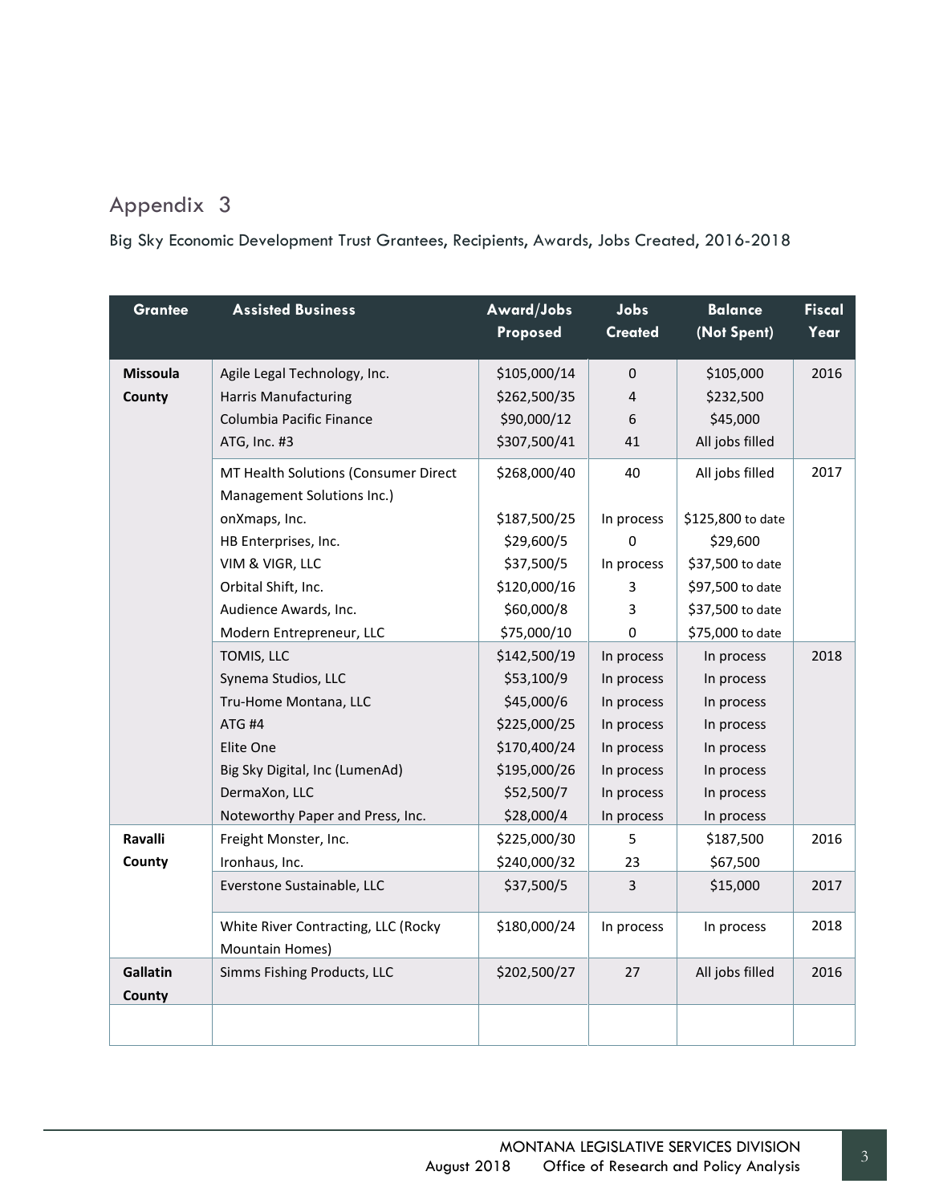# Appendix 3

Big Sky Economic Development Trust Grantees, Recipients, Awards, Jobs Created, 2016-2018

| Grantee | Assisted Business | Award/Jobs Proposed | Jobs Created | Balance (Not Spent) | Fiscal Year |
|---|---|---|---|---|---|
| **Missoula County** | Agile Legal Technology, Inc. | $105,000/14 | 0 | $105,000 | 2016 |
| | Harris Manufacturing | $262,500/35 | 4 | $232,500 | |
| | Columbia Pacific Finance | $90,000/12 | 6 | $45,000 | |
| | ATG, Inc. #3 | $307,500/41 | 41 | All jobs filled | |
| | MT Health Solutions (Consumer Direct Management Solutions Inc.) | $268,000/40 | 40 | All jobs filled | 2017 |
| | onXmaps, Inc. | $187,500/25 | In process | $125,800 to date | |
| | HB Enterprises, Inc. | $29,600/5 | 0 | $29,600 | |
| | VIM & VIGR, LLC | $37,500/5 | In process | $37,500 to date | |
| | Orbital Shift, Inc. | $120,000/16 | 3 | $97,500 to date | |
| | Audience Awards, Inc. | $60,000/8 | 3 | $37,500 to date | |
| | Modern Entrepreneur, LLC | $75,000/10 | 0 | $75,000 to date | |
| | TOMIS, LLC | $142,500/19 | In process | In process | 2018 |
| | Synema Studios, LLC | $53,100/9 | In process | In process | |
| | Tru-Home Montana, LLC | $45,000/6 | In process | In process | |
| | ATG #4 | $225,000/25 | In process | In process | |
| | Elite One | $170,400/24 | In process | In process | |
| | Big Sky Digital, Inc (LumenAd) | $195,000/26 | In process | In process | |
| | DermaXon, LLC | $52,500/7 | In process | In process | |
| | Noteworthy Paper and Press, Inc. | $28,000/4 | In process | In process | |
| **Ravalli County** | Freight Monster, Inc. | $225,000/30 | 5 | $187,500 | 2016 |
| | Ironhaus, Inc. | $240,000/32 | 23 | $67,500 | |
| | Everstone Sustainable, LLC | $37,500/5 | 3 | $15,000 | 2017 |
| | White River Contracting, LLC (Rocky Mountain Homes) | $180,000/24 | In process | In process | 2018 |
| **Gallatin County** | Simms Fishing Products, LLC | $202,500/27 | 27 | All jobs filled | 2016 |
| | | | | | |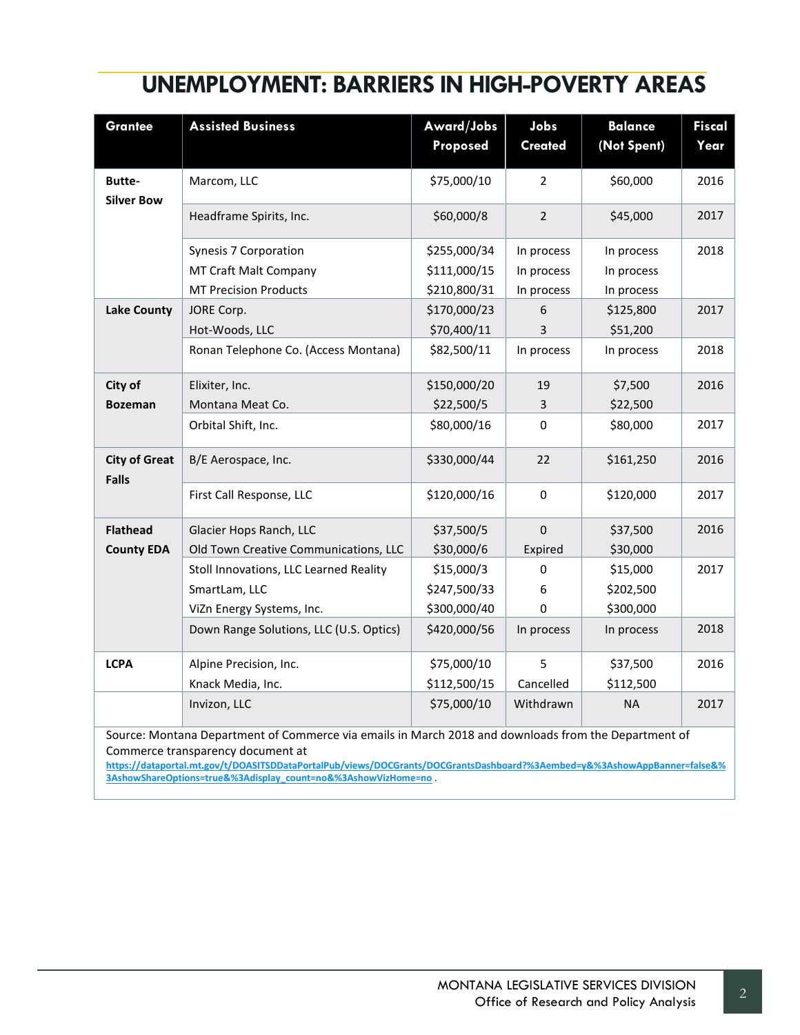# UNEMPLOYMENT: BARRIERS IN HIGH-POVERTY AREAS

| Grantee | Assisted Business | Award/Jobs Proposed | Jobs Created | Balance (Not Spent) | Fiscal Year |
|---|---|---|---|---|---|
| **Butte-Silver Bow** | Marcom, LLC | $75,000/10 | 2 | $60,000 | 2016 |
| | Headframe Spirits, Inc. | $60,000/8 | 2 | $45,000 | 2017 |
| | Synesis 7 Corporation | $255,000/34 | In process | In process | 2018 |
| | MT Craft Malt Company | $111,000/15 | In process | In process | |
| | MT Precision Products | $210,800/31 | In process | In process | |
| **Lake County** | JORE Corp. | $170,000/23 | 6 | $125,800 | 2017 |
| | Hot-Woods, LLC | $70,400/11 | 3 | $51,200 | |
| | Ronan Telephone Co. (Access Montana) | $82,500/11 | In process | In process | 2018 |
| **City of Bozeman** | Elixiter, Inc. | $150,000/20 | 19 | $7,500 | 2016 |
| | Montana Meat Co. | $22,500/5 | 3 | $22,500 | |
| | Orbital Shift, Inc. | $80,000/16 | 0 | $80,000 | 2017 |
| **City of Great Falls** | B/E Aerospace, Inc. | $330,000/44 | 22 | $161,250 | 2016 |
| | First Call Response, LLC | $120,000/16 | 0 | $120,000 | 2017 |
| **Flathead County EDA** | Glacier Hops Ranch, LLC | $37,500/5 | 0 | $37,500 | 2016 |
| | Old Town Creative Communications, LLC | $30,000/6 | Expired | $30,000 | |
| | Stoll Innovations, LLC Learned Reality | $15,000/3 | 0 | $15,000 | 2017 |
| | SmartLam, LLC | $247,500/33 | 6 | $202,500 | |
| | ViZn Energy Systems, Inc. | $300,000/40 | 0 | $300,000 | |
| | Down Range Solutions, LLC (U.S. Optics) | $420,000/56 | In process | In process | 2018 |
| **LCPA** | Alpine Precision, Inc. | $75,000/10 | 5 | $37,500 | 2016 |
| | Knack Media, Inc. | $112,500/15 | Cancelled | $112,500 | |
| | Invizon, LLC | $75,000/10 | Withdrawn | NA | 2017 |

Source: Montana Department of Commerce via emails in March 2018 and downloads from the Department of Commerce transparency document at https://dataportal.mt.gov/t/DOASITSDDataPortalPub/views/DOCGrants/DOCGrantsDashboard?%3Aembed=y&%3AshowAppBanner=false&%3AshowShareOptions=true&%3Adisplay_count=no&%3AshowVizHome=no .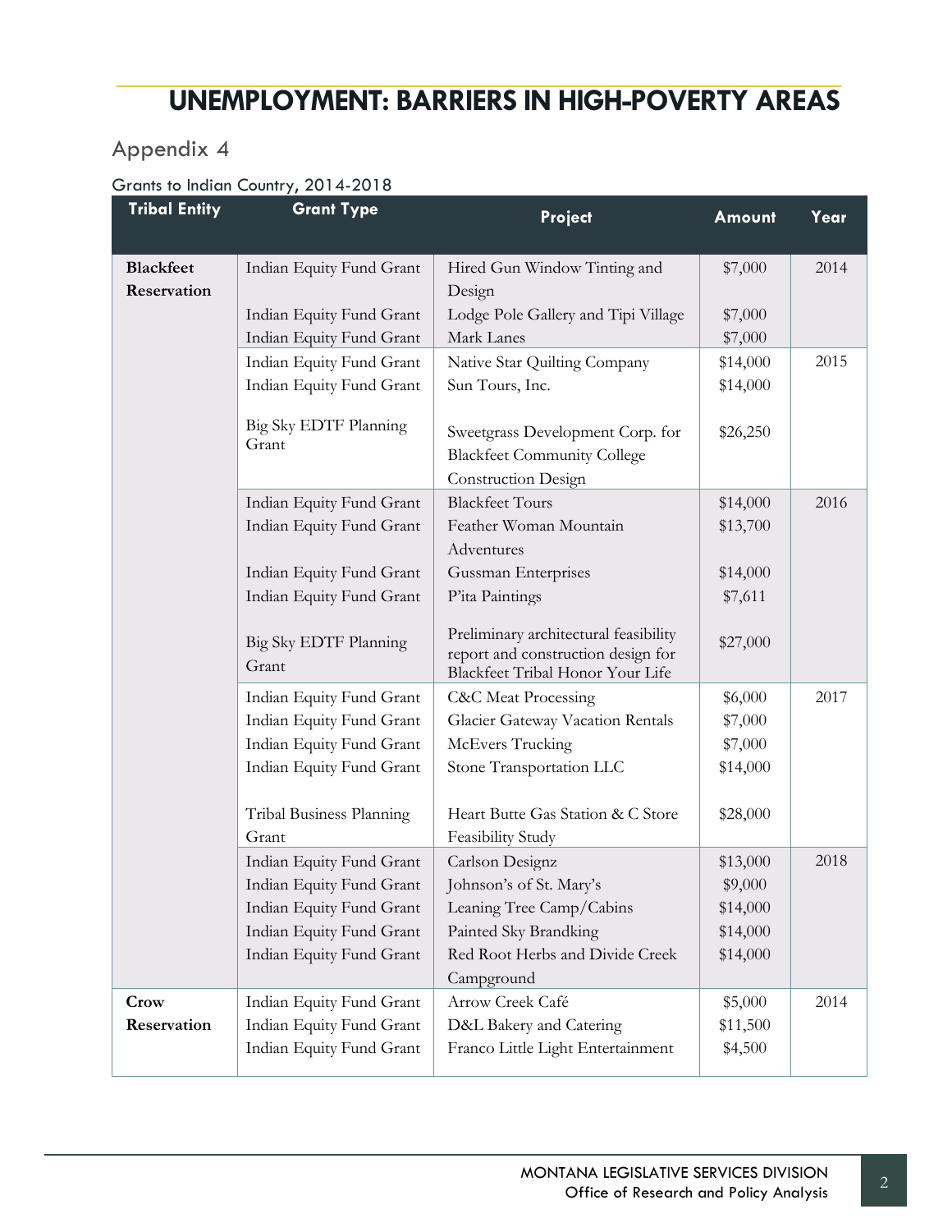# UNEMPLOYMENT: BARRIERS IN HIGH-POVERTY AREAS

## Appendix 4

### Grants to Indian Country, 2014-2018

| Tribal Entity | Grant Type | Project | Amount | Year |
|---|---|---|---|---|
| **Blackfeet Reservation** | Indian Equity Fund Grant | Hired Gun Window Tinting and Design | $7,000 | 2014 |
| | Indian Equity Fund Grant | Lodge Pole Gallery and Tipi Village | $7,000 | |
| | Indian Equity Fund Grant | Mark Lanes | $7,000 | |
| | Indian Equity Fund Grant | Native Star Quilting Company | $14,000 | 2015 |
| | Indian Equity Fund Grant | Sun Tours, Inc. | $14,000 | |
| | Big Sky EDTF Planning Grant | Sweetgrass Development Corp. for Blackfeet Community College Construction Design | $26,250 | |
| | Indian Equity Fund Grant | Blackfeet Tours | $14,000 | 2016 |
| | Indian Equity Fund Grant | Feather Woman Mountain Adventures | $13,700 | |
| | Indian Equity Fund Grant | Gussman Enterprises | $14,000 | |
| | Indian Equity Fund Grant | P'ita Paintings | $7,611 | |
| | Big Sky EDTF Planning Grant | Preliminary architectural feasibility report and construction design for Blackfeet Tribal Honor Your Life | $27,000 | |
| | Indian Equity Fund Grant | C&C Meat Processing | $6,000 | 2017 |
| | Indian Equity Fund Grant | Glacier Gateway Vacation Rentals | $7,000 | |
| | Indian Equity Fund Grant | McEvers Trucking | $7,000 | |
| | Indian Equity Fund Grant | Stone Transportation LLC | $14,000 | |
| | Tribal Business Planning Grant | Heart Butte Gas Station & C Store Feasibility Study | $28,000 | |
| | Indian Equity Fund Grant | Carlson Designz | $13,000 | 2018 |
| | Indian Equity Fund Grant | Johnson's of St. Mary's | $9,000 | |
| | Indian Equity Fund Grant | Leaning Tree Camp/Cabins | $14,000 | |
| | Indian Equity Fund Grant | Painted Sky Brandking | $14,000 | |
| | Indian Equity Fund Grant | Red Root Herbs and Divide Creek Campground | $14,000 | |
| **Crow Reservation** | Indian Equity Fund Grant | Arrow Creek Café | $5,000 | 2014 |
| | Indian Equity Fund Grant | D&L Bakery and Catering | $11,500 | |
| | Indian Equity Fund Grant | Franco Little Light Entertainment | $4,500 | |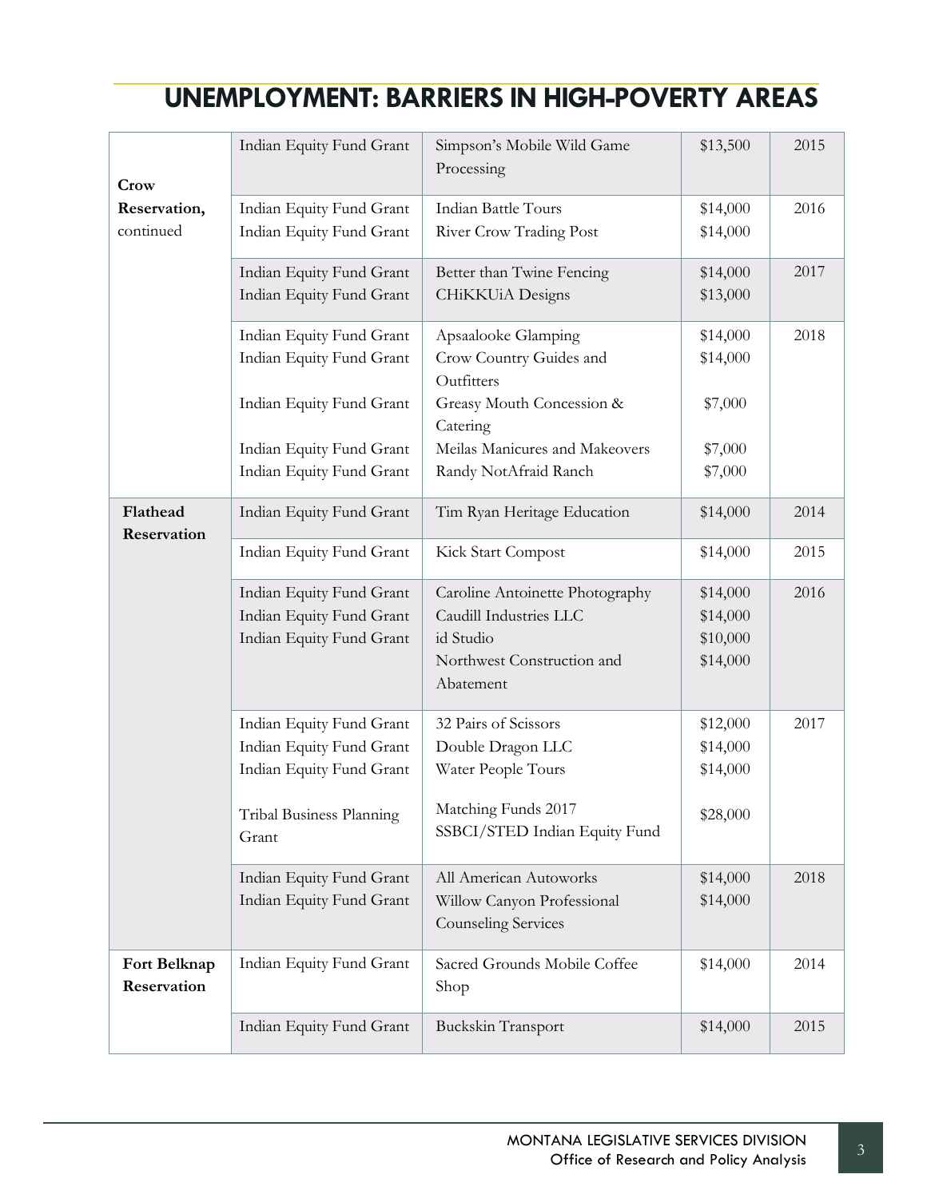# UNEMPLOYMENT: BARRIERS IN HIGH-POVERTY AREAS

| | | | | |
|---|---|---|---|---|
| **Crow Reservation,** continued | Indian Equity Fund Grant | Simpson's Mobile Wild Game Processing | $13,500 | 2015 |
| | Indian Equity Fund Grant<br>Indian Equity Fund Grant | Indian Battle Tours<br>River Crow Trading Post | $14,000<br>$14,000 | 2016 |
| | Indian Equity Fund Grant<br>Indian Equity Fund Grant | Better than Twine Fencing<br>CHiKKUiA Designs | $14,000<br>$13,000 | 2017 |
| | Indian Equity Fund Grant<br>Indian Equity Fund Grant<br>Indian Equity Fund Grant<br>Indian Equity Fund Grant<br>Indian Equity Fund Grant | Apsaalooke Glamping<br>Crow Country Guides and Outfitters<br>Greasy Mouth Concession & Catering<br>Meilas Manicures and Makeovers<br>Randy NotAfraid Ranch | $14,000<br>$14,000<br>$7,000<br>$7,000<br>$7,000 | 2018 |
| **Flathead Reservation** | Indian Equity Fund Grant | Tim Ryan Heritage Education | $14,000 | 2014 |
| | Indian Equity Fund Grant | Kick Start Compost | $14,000 | 2015 |
| | Indian Equity Fund Grant<br>Indian Equity Fund Grant<br>Indian Equity Fund Grant | Caroline Antoinette Photography<br>Caudill Industries LLC<br>id Studio<br>Northwest Construction and Abatement | $14,000<br>$14,000<br>$10,000<br>$14,000 | 2016 |
| | Indian Equity Fund Grant<br>Indian Equity Fund Grant<br>Indian Equity Fund Grant<br>Tribal Business Planning Grant | 32 Pairs of Scissors<br>Double Dragon LLC<br>Water People Tours<br>Matching Funds 2017 SSBCI/STED Indian Equity Fund | $12,000<br>$14,000<br>$14,000<br>$28,000 | 2017 |
| | Indian Equity Fund Grant<br>Indian Equity Fund Grant | All American Autoworks<br>Willow Canyon Professional Counseling Services | $14,000<br>$14,000 | 2018 |
| **Fort Belknap Reservation** | Indian Equity Fund Grant | Sacred Grounds Mobile Coffee Shop | $14,000 | 2014 |
| | Indian Equity Fund Grant | Buckskin Transport | $14,000 | 2015 |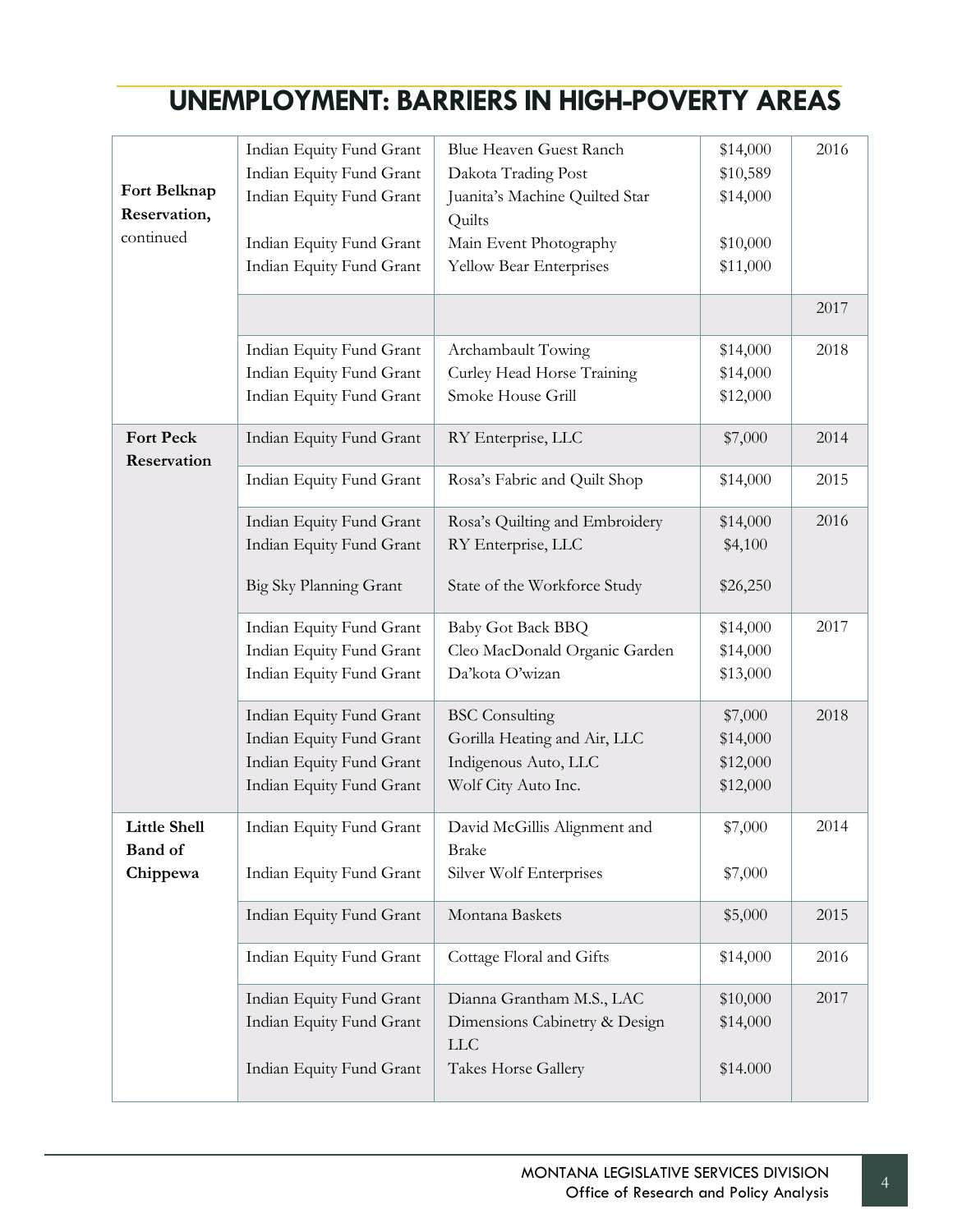# UNEMPLOYMENT: BARRIERS IN HIGH-POVERTY AREAS

| | | | | |
|---|---|---|---|---|
| **Fort Belknap Reservation,** continued | Indian Equity Fund Grant | Blue Heaven Guest Ranch | $14,000 | 2016 |
| | Indian Equity Fund Grant | Dakota Trading Post | $10,589 | |
| | Indian Equity Fund Grant | Juanita's Machine Quilted Star Quilts | $14,000 | |
| | Indian Equity Fund Grant | Main Event Photography | $10,000 | |
| | Indian Equity Fund Grant | Yellow Bear Enterprises | $11,000 | |
| | | | | 2017 |
| | Indian Equity Fund Grant | Archambault Towing | $14,000 | 2018 |
| | Indian Equity Fund Grant | Curley Head Horse Training | $14,000 | |
| | Indian Equity Fund Grant | Smoke House Grill | $12,000 | |
| **Fort Peck Reservation** | Indian Equity Fund Grant | RY Enterprise, LLC | $7,000 | 2014 |
| | Indian Equity Fund Grant | Rosa's Fabric and Quilt Shop | $14,000 | 2015 |
| | Indian Equity Fund Grant | Rosa's Quilting and Embroidery | $14,000 | 2016 |
| | Indian Equity Fund Grant | RY Enterprise, LLC | $4,100 | |
| | Big Sky Planning Grant | State of the Workforce Study | $26,250 | |
| | Indian Equity Fund Grant | Baby Got Back BBQ | $14,000 | 2017 |
| | Indian Equity Fund Grant | Cleo MacDonald Organic Garden | $14,000 | |
| | Indian Equity Fund Grant | Da'kota O'wizan | $13,000 | |
| | Indian Equity Fund Grant | BSC Consulting | $7,000 | 2018 |
| | Indian Equity Fund Grant | Gorilla Heating and Air, LLC | $14,000 | |
| | Indian Equity Fund Grant | Indigenous Auto, LLC | $12,000 | |
| | Indian Equity Fund Grant | Wolf City Auto Inc. | $12,000 | |
| **Little Shell Band of Chippewa** | Indian Equity Fund Grant | David McGillis Alignment and Brake | $7,000 | 2014 |
| | Indian Equity Fund Grant | Silver Wolf Enterprises | $7,000 | |
| | Indian Equity Fund Grant | Montana Baskets | $5,000 | 2015 |
| | Indian Equity Fund Grant | Cottage Floral and Gifts | $14,000 | 2016 |
| | Indian Equity Fund Grant | Dianna Grantham M.S., LAC | $10,000 | 2017 |
| | Indian Equity Fund Grant | Dimensions Cabinetry & Design LLC | $14,000 | |
| | Indian Equity Fund Grant | Takes Horse Gallery | $14.000 | |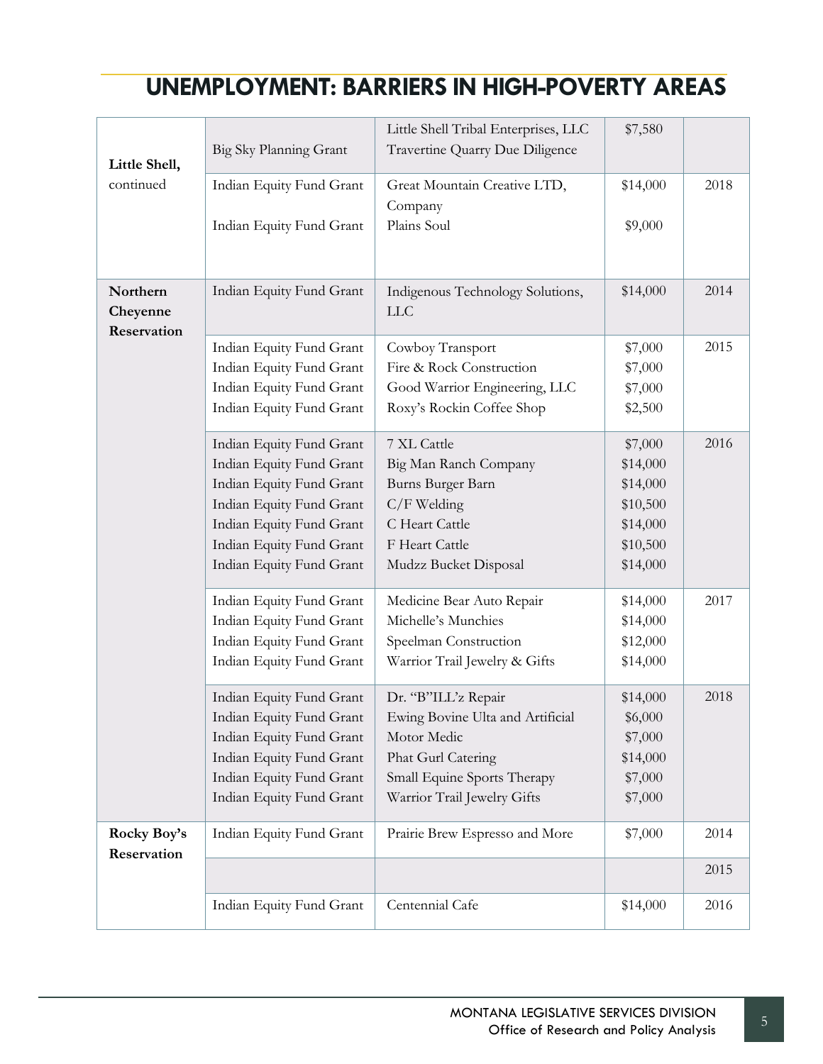# UNEMPLOYMENT: BARRIERS IN HIGH-POVERTY AREAS

| | | | | |
|---|---|---|---|---|
| **Little Shell,** continued | Big Sky Planning Grant | Little Shell Tribal Enterprises, LLC Travertine Quarry Due Diligence | $7,580 | |
| | Indian Equity Fund Grant | Great Mountain Creative LTD, Company | $14,000 | 2018 |
| | Indian Equity Fund Grant | Plains Soul | $9,000 | |
| **Northern Cheyenne Reservation** | Indian Equity Fund Grant | Indigenous Technology Solutions, LLC | $14,000 | 2014 |
| | Indian Equity Fund Grant | Cowboy Transport | $7,000 | 2015 |
| | Indian Equity Fund Grant | Fire & Rock Construction | $7,000 | |
| | Indian Equity Fund Grant | Good Warrior Engineering, LLC | $7,000 | |
| | Indian Equity Fund Grant | Roxy's Rockin Coffee Shop | $2,500 | |
| | Indian Equity Fund Grant | 7 XL Cattle | $7,000 | 2016 |
| | Indian Equity Fund Grant | Big Man Ranch Company | $14,000 | |
| | Indian Equity Fund Grant | Burns Burger Barn | $14,000 | |
| | Indian Equity Fund Grant | C/F Welding | $10,500 | |
| | Indian Equity Fund Grant | C Heart Cattle | $14,000 | |
| | Indian Equity Fund Grant | F Heart Cattle | $10,500 | |
| | Indian Equity Fund Grant | Mudzz Bucket Disposal | $14,000 | |
| | Indian Equity Fund Grant | Medicine Bear Auto Repair | $14,000 | 2017 |
| | Indian Equity Fund Grant | Michelle's Munchies | $14,000 | |
| | Indian Equity Fund Grant | Speelman Construction | $12,000 | |
| | Indian Equity Fund Grant | Warrior Trail Jewelry & Gifts | $14,000 | |
| | Indian Equity Fund Grant | Dr. "B"ILL'z Repair | $14,000 | 2018 |
| | Indian Equity Fund Grant | Ewing Bovine Ulta and Artificial | $6,000 | |
| | Indian Equity Fund Grant | Motor Medic | $7,000 | |
| | Indian Equity Fund Grant | Phat Gurl Catering | $14,000 | |
| | Indian Equity Fund Grant | Small Equine Sports Therapy | $7,000 | |
| | Indian Equity Fund Grant | Warrior Trail Jewelry Gifts | $7,000 | |
| **Rocky Boy's Reservation** | Indian Equity Fund Grant | Prairie Brew Espresso and More | $7,000 | 2014 |
| | | | | 2015 |
| | Indian Equity Fund Grant | Centennial Cafe | $14,000 | 2016 |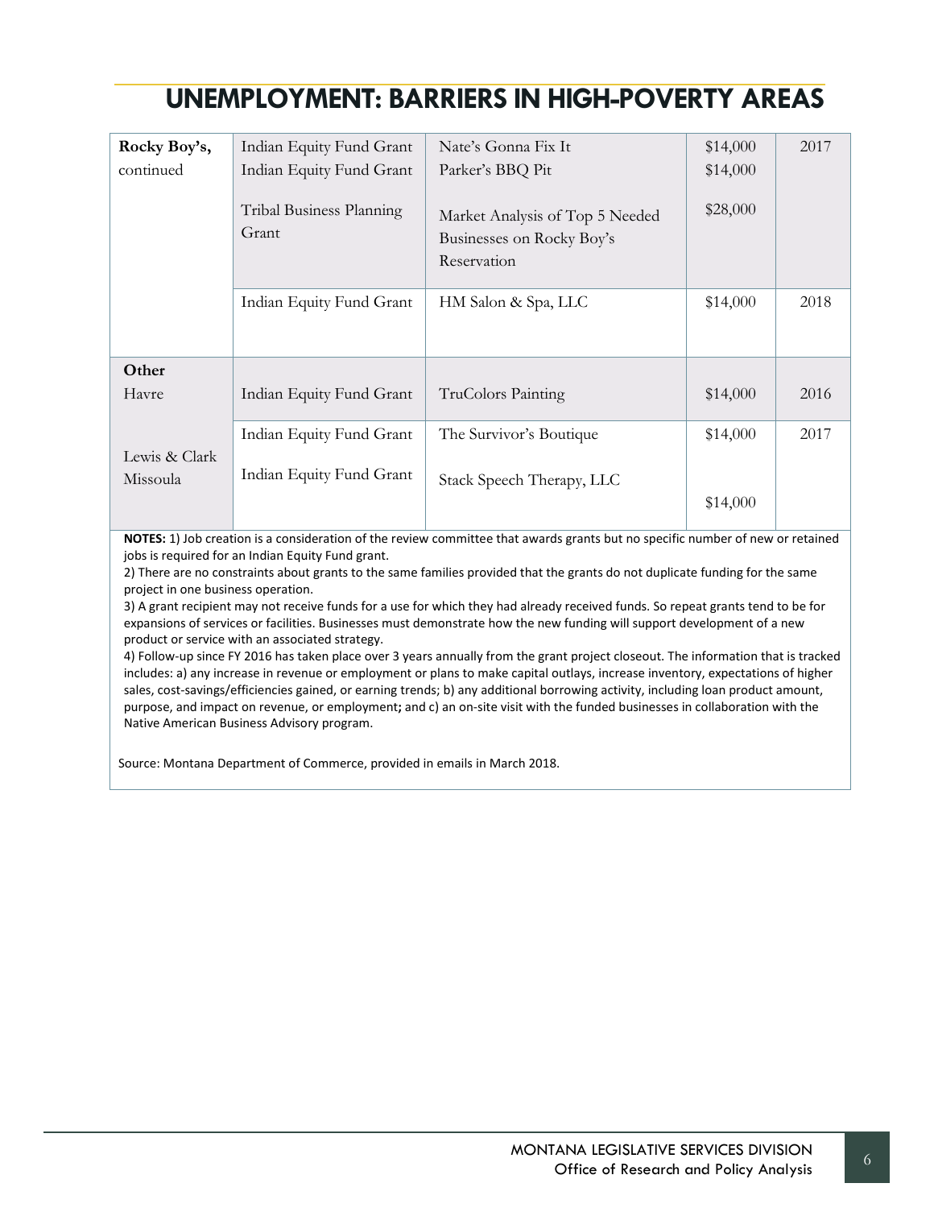# UNEMPLOYMENT: BARRIERS IN HIGH-POVERTY AREAS

| | | | | |
|---|---|---|---|---|
| **Rocky Boy's,** continued | Indian Equity Fund Grant | Nate's Gonna Fix It | $14,000 | 2017 |
| | Indian Equity Fund Grant | Parker's BBQ Pit | $14,000 | |
| | Tribal Business Planning Grant | Market Analysis of Top 5 Needed Businesses on Rocky Boy's Reservation | $28,000 | |
| | Indian Equity Fund Grant | HM Salon & Spa, LLC | $14,000 | 2018 |
| **Other** | | | | |
| Havre | Indian Equity Fund Grant | TruColors Painting | $14,000 | 2016 |
| Lewis & Clark | Indian Equity Fund Grant | The Survivor's Boutique | $14,000 | 2017 |
| Missoula | Indian Equity Fund Grant | Stack Speech Therapy, LLC | $14,000 | |

**NOTES:** 1) Job creation is a consideration of the review committee that awards grants but no specific number of new or retained jobs is required for an Indian Equity Fund grant.

2) There are no constraints about grants to the same families provided that the grants do not duplicate funding for the same project in one business operation.

3) A grant recipient may not receive funds for a use for which they had already received funds. So repeat grants tend to be for expansions of services or facilities. Businesses must demonstrate how the new funding will support development of a new product or service with an associated strategy.

4) Follow-up since FY 2016 has taken place over 3 years annually from the grant project closeout. The information that is tracked includes: a) any increase in revenue or employment or plans to make capital outlays, increase inventory, expectations of higher sales, cost-savings/efficiencies gained, or earning trends; b) any additional borrowing activity, including loan product amount, purpose, and impact on revenue, or employment; and c) an on-site visit with the funded businesses in collaboration with the Native American Business Advisory program.

Source: Montana Department of Commerce, provided in emails in March 2018.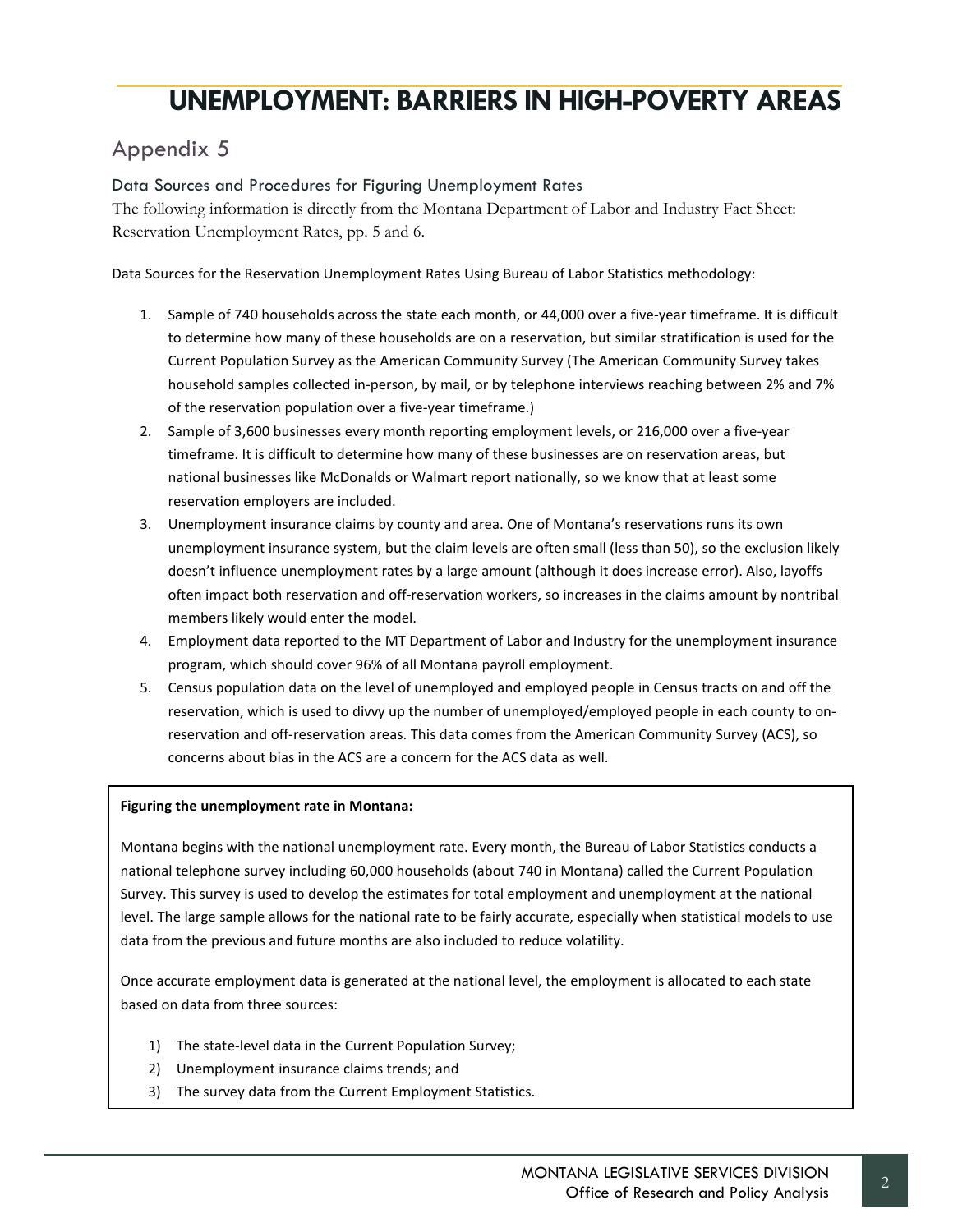// UNEMPLOYMENT: BARRIERS IN HIGH-POVERTY AREAS

## Appendix 5

### Data Sources and Procedures for Figuring Unemployment Rates

The following information is directly from the Montana Department of Labor and Industry Fact Sheet: Reservation Unemployment Rates, pp. 5 and 6.

Data Sources for the Reservation Unemployment Rates Using Bureau of Labor Statistics methodology:

1. Sample of 740 households across the state each month, or 44,000 over a five-year timeframe. It is difficult to determine how many of these households are on a reservation, but similar stratification is used for the Current Population Survey as the American Community Survey (The American Community Survey takes household samples collected in-person, by mail, or by telephone interviews reaching between 2% and 7% of the reservation population over a five-year timeframe.)
2. Sample of 3,600 businesses every month reporting employment levels, or 216,000 over a five-year timeframe. It is difficult to determine how many of these businesses are on reservation areas, but national businesses like McDonalds or Walmart report nationally, so we know that at least some reservation employers are included.
3. Unemployment insurance claims by county and area. One of Montana's reservations runs its own unemployment insurance system, but the claim levels are often small (less than 50), so the exclusion likely doesn't influence unemployment rates by a large amount (although it does increase error). Also, layoffs often impact both reservation and off-reservation workers, so increases in the claims amount by nontribal members likely would enter the model.
4. Employment data reported to the MT Department of Labor and Industry for the unemployment insurance program, which should cover 96% of all Montana payroll employment.
5. Census population data on the level of unemployed and employed people in Census tracts on and off the reservation, which is used to divvy up the number of unemployed/employed people in each county to on-reservation and off-reservation areas. This data comes from the American Community Survey (ACS), so concerns about bias in the ACS are a concern for the ACS data as well.

**Figuring the unemployment rate in Montana:**

Montana begins with the national unemployment rate. Every month, the Bureau of Labor Statistics conducts a national telephone survey including 60,000 households (about 740 in Montana) called the Current Population Survey. This survey is used to develop the estimates for total employment and unemployment at the national level. The large sample allows for the national rate to be fairly accurate, especially when statistical models to use data from the previous and future months are also included to reduce volatility.

Once accurate employment data is generated at the national level, the employment is allocated to each state based on data from three sources:

1) The state-level data in the Current Population Survey;
2) Unemployment insurance claims trends; and
3) The survey data from the Current Employment Statistics.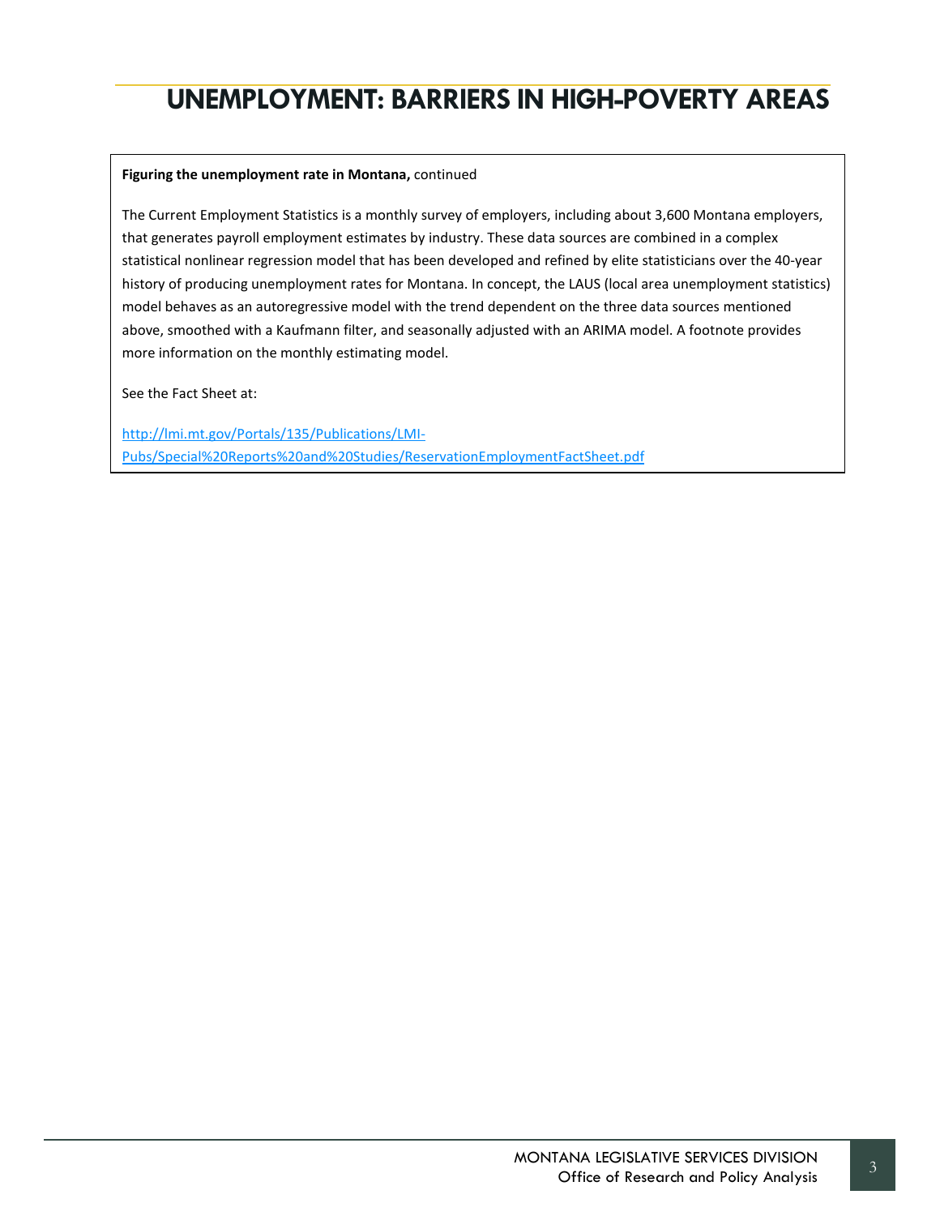# UNEMPLOYMENT: BARRIERS IN HIGH-POVERTY AREAS

**Figuring the unemployment rate in Montana,** continued

The Current Employment Statistics is a monthly survey of employers, including about 3,600 Montana employers, that generates payroll employment estimates by industry. These data sources are combined in a complex statistical nonlinear regression model that has been developed and refined by elite statisticians over the 40-year history of producing unemployment rates for Montana. In concept, the LAUS (local area unemployment statistics) model behaves as an autoregressive model with the trend dependent on the three data sources mentioned above, smoothed with a Kaufmann filter, and seasonally adjusted with an ARIMA model. A footnote provides more information on the monthly estimating model.

See the Fact Sheet at:

[http://lmi.mt.gov/Portals/135/Publications/LMI-Pubs/Special%20Reports%20and%20Studies/ReservationEmploymentFactSheet.pdf](http://lmi.mt.gov/Portals/135/Publications/LMI-Pubs/Special%20Reports%20and%20Studies/ReservationEmploymentFactSheet.pdf)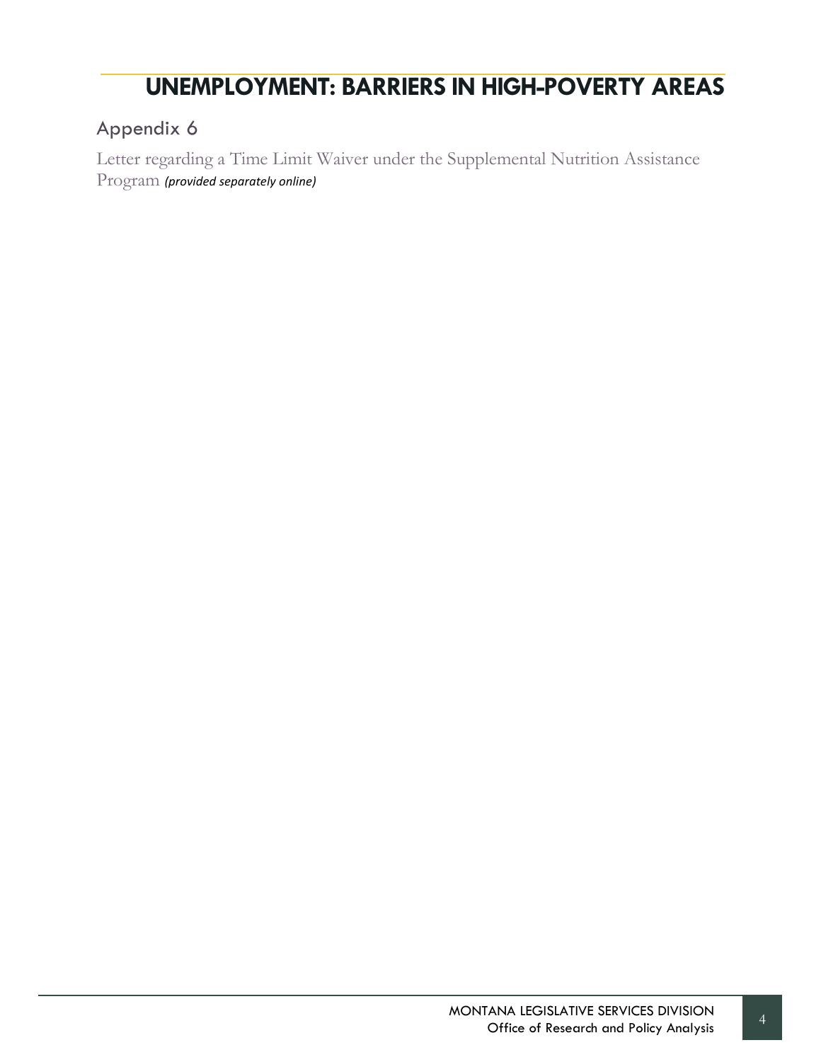# UNEMPLOYMENT: BARRIERS IN HIGH-POVERTY AREAS

## Appendix 6

Letter regarding a Time Limit Waiver under the Supplemental Nutrition Assistance Program *(provided separately online)*